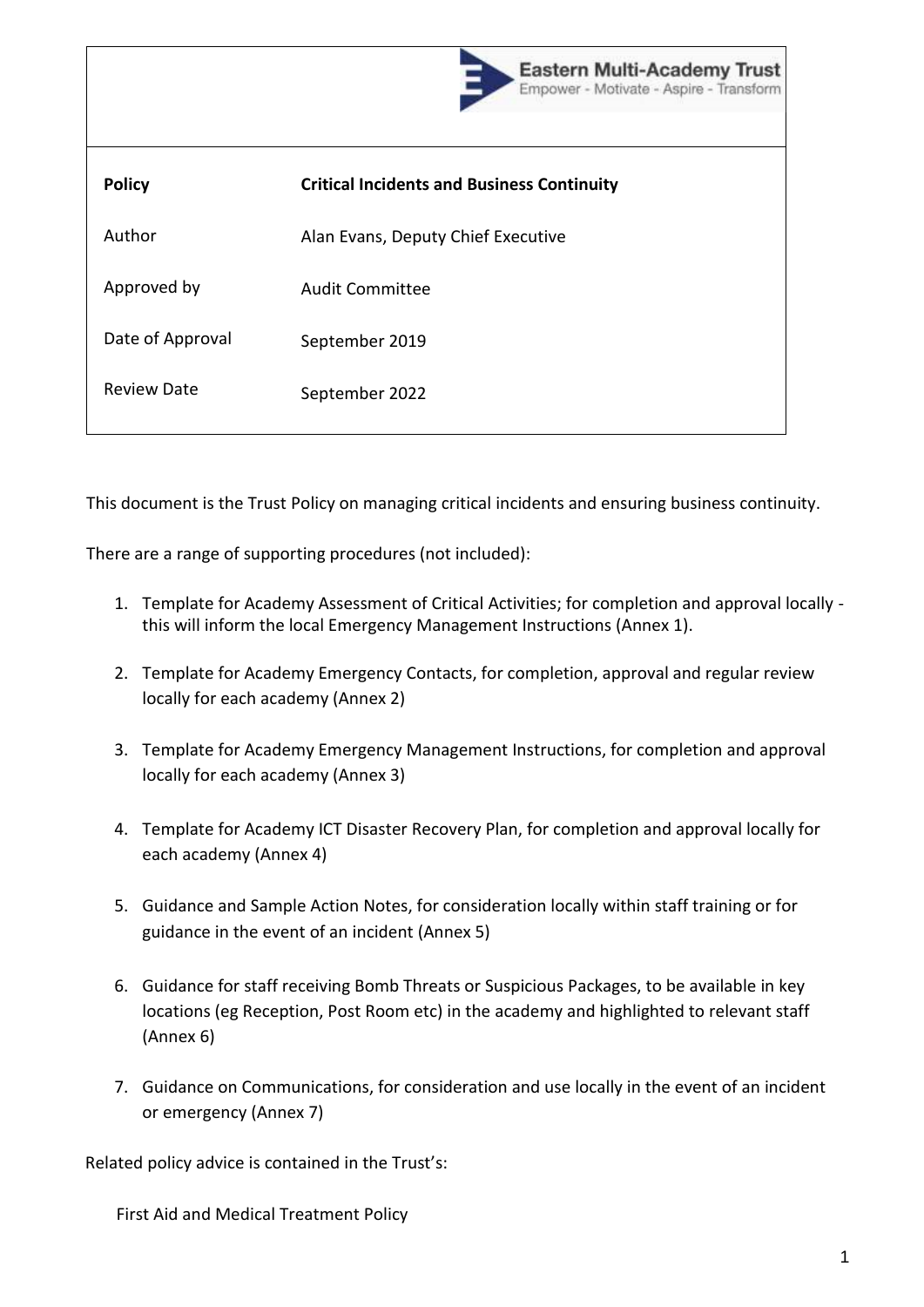Eastern Multi-Academy Trust
Empower - Motivate - Aspire - Transform

| **Policy** | **Critical Incidents and Business Continuity** |
|---|---|
| Author | Alan Evans, Deputy Chief Executive |
| Approved by | Audit Committee |
| Date of Approval | September 2019 |
| Review Date | September 2022 |

This document is the Trust Policy on managing critical incidents and ensuring business continuity.

There are a range of supporting procedures (not included):

1. Template for Academy Assessment of Critical Activities; for completion and approval locally - this will inform the local Emergency Management Instructions (Annex 1).

2. Template for Academy Emergency Contacts, for completion, approval and regular review locally for each academy (Annex 2)

3. Template for Academy Emergency Management Instructions, for completion and approval locally for each academy (Annex 3)

4. Template for Academy ICT Disaster Recovery Plan, for completion and approval locally for each academy (Annex 4)

5. Guidance and Sample Action Notes, for consideration locally within staff training or for guidance in the event of an incident (Annex 5)

6. Guidance for staff receiving Bomb Threats or Suspicious Packages, to be available in key locations (eg Reception, Post Room etc) in the academy and highlighted to relevant staff (Annex 6)

7. Guidance on Communications, for consideration and use locally in the event of an incident or emergency (Annex 7)

Related policy advice is contained in the Trust's:

First Aid and Medical Treatment Policy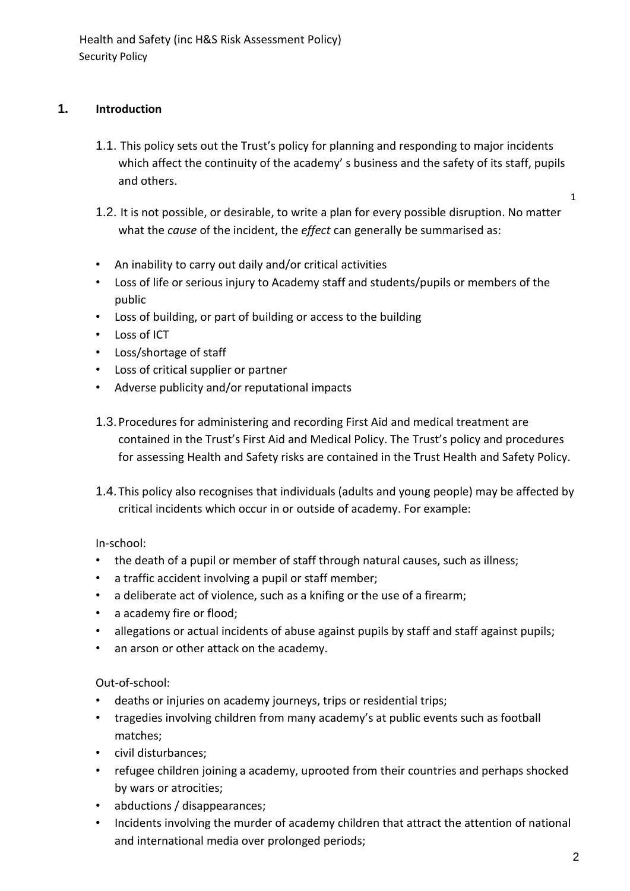Health and Safety (inc H&S Risk Assessment Policy)
Security Policy

## 1. Introduction

1.1. This policy sets out the Trust's policy for planning and responding to major incidents which affect the continuity of the academy' s business and the safety of its staff, pupils and others.

1.2. It is not possible, or desirable, to write a plan for every possible disruption. No matter what the *cause* of the incident, the *effect* can generally be summarised as:

- An inability to carry out daily and/or critical activities
- Loss of life or serious injury to Academy staff and students/pupils or members of the public
- Loss of building, or part of building or access to the building
- Loss of ICT
- Loss/shortage of staff
- Loss of critical supplier or partner
- Adverse publicity and/or reputational impacts

1.3. Procedures for administering and recording First Aid and medical treatment are contained in the Trust's First Aid and Medical Policy. The Trust's policy and procedures for assessing Health and Safety risks are contained in the Trust Health and Safety Policy.

1.4. This policy also recognises that individuals (adults and young people) may be affected by critical incidents which occur in or outside of academy. For example:

In-school:

- the death of a pupil or member of staff through natural causes, such as illness;
- a traffic accident involving a pupil or staff member;
- a deliberate act of violence, such as a knifing or the use of a firearm;
- a academy fire or flood;
- allegations or actual incidents of abuse against pupils by staff and staff against pupils;
- an arson or other attack on the academy.

Out-of-school:

- deaths or injuries on academy journeys, trips or residential trips;
- tragedies involving children from many academy's at public events such as football matches;
- civil disturbances;
- refugee children joining a academy, uprooted from their countries and perhaps shocked by wars or atrocities;
- abductions / disappearances;
- Incidents involving the murder of academy children that attract the attention of national and international media over prolonged periods;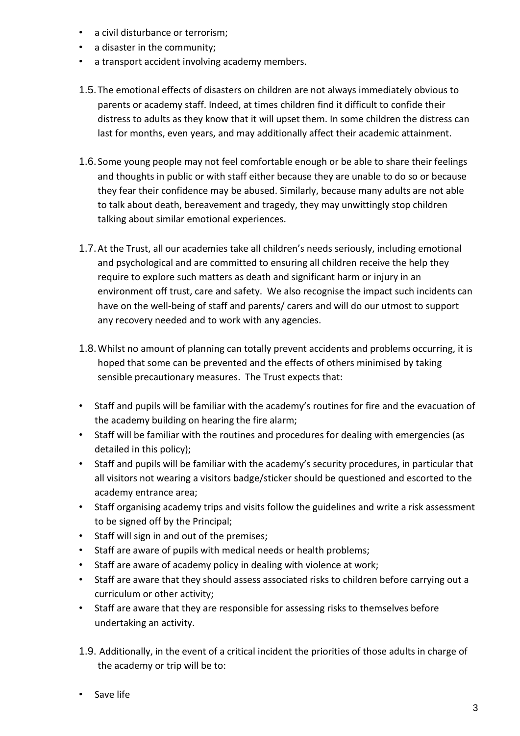- a civil disturbance or terrorism;
- a disaster in the community;
- a transport accident involving academy members.

1.5. The emotional effects of disasters on children are not always immediately obvious to parents or academy staff. Indeed, at times children find it difficult to confide their distress to adults as they know that it will upset them. In some children the distress can last for months, even years, and may additionally affect their academic attainment.

1.6. Some young people may not feel comfortable enough or be able to share their feelings and thoughts in public or with staff either because they are unable to do so or because they fear their confidence may be abused. Similarly, because many adults are not able to talk about death, bereavement and tragedy, they may unwittingly stop children talking about similar emotional experiences.

1.7. At the Trust, all our academies take all children's needs seriously, including emotional and psychological and are committed to ensuring all children receive the help they require to explore such matters as death and significant harm or injury in an environment off trust, care and safety. We also recognise the impact such incidents can have on the well-being of staff and parents/ carers and will do our utmost to support any recovery needed and to work with any agencies.

1.8. Whilst no amount of planning can totally prevent accidents and problems occurring, it is hoped that some can be prevented and the effects of others minimised by taking sensible precautionary measures. The Trust expects that:

- Staff and pupils will be familiar with the academy's routines for fire and the evacuation of the academy building on hearing the fire alarm;
- Staff will be familiar with the routines and procedures for dealing with emergencies (as detailed in this policy);
- Staff and pupils will be familiar with the academy's security procedures, in particular that all visitors not wearing a visitors badge/sticker should be questioned and escorted to the academy entrance area;
- Staff organising academy trips and visits follow the guidelines and write a risk assessment to be signed off by the Principal;
- Staff will sign in and out of the premises;
- Staff are aware of pupils with medical needs or health problems;
- Staff are aware of academy policy in dealing with violence at work;
- Staff are aware that they should assess associated risks to children before carrying out a curriculum or other activity;
- Staff are aware that they are responsible for assessing risks to themselves before undertaking an activity.

1.9. Additionally, in the event of a critical incident the priorities of those adults in charge of the academy or trip will be to:

- Save life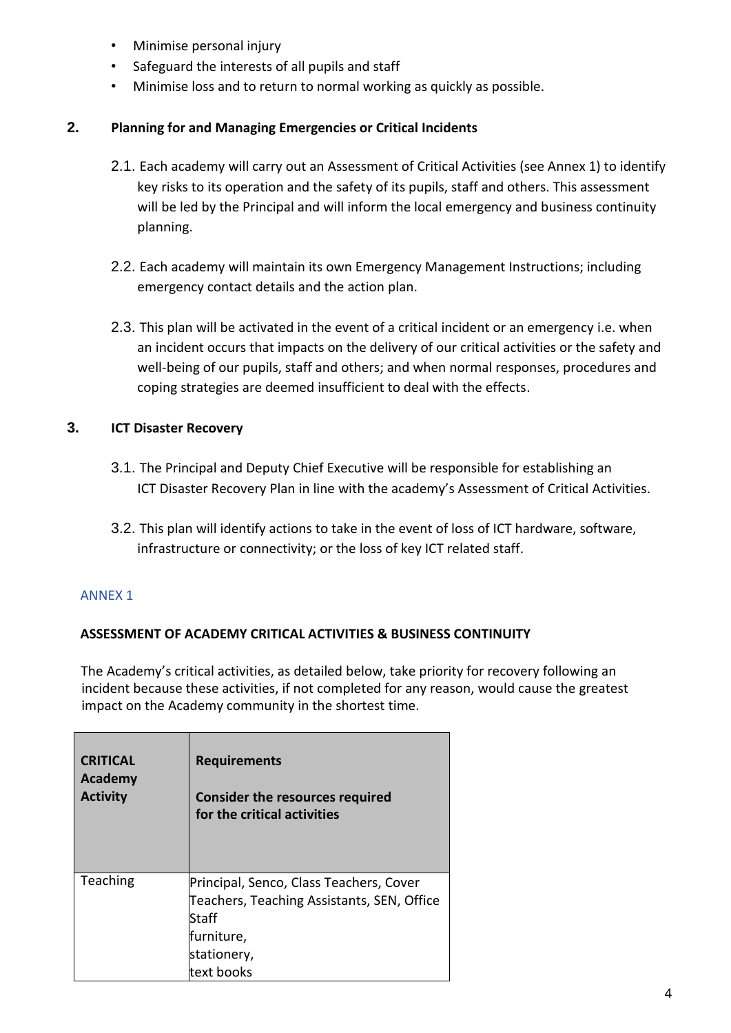- Minimise personal injury
- Safeguard the interests of all pupils and staff
- Minimise loss and to return to normal working as quickly as possible.

## 2. Planning for and Managing Emergencies or Critical Incidents

2.1. Each academy will carry out an Assessment of Critical Activities (see Annex 1) to identify key risks to its operation and the safety of its pupils, staff and others. This assessment will be led by the Principal and will inform the local emergency and business continuity planning.

2.2. Each academy will maintain its own Emergency Management Instructions; including emergency contact details and the action plan.

2.3. This plan will be activated in the event of a critical incident or an emergency i.e. when an incident occurs that impacts on the delivery of our critical activities or the safety and well-being of our pupils, staff and others; and when normal responses, procedures and coping strategies are deemed insufficient to deal with the effects.

## 3. ICT Disaster Recovery

3.1. The Principal and Deputy Chief Executive will be responsible for establishing an ICT Disaster Recovery Plan in line with the academy's Assessment of Critical Activities.

3.2. This plan will identify actions to take in the event of loss of ICT hardware, software, infrastructure or connectivity; or the loss of key ICT related staff.

ANNEX 1

**ASSESSMENT OF ACADEMY CRITICAL ACTIVITIES & BUSINESS CONTINUITY**

The Academy's critical activities, as detailed below, take priority for recovery following an incident because these activities, if not completed for any reason, would cause the greatest impact on the Academy community in the shortest time.

| **CRITICAL Academy Activity** | **Requirements**<br><br>**Consider the resources required for the critical activities** |
|---|---|
| Teaching | Principal, Senco, Class Teachers, Cover Teachers, Teaching Assistants, SEN, Office Staff<br>furniture,<br>stationery,<br>text books |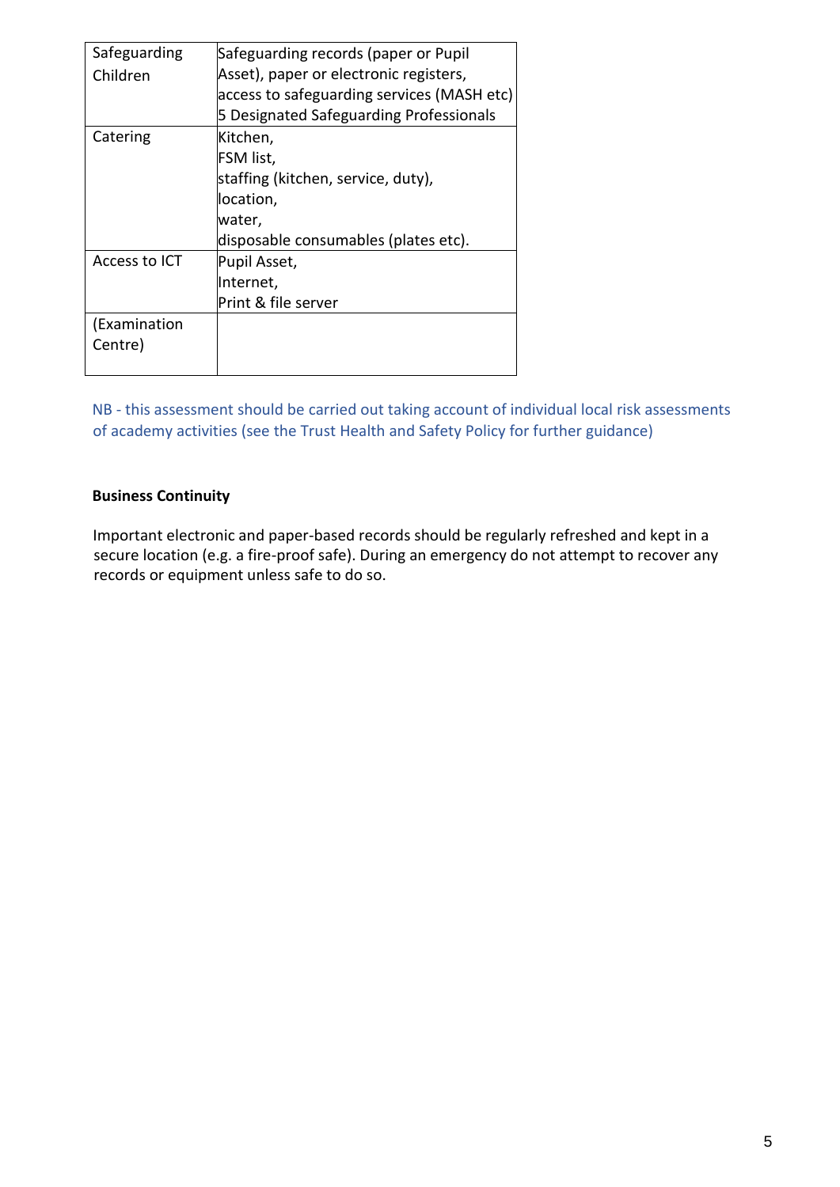| | |
|---|---|
| Safeguarding Children | Safeguarding records (paper or Pupil Asset), paper or electronic registers, access to safeguarding services (MASH etc) 5 Designated Safeguarding Professionals |
| Catering | Kitchen,<br>FSM list,<br>staffing (kitchen, service, duty),<br>location,<br>water,<br>disposable consumables (plates etc). |
| Access to ICT | Pupil Asset,<br>Internet,<br>Print & file server |
| (Examination Centre) | |

NB - this assessment should be carried out taking account of individual local risk assessments of academy activities (see the Trust Health and Safety Policy for further guidance)

**Business Continuity**

Important electronic and paper-based records should be regularly refreshed and kept in a secure location (e.g. a fire-proof safe). During an emergency do not attempt to recover any records or equipment unless safe to do so.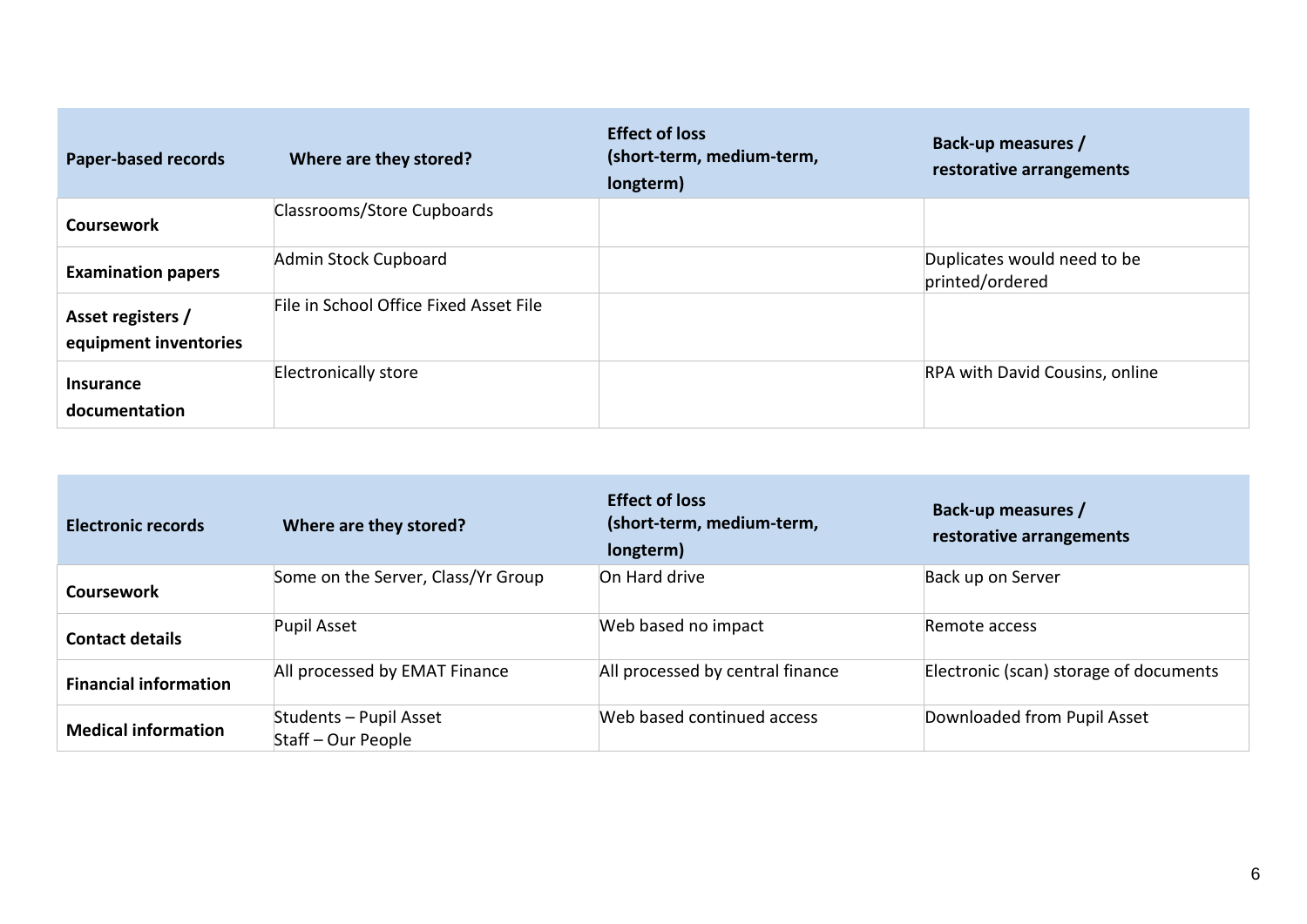| Paper-based records | Where are they stored? | Effect of loss (short-term, medium-term, longterm) | Back-up measures / restorative arrangements |
| --- | --- | --- | --- |
| **Coursework** | Classrooms/Store Cupboards | | |
| **Examination papers** | Admin Stock Cupboard | | Duplicates would need to be printed/ordered |
| **Asset registers / equipment inventories** | File in School Office Fixed Asset File | | |
| **Insurance documentation** | Electronically store | | RPA with David Cousins, online |

| Electronic records | Where are they stored? | Effect of loss (short-term, medium-term, longterm) | Back-up measures / restorative arrangements |
| --- | --- | --- | --- |
| **Coursework** | Some on the Server, Class/Yr Group | On Hard drive | Back up on Server |
| **Contact details** | Pupil Asset | Web based no impact | Remote access |
| **Financial information** | All processed by EMAT Finance | All processed by central finance | Electronic (scan) storage of documents |
| **Medical information** | Students – Pupil Asset<br>Staff – Our People | Web based continued access | Downloaded from Pupil Asset |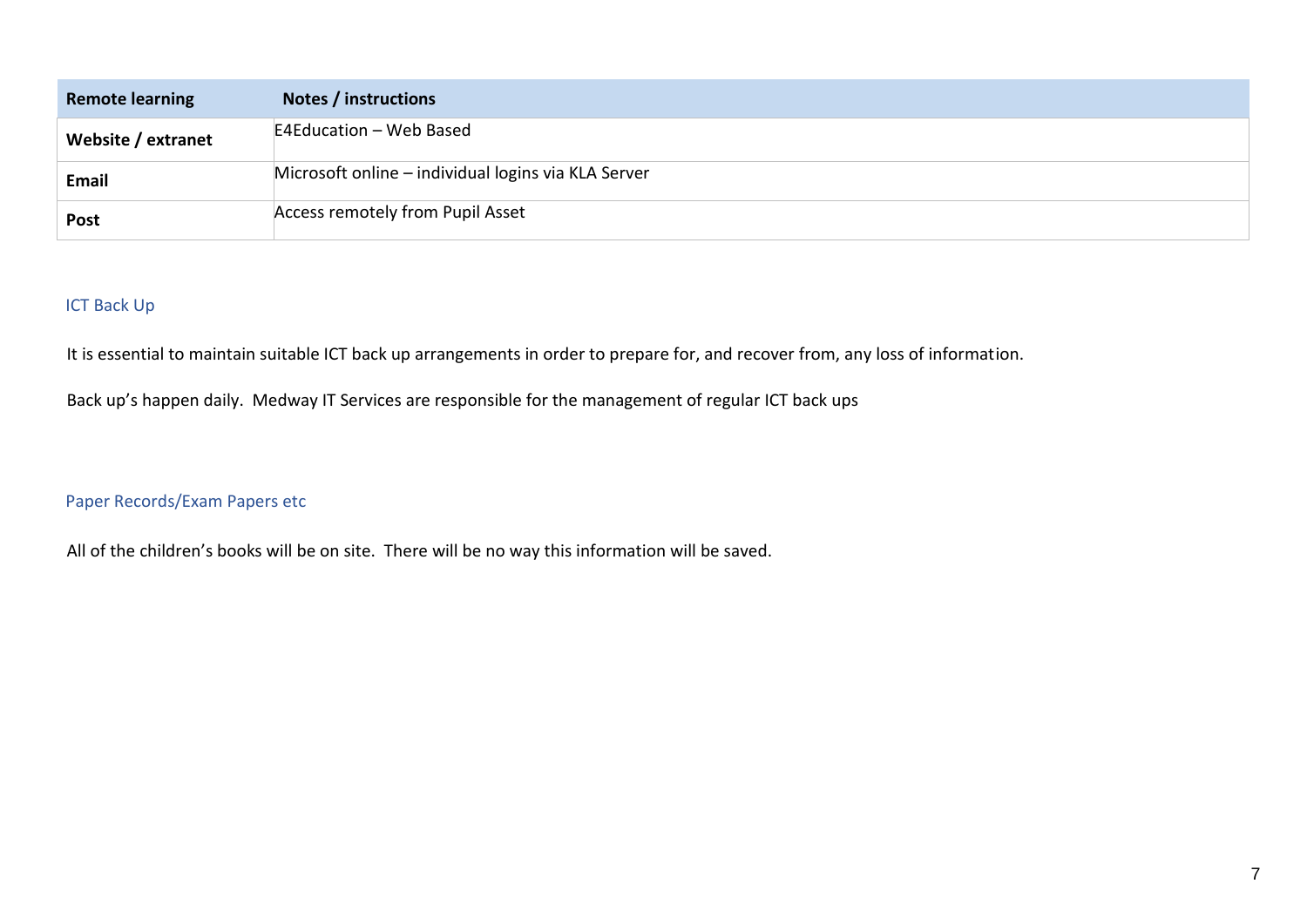| Remote learning | Notes / instructions |
|---|---|
| **Website / extranet** | E4Education – Web Based |
| **Email** | Microsoft online – individual logins via KLA Server |
| **Post** | Access remotely from Pupil Asset |

## ICT Back Up

It is essential to maintain suitable ICT back up arrangements in order to prepare for, and recover from, any loss of information.

Back up's happen daily. Medway IT Services are responsible for the management of regular ICT back ups

## Paper Records/Exam Papers etc

All of the children's books will be on site. There will be no way this information will be saved.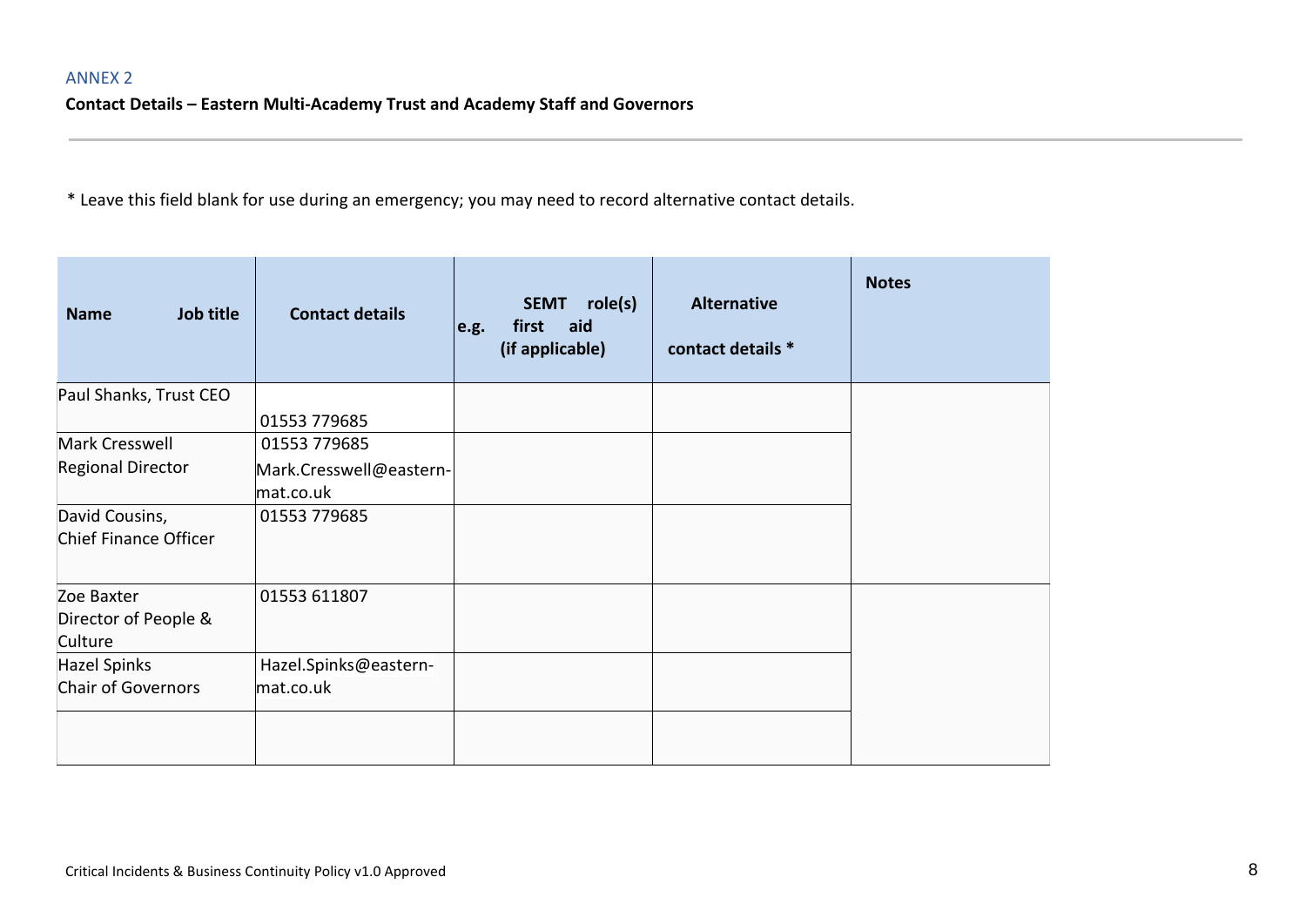ANNEX 2

**Contact Details – Eastern Multi-Academy Trust and Academy Staff and Governors**

* Leave this field blank for use during an emergency; you may need to record alternative contact details.

| Name Job title | Contact details | SEMT role(s) e.g. first aid (if applicable) | Alternative contact details * | Notes |
|---|---|---|---|---|
| Paul Shanks, Trust CEO | 01553 779685 | | | |
| Mark Cresswell Regional Director | 01553 779685 Mark.Cresswell@eastern-mat.co.uk | | | |
| David Cousins, Chief Finance Officer | 01553 779685 | | | |
| Zoe Baxter Director of People & Culture | 01553 611807 | | | |
| Hazel Spinks Chair of Governors | Hazel.Spinks@eastern-mat.co.uk | | | |
| | | | | |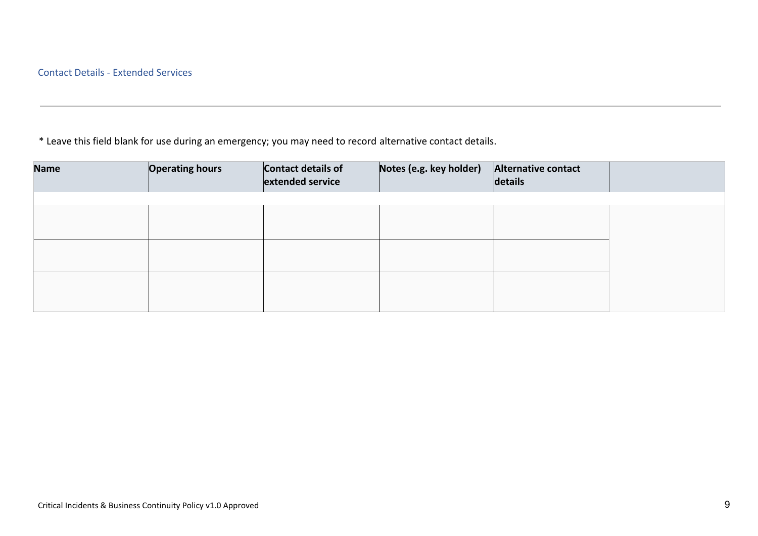## Contact Details - Extended Services

* Leave this field blank for use during an emergency; you may need to record alternative contact details.

| Name | Operating hours | Contact details of extended service | Notes (e.g. key holder) | Alternative contact details | |
|---|---|---|---|---|---|
| | | | | | |
| | | | | | |
| | | | | | |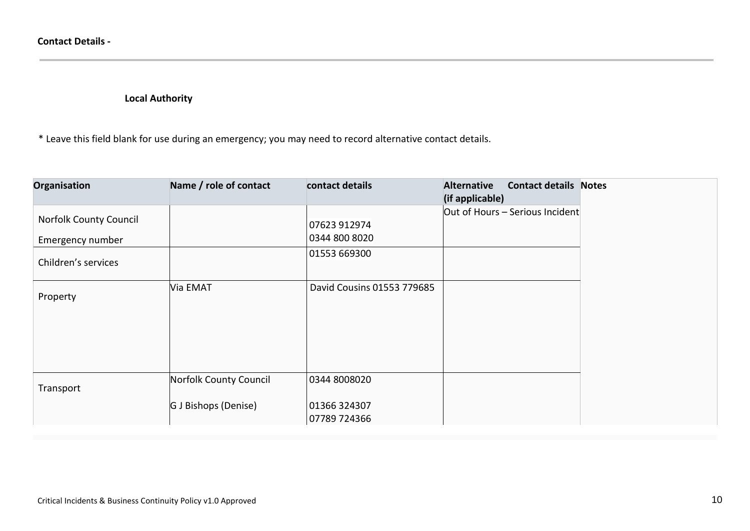**Contact Details -**

**Local Authority**

* Leave this field blank for use during an emergency; you may need to record alternative contact details.

| Organisation | Name / role of contact | contact details | Alternative Contact details (if applicable) | Notes |
|---|---|---|---|---|
| Norfolk County Council<br>Emergency number | | 07623 912974<br>0344 800 8020 | Out of Hours – Serious Incident | |
| Children's services | | 01553 669300 | | |
| Property | Via EMAT | David Cousins 01553 779685 | | |
| Transport | Norfolk County Council<br>G J Bishops (Denise) | 0344 8008020<br>01366 324307<br>07789 724366 | | |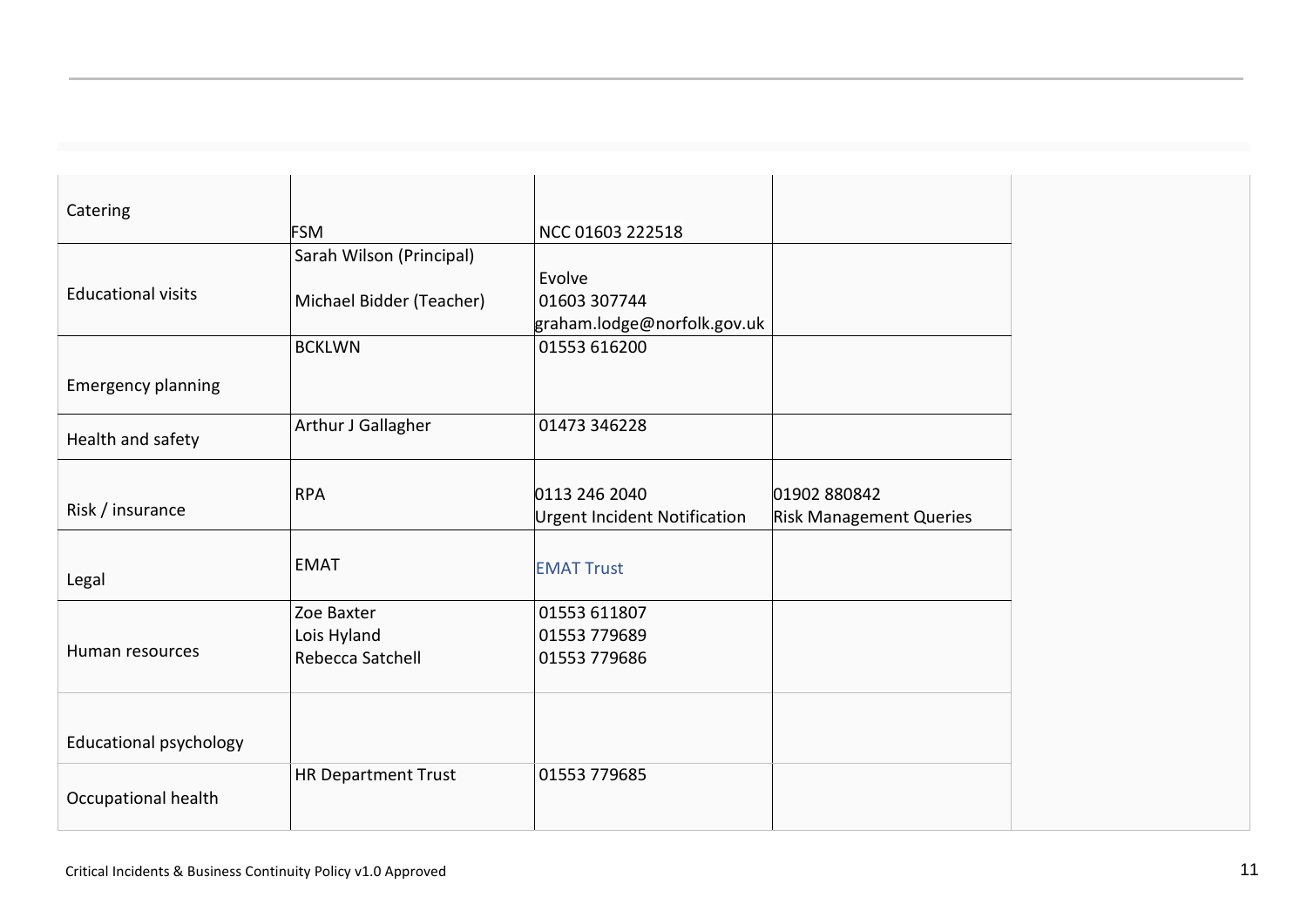| | | | | |
|---|---|---|---|---|
| Catering | FSM | NCC 01603 222518 | | |
| Educational visits | Sarah Wilson (Principal)<br><br>Michael Bidder (Teacher) | Evolve<br>01603 307744<br>graham.lodge@norfolk.gov.uk | | |
| Emergency planning | BCKLWN | 01553 616200 | | |
| Health and safety | Arthur J Gallagher | 01473 346228 | | |
| Risk / insurance | RPA | 0113 246 2040<br>Urgent Incident Notification | 01902 880842<br>Risk Management Queries | |
| Legal | EMAT | EMAT Trust | | |
| Human resources | Zoe Baxter<br>Lois Hyland<br>Rebecca Satchell | 01553 611807<br>01553 779689<br>01553 779686 | | |
| Educational psychology | | | | |
| Occupational health | HR Department Trust | 01553 779685 | | |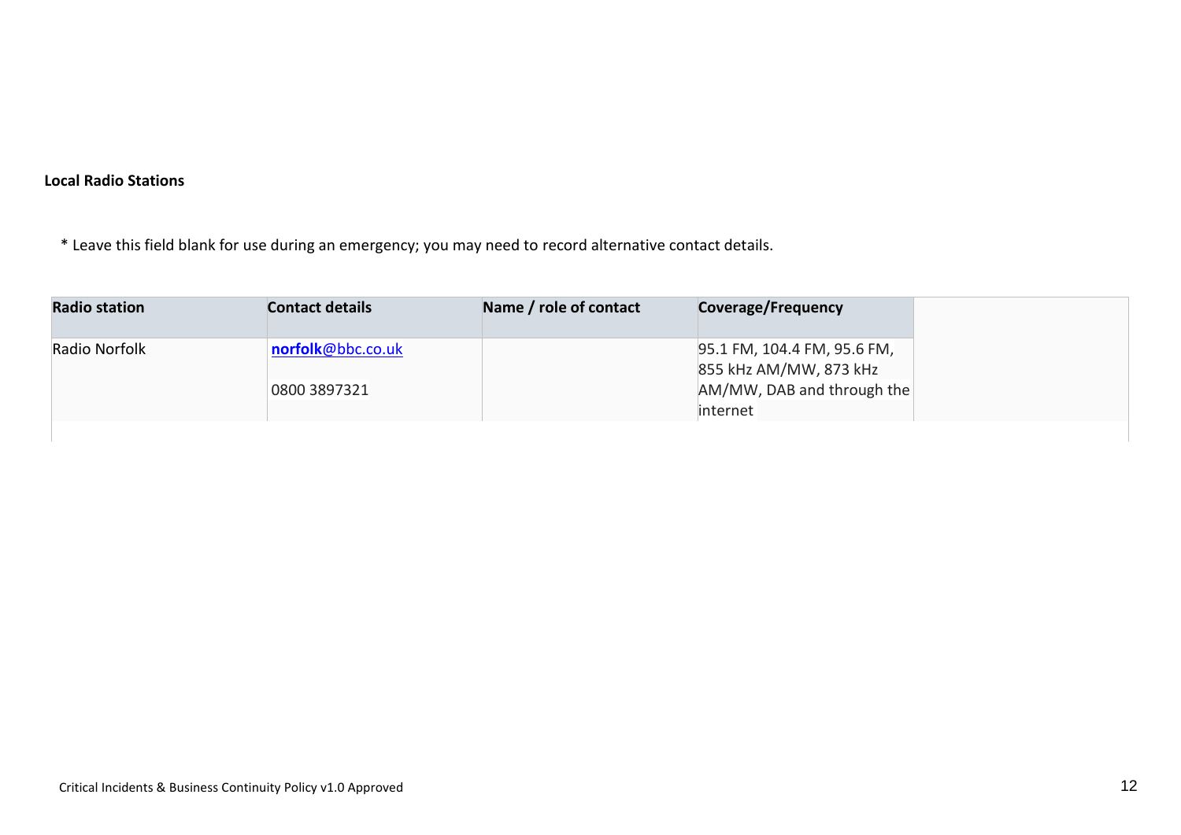**Local Radio Stations**

* Leave this field blank for use during an emergency; you may need to record alternative contact details.

| Radio station | Contact details | Name / role of contact | Coverage/Frequency | |
|---|---|---|---|---|
| Radio Norfolk | **norfolk**@bbc.co.uk<br><br>0800 3897321 | | 95.1 FM, 104.4 FM, 95.6 FM, 855 kHz AM/MW, 873 kHz AM/MW, DAB and through the internet | |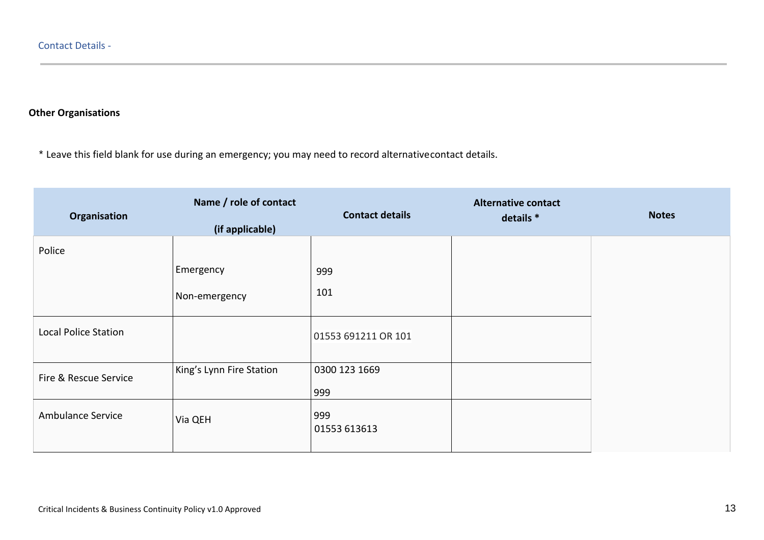Contact Details -

**Other Organisations**

* Leave this field blank for use during an emergency; you may need to record alternativecontact details.

| Organisation | Name / role of contact (if applicable) | Contact details | Alternative contact details * | Notes |
|---|---|---|---|---|
| Police | Emergency<br>Non-emergency | 999<br>101 | | |
| Local Police Station | | 01553 691211 OR 101 | | |
| Fire & Rescue Service | King's Lynn Fire Station | 0300 123 1669<br>999 | | |
| Ambulance Service | Via QEH | 999<br>01553 613613 | | |

Critical Incidents & Business Continuity Policy v1.0 Approved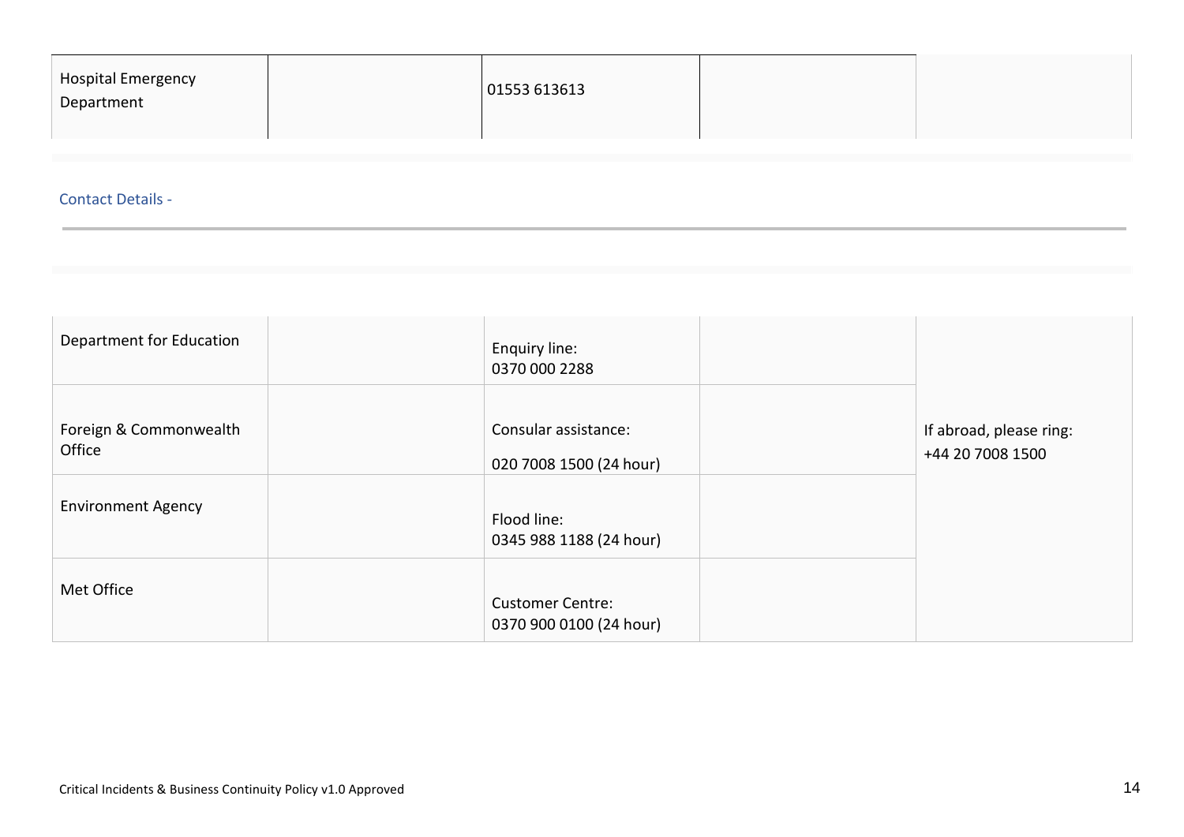| Hospital Emergency Department | | 01553 613613 | | |
|---|---|---|---|---|

Contact Details -

| Department for Education | | Enquiry line: 0370 000 2288 | | If abroad, please ring: +44 20 7008 1500 |
|---|---|---|---|---|
| Foreign & Commonwealth Office | | Consular assistance: 020 7008 1500 (24 hour) | | |
| Environment Agency | | Flood line: 0345 988 1188 (24 hour) | | |
| Met Office | | Customer Centre: 0370 900 0100 (24 hour) | | |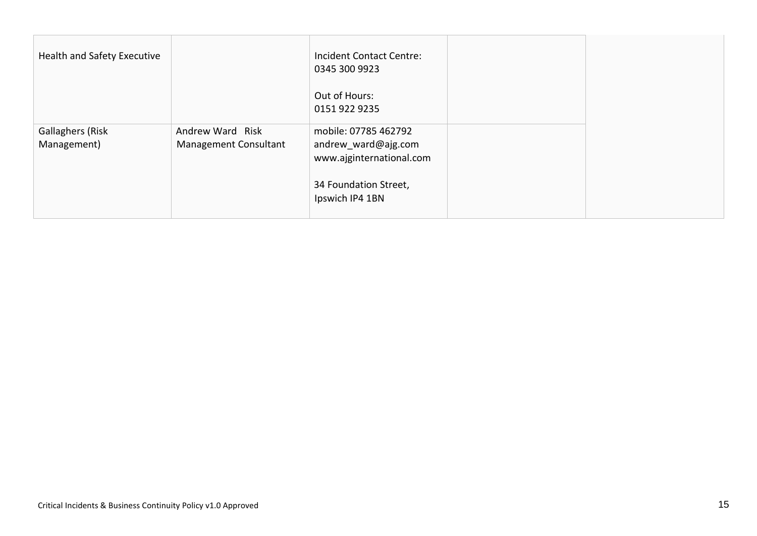| | | | | |
|---|---|---|---|---|
| Health and Safety Executive | | Incident Contact Centre:<br>0345 300 9923<br><br>Out of Hours:<br>0151 922 9235 | | |
| Gallaghers (Risk Management) | Andrew Ward Risk Management Consultant | mobile: 07785 462792<br>andrew_ward@ajg.com<br>www.ajginternational.com<br><br>34 Foundation Street,<br>Ipswich IP4 1BN | | |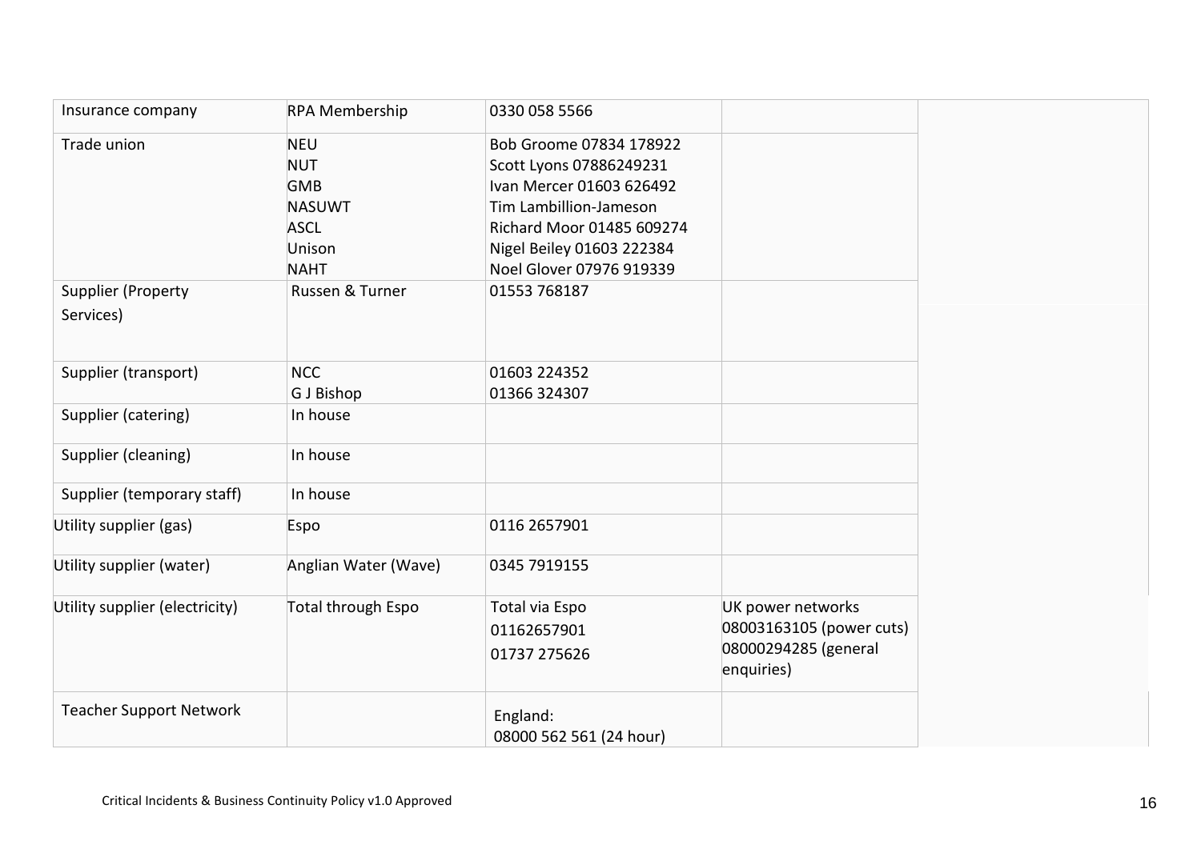| Insurance company | RPA Membership | 0330 058 5566 | |
|---|---|---|---|
| Trade union | NEU<br>NUT<br>GMB<br>NASUWT<br>ASCL<br>Unison<br>NAHT | Bob Groome 07834 178922<br>Scott Lyons 07886249231<br>Ivan Mercer 01603 626492<br>Tim Lambillion-Jameson<br>Richard Moor 01485 609274<br>Nigel Beiley 01603 222384<br>Noel Glover 07976 919339 | |
| Supplier (Property Services) | Russen & Turner | 01553 768187 | |
| Supplier (transport) | NCC<br>G J Bishop | 01603 224352<br>01366 324307 | |
| Supplier (catering) | In house | | |
| Supplier (cleaning) | In house | | |
| Supplier (temporary staff) | In house | | |
| Utility supplier (gas) | Espo | 0116 2657901 | |
| Utility supplier (water) | Anglian Water (Wave) | 0345 7919155 | |
| Utility supplier (electricity) | Total through Espo | Total via Espo<br>01162657901<br>01737 275626 | UK power networks<br>08003163105 (power cuts)<br>08000294285 (general enquiries) |
| Teacher Support Network | | England:<br>08000 562 561 (24 hour) | |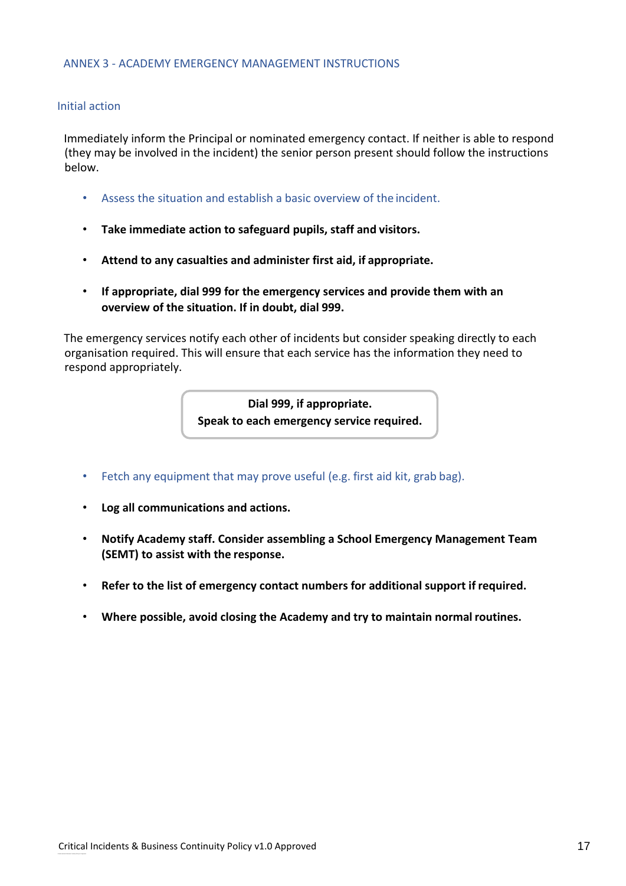## ANNEX 3 - ACADEMY EMERGENCY MANAGEMENT INSTRUCTIONS

### Initial action

Immediately inform the Principal or nominated emergency contact. If neither is able to respond (they may be involved in the incident) the senior person present should follow the instructions below.

- Assess the situation and establish a basic overview of the incident.
- **Take immediate action to safeguard pupils, staff and visitors.**
- **Attend to any casualties and administer first aid, if appropriate.**
- **If appropriate, dial 999 for the emergency services and provide them with an overview of the situation. If in doubt, dial 999.**

The emergency services notify each other of incidents but consider speaking directly to each organisation required. This will ensure that each service has the information they need to respond appropriately.

> **Dial 999, if appropriate.**
> **Speak to each emergency service required.**

- Fetch any equipment that may prove useful (e.g. first aid kit, grab bag).
- **Log all communications and actions.**
- **Notify Academy staff. Consider assembling a School Emergency Management Team (SEMT) to assist with the response.**
- **Refer to the list of emergency contact numbers for additional support if required.**
- **Where possible, avoid closing the Academy and try to maintain normal routines.**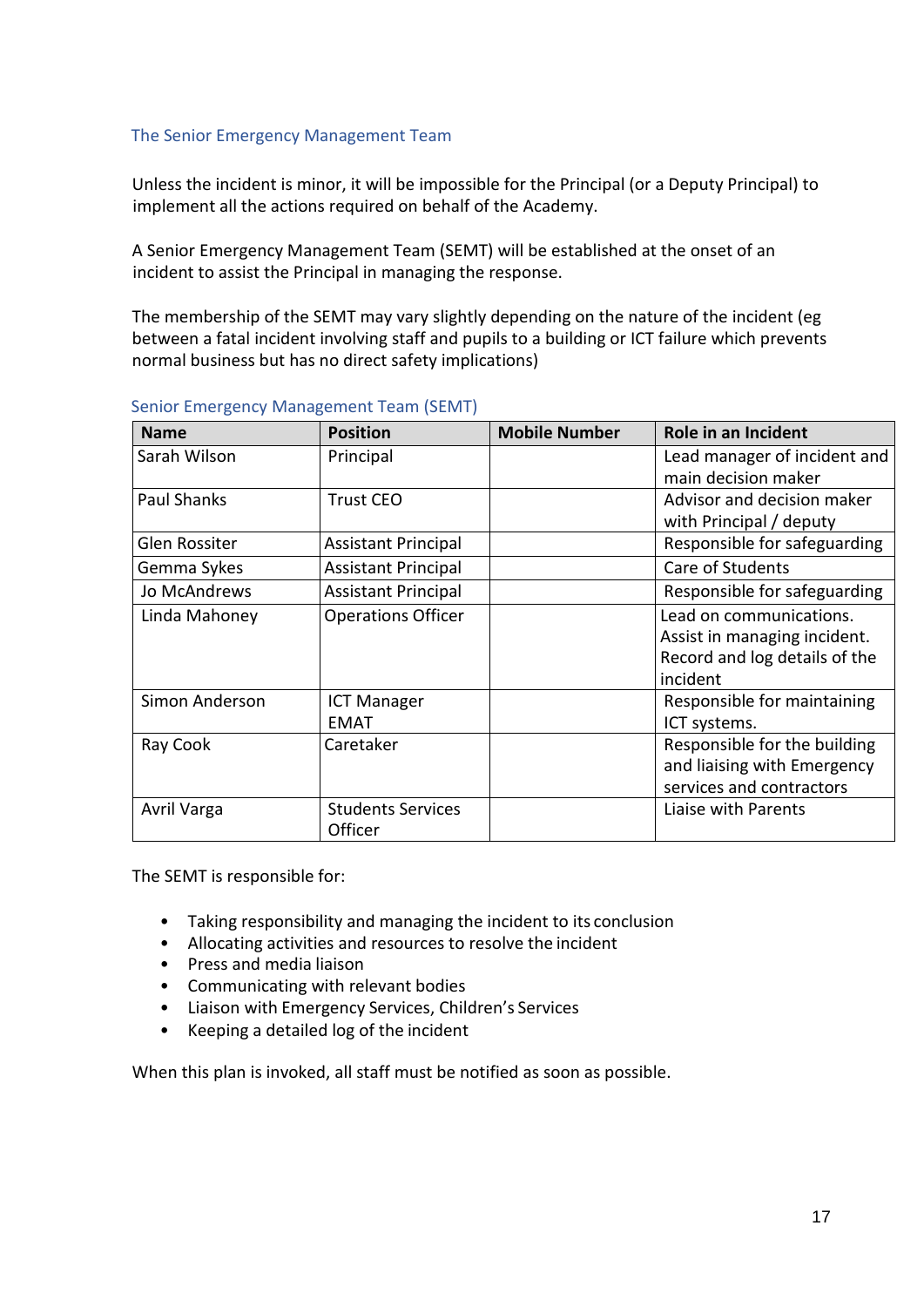## The Senior Emergency Management Team

Unless the incident is minor, it will be impossible for the Principal (or a Deputy Principal) to implement all the actions required on behalf of the Academy.

A Senior Emergency Management Team (SEMT) will be established at the onset of an incident to assist the Principal in managing the response.

The membership of the SEMT may vary slightly depending on the nature of the incident (eg between a fatal incident involving staff and pupils to a building or ICT failure which prevents normal business but has no direct safety implications)

### Senior Emergency Management Team (SEMT)

| Name | Position | Mobile Number | Role in an Incident |
|---|---|---|---|
| Sarah Wilson | Principal | | Lead manager of incident and main decision maker |
| Paul Shanks | Trust CEO | | Advisor and decision maker with Principal / deputy |
| Glen Rossiter | Assistant Principal | | Responsible for safeguarding |
| Gemma Sykes | Assistant Principal | | Care of Students |
| Jo McAndrews | Assistant Principal | | Responsible for safeguarding |
| Linda Mahoney | Operations Officer | | Lead on communications. Assist in managing incident. Record and log details of the incident |
| Simon Anderson | ICT Manager EMAT | | Responsible for maintaining ICT systems. |
| Ray Cook | Caretaker | | Responsible for the building and liaising with Emergency services and contractors |
| Avril Varga | Students Services Officer | | Liaise with Parents |

The SEMT is responsible for:

- Taking responsibility and managing the incident to its conclusion
- Allocating activities and resources to resolve the incident
- Press and media liaison
- Communicating with relevant bodies
- Liaison with Emergency Services, Children's Services
- Keeping a detailed log of the incident

When this plan is invoked, all staff must be notified as soon as possible.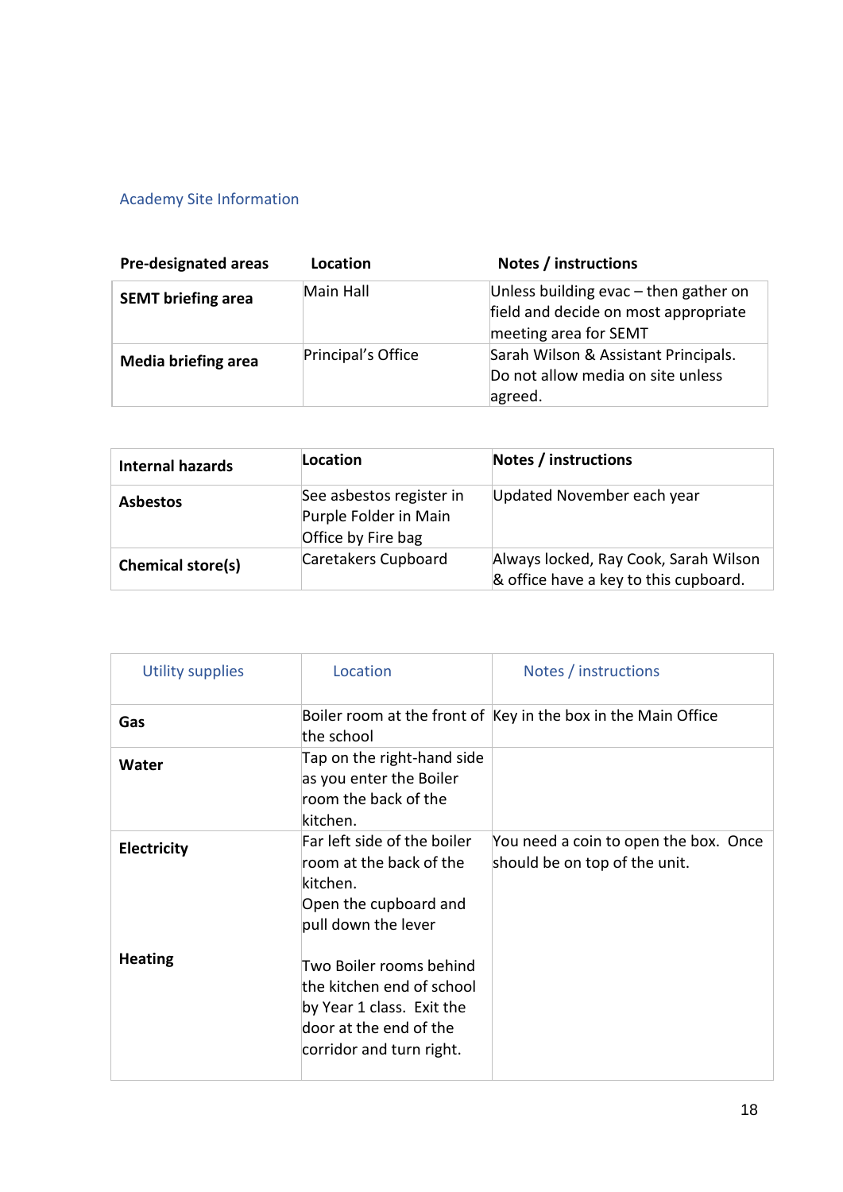## Academy Site Information

| Pre-designated areas | Location | Notes / instructions |
|---|---|---|
| **SEMT briefing area** | Main Hall | Unless building evac – then gather on field and decide on most appropriate meeting area for SEMT |
| **Media briefing area** | Principal's Office | Sarah Wilson & Assistant Principals. Do not allow media on site unless agreed. |

| Internal hazards | Location | Notes / instructions |
|---|---|---|
| **Asbestos** | See asbestos register in Purple Folder in Main Office by Fire bag | Updated November each year |
| **Chemical store(s)** | Caretakers Cupboard | Always locked, Ray Cook, Sarah Wilson & office have a key to this cupboard. |

| Utility supplies | Location | Notes / instructions |
|---|---|---|
| **Gas** | Boiler room at the front of the school | Key in the box in the Main Office |
| **Water** | Tap on the right-hand side as you enter the Boiler room the back of the kitchen. | |
| **Electricity** | Far left side of the boiler room at the back of the kitchen. Open the cupboard and pull down the lever | You need a coin to open the box. Once should be on top of the unit. |
| **Heating** | Two Boiler rooms behind the kitchen end of school by Year 1 class. Exit the door at the end of the corridor and turn right. | |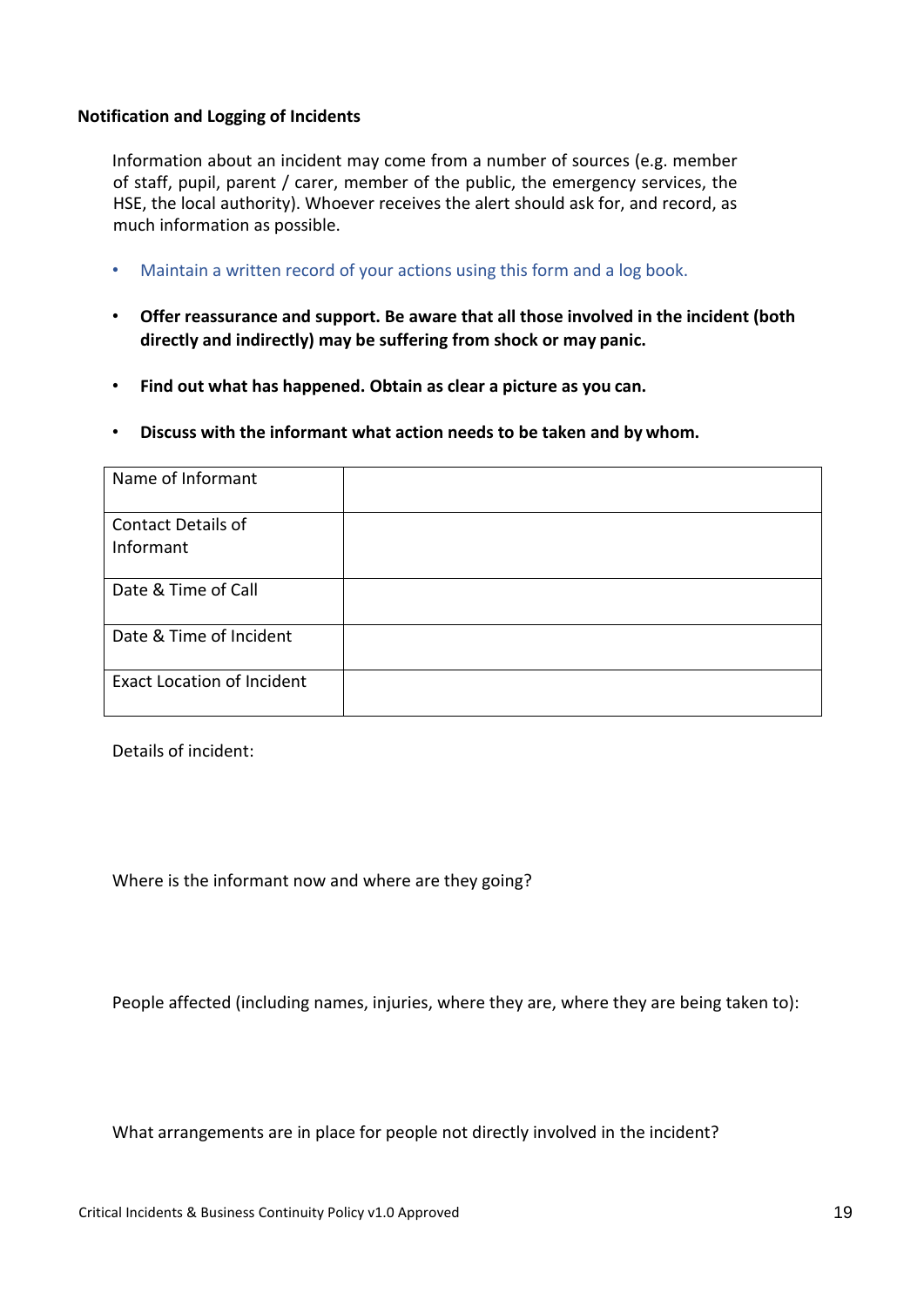**Notification and Logging of Incidents**

Information about an incident may come from a number of sources (e.g. member of staff, pupil, parent / carer, member of the public, the emergency services, the HSE, the local authority). Whoever receives the alert should ask for, and record, as much information as possible.

- Maintain a written record of your actions using this form and a log book.
- **Offer reassurance and support. Be aware that all those involved in the incident (both directly and indirectly) may be suffering from shock or may panic.**
- **Find out what has happened. Obtain as clear a picture as you can.**
- **Discuss with the informant what action needs to be taken and by whom.**

| | |
|---|---|
| Name of Informant | |
| Contact Details of Informant | |
| Date & Time of Call | |
| Date & Time of Incident | |
| Exact Location of Incident | |

Details of incident:

Where is the informant now and where are they going?

People affected (including names, injuries, where they are, where they are being taken to):

What arrangements are in place for people not directly involved in the incident?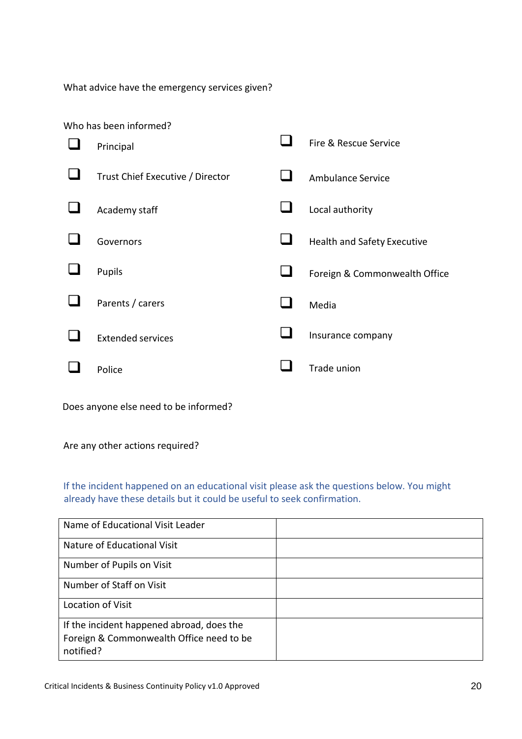What advice have the emergency services given?

Who has been informed?

- ❑ Principal
- ❑ Trust Chief Executive / Director
- ❑ Academy staff
- ❑ Governors
- ❑ Pupils
- ❑ Parents / carers
- ❑ Extended services
- ❑ Police
- ❑ Fire & Rescue Service
- ❑ Ambulance Service
- ❑ Local authority
- ❑ Health and Safety Executive
- ❑ Foreign & Commonwealth Office
- ❑ Media
- ❑ Insurance company
- ❑ Trade union

Does anyone else need to be informed?

Are any other actions required?

If the incident happened on an educational visit please ask the questions below. You might already have these details but it could be useful to seek confirmation.

| | |
|---|---|
| Name of Educational Visit Leader | |
| Nature of Educational Visit | |
| Number of Pupils on Visit | |
| Number of Staff on Visit | |
| Location of Visit | |
| If the incident happened abroad, does the Foreign & Commonwealth Office need to be notified? | |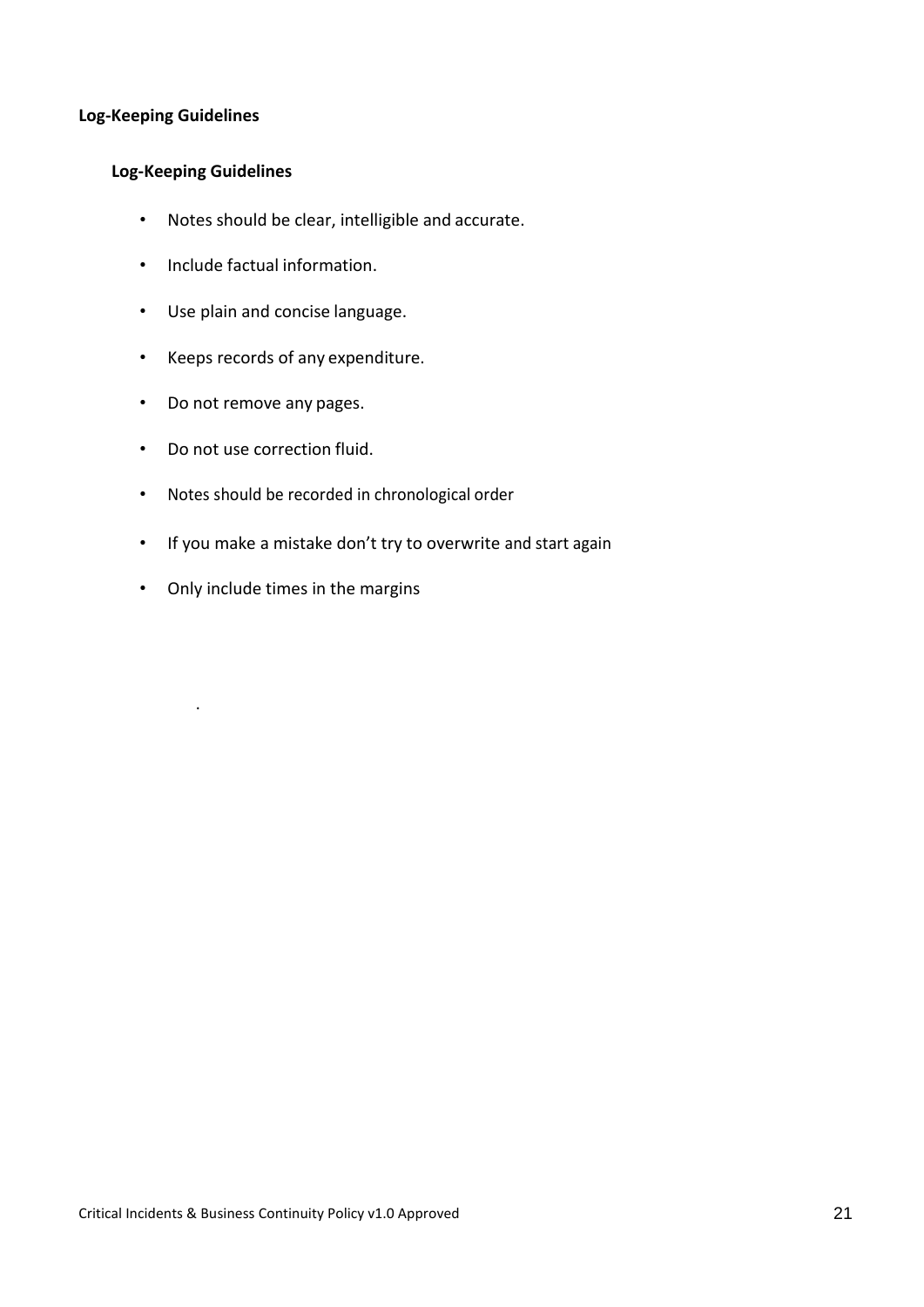**Log-Keeping Guidelines**

**Log-Keeping Guidelines**

- Notes should be clear, intelligible and accurate.
- Include factual information.
- Use plain and concise language.
- Keeps records of any expenditure.
- Do not remove any pages.
- Do not use correction fluid.
- Notes should be recorded in chronological order
- If you make a mistake don't try to overwrite and start again
- Only include times in the margins

.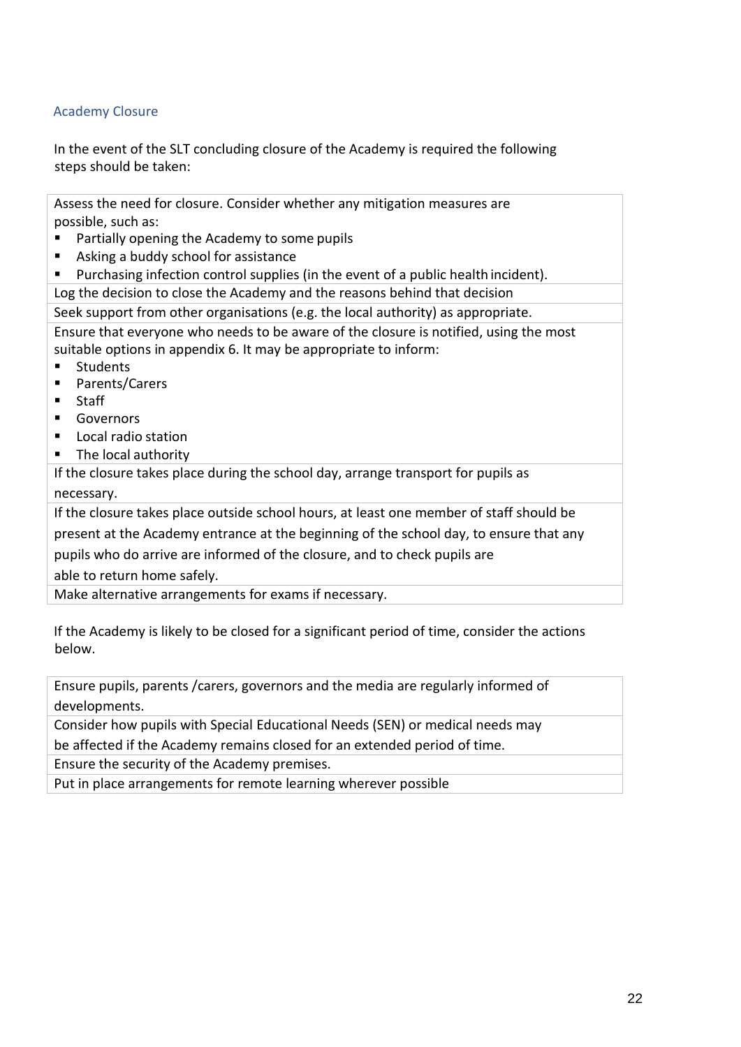## Academy Closure

In the event of the SLT concluding closure of the Academy is required the following steps should be taken:

| |
|---|
| Assess the need for closure. Consider whether any mitigation measures are possible, such as:<br>▪ Partially opening the Academy to some pupils<br>▪ Asking a buddy school for assistance<br>▪ Purchasing infection control supplies (in the event of a public health incident). |
| Log the decision to close the Academy and the reasons behind that decision |
| Seek support from other organisations (e.g. the local authority) as appropriate. |
| Ensure that everyone who needs to be aware of the closure is notified, using the most suitable options in appendix 6. It may be appropriate to inform:<br>▪ Students<br>▪ Parents/Carers<br>▪ Staff<br>▪ Governors<br>▪ Local radio station<br>▪ The local authority |
| If the closure takes place during the school day, arrange transport for pupils as necessary. |
| If the closure takes place outside school hours, at least one member of staff should be present at the Academy entrance at the beginning of the school day, to ensure that any pupils who do arrive are informed of the closure, and to check pupils are able to return home safely. |
| Make alternative arrangements for exams if necessary. |

If the Academy is likely to be closed for a significant period of time, consider the actions below.

| |
|---|
| Ensure pupils, parents /carers, governors and the media are regularly informed of developments. |
| Consider how pupils with Special Educational Needs (SEN) or medical needs may be affected if the Academy remains closed for an extended period of time. |
| Ensure the security of the Academy premises. |
| Put in place arrangements for remote learning wherever possible |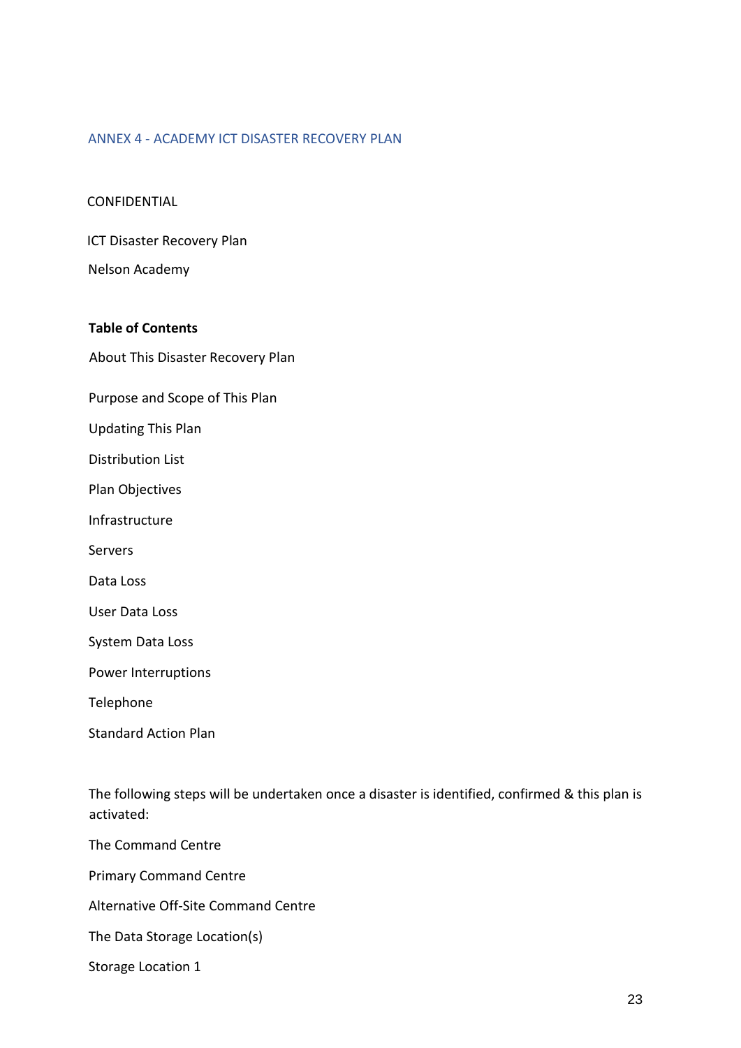## ANNEX 4 - ACADEMY ICT DISASTER RECOVERY PLAN

CONFIDENTIAL

ICT Disaster Recovery Plan

Nelson Academy

**Table of Contents**

About This Disaster Recovery Plan

Purpose and Scope of This Plan

Updating This Plan

Distribution List

Plan Objectives

Infrastructure

Servers

Data Loss

User Data Loss

System Data Loss

Power Interruptions

Telephone

Standard Action Plan

The following steps will be undertaken once a disaster is identified, confirmed & this plan is activated:

The Command Centre

Primary Command Centre

Alternative Off-Site Command Centre

The Data Storage Location(s)

Storage Location 1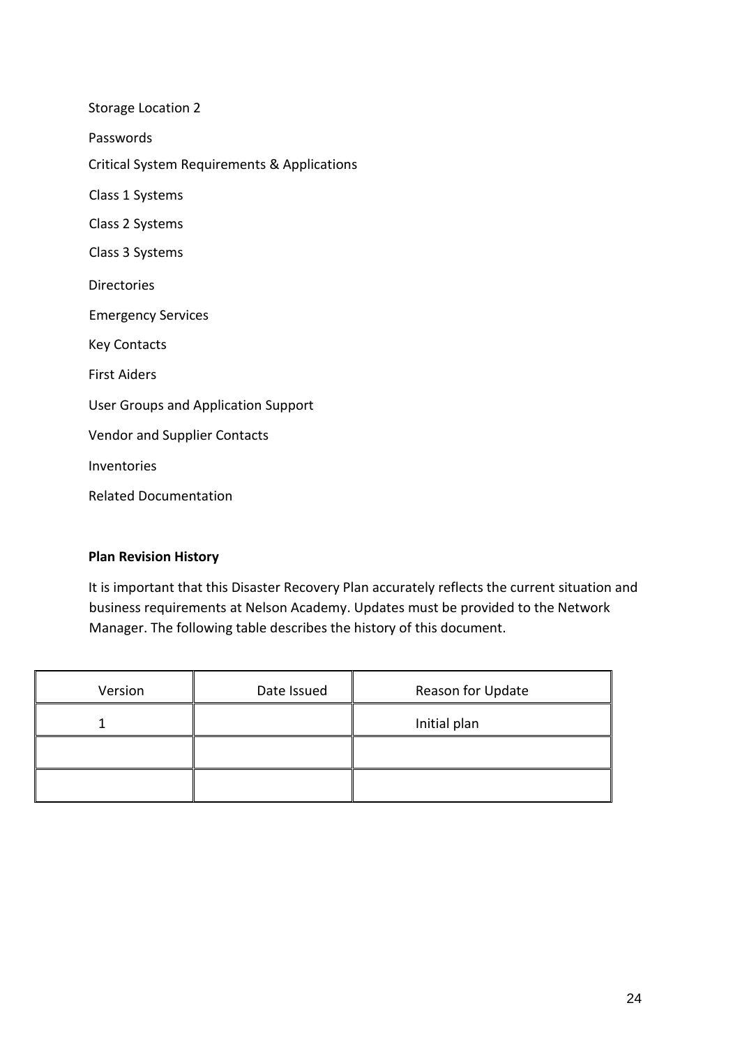Storage Location 2

Passwords

Critical System Requirements & Applications

Class 1 Systems

Class 2 Systems

Class 3 Systems

Directories

Emergency Services

Key Contacts

First Aiders

User Groups and Application Support

Vendor and Supplier Contacts

Inventories

Related Documentation

**Plan Revision History**

It is important that this Disaster Recovery Plan accurately reflects the current situation and business requirements at Nelson Academy. Updates must be provided to the Network Manager. The following table describes the history of this document.

| Version | Date Issued | Reason for Update |
|---|---|---|
| 1 | | Initial plan |
| | | |
| | | |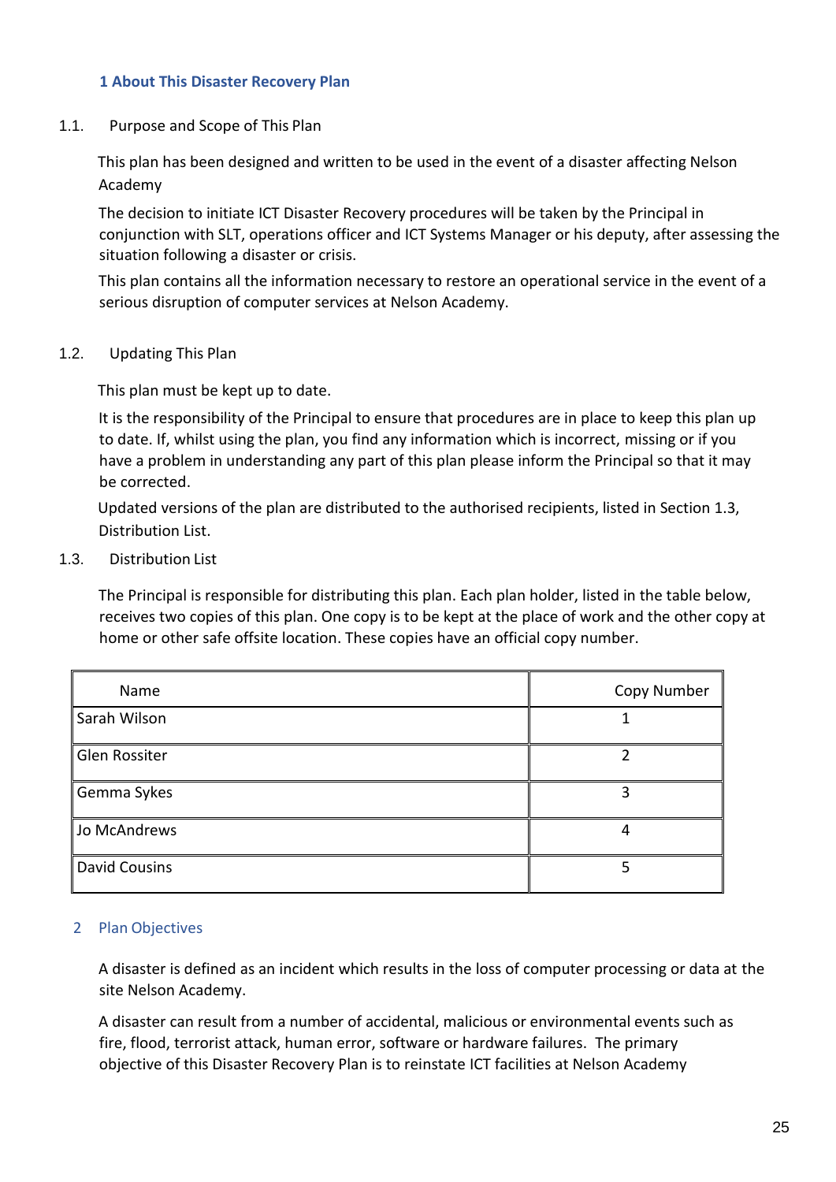## 1 About This Disaster Recovery Plan

### 1.1. Purpose and Scope of This Plan

This plan has been designed and written to be used in the event of a disaster affecting Nelson Academy

The decision to initiate ICT Disaster Recovery procedures will be taken by the Principal in conjunction with SLT, operations officer and ICT Systems Manager or his deputy, after assessing the situation following a disaster or crisis.

This plan contains all the information necessary to restore an operational service in the event of a serious disruption of computer services at Nelson Academy.

### 1.2. Updating This Plan

This plan must be kept up to date.

It is the responsibility of the Principal to ensure that procedures are in place to keep this plan up to date. If, whilst using the plan, you find any information which is incorrect, missing or if you have a problem in understanding any part of this plan please inform the Principal so that it may be corrected.

Updated versions of the plan are distributed to the authorised recipients, listed in Section 1.3, Distribution List.

### 1.3. Distribution List

The Principal is responsible for distributing this plan. Each plan holder, listed in the table below, receives two copies of this plan. One copy is to be kept at the place of work and the other copy at home or other safe offsite location. These copies have an official copy number.

| Name | Copy Number |
|---|---|
| Sarah Wilson | 1 |
| Glen Rossiter | 2 |
| Gemma Sykes | 3 |
| Jo McAndrews | 4 |
| David Cousins | 5 |

## 2 Plan Objectives

A disaster is defined as an incident which results in the loss of computer processing or data at the site Nelson Academy.

A disaster can result from a number of accidental, malicious or environmental events such as fire, flood, terrorist attack, human error, software or hardware failures. The primary objective of this Disaster Recovery Plan is to reinstate ICT facilities at Nelson Academy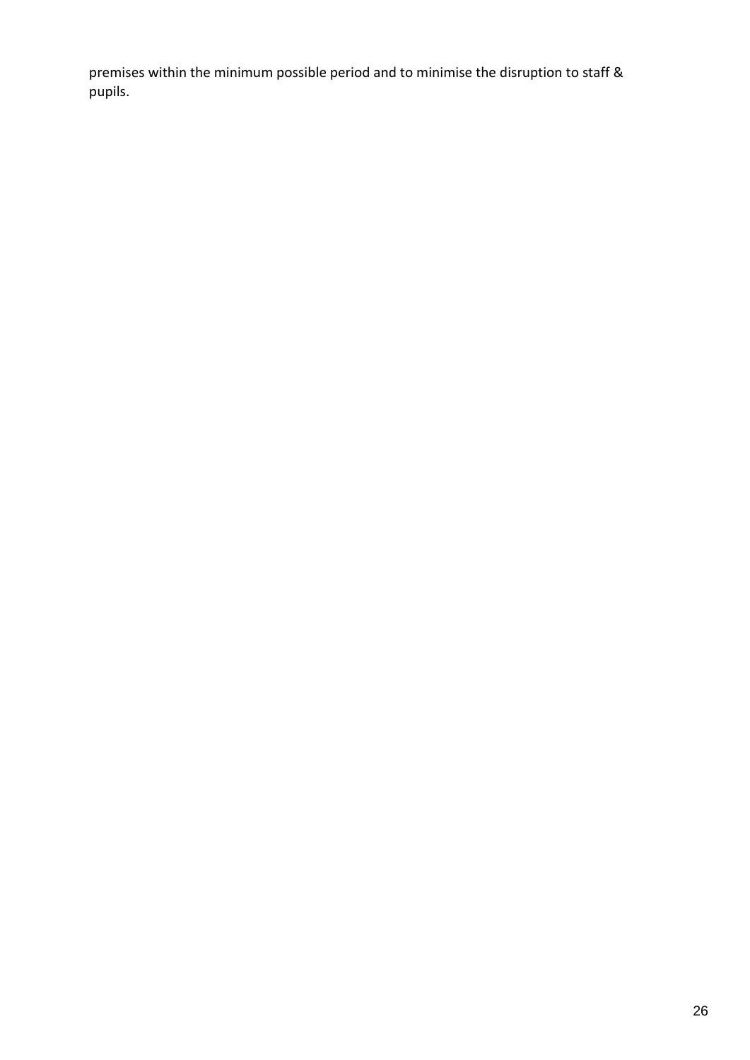premises within the minimum possible period and to minimise the disruption to staff & pupils.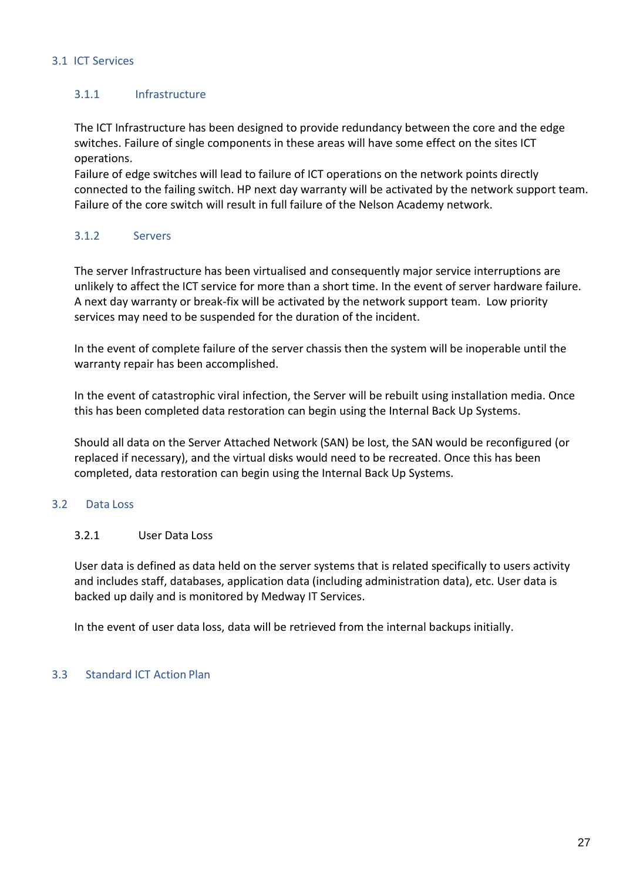## 3.1 ICT Services

### 3.1.1 Infrastructure

The ICT Infrastructure has been designed to provide redundancy between the core and the edge switches. Failure of single components in these areas will have some effect on the sites ICT operations.
Failure of edge switches will lead to failure of ICT operations on the network points directly connected to the failing switch. HP next day warranty will be activated by the network support team. Failure of the core switch will result in full failure of the Nelson Academy network.

### 3.1.2 Servers

The server Infrastructure has been virtualised and consequently major service interruptions are unlikely to affect the ICT service for more than a short time. In the event of server hardware failure. A next day warranty or break-fix will be activated by the network support team. Low priority services may need to be suspended for the duration of the incident.

In the event of complete failure of the server chassis then the system will be inoperable until the warranty repair has been accomplished.

In the event of catastrophic viral infection, the Server will be rebuilt using installation media. Once this has been completed data restoration can begin using the Internal Back Up Systems.

Should all data on the Server Attached Network (SAN) be lost, the SAN would be reconfigured (or replaced if necessary), and the virtual disks would need to be recreated. Once this has been completed, data restoration can begin using the Internal Back Up Systems.

## 3.2 Data Loss

### 3.2.1 User Data Loss

User data is defined as data held on the server systems that is related specifically to users activity and includes staff, databases, application data (including administration data), etc. User data is backed up daily and is monitored by Medway IT Services.

In the event of user data loss, data will be retrieved from the internal backups initially.

## 3.3 Standard ICT Action Plan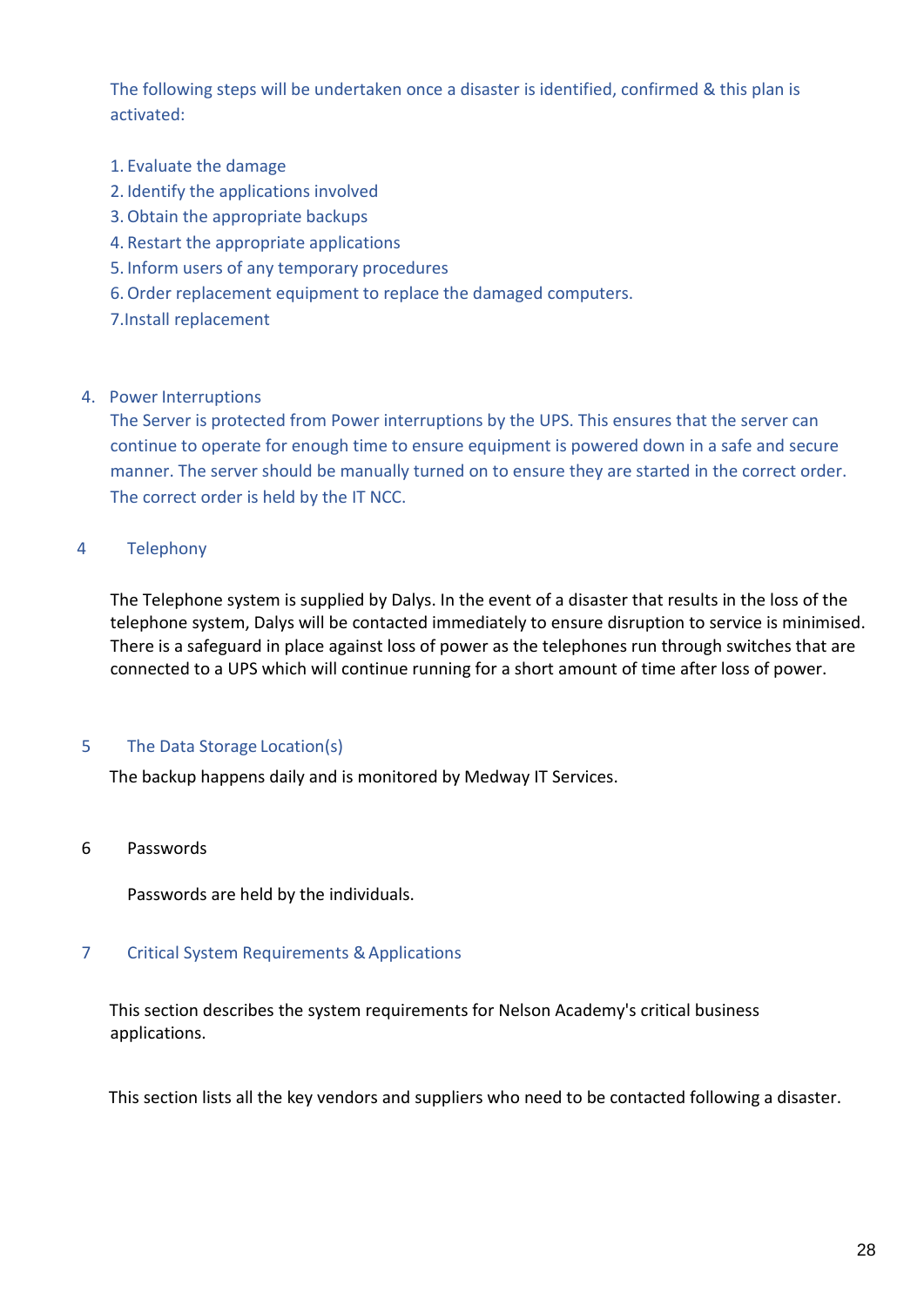The following steps will be undertaken once a disaster is identified, confirmed & this plan is activated:

1. Evaluate the damage
2. Identify the applications involved
3. Obtain the appropriate backups
4. Restart the appropriate applications
5. Inform users of any temporary procedures
6. Order replacement equipment to replace the damaged computers.
7. Install replacement

4. Power Interruptions

The Server is protected from Power interruptions by the UPS. This ensures that the server can continue to operate for enough time to ensure equipment is powered down in a safe and secure manner. The server should be manually turned on to ensure they are started in the correct order. The correct order is held by the IT NCC.

## 4 Telephony

The Telephone system is supplied by Dalys. In the event of a disaster that results in the loss of the telephone system, Dalys will be contacted immediately to ensure disruption to service is minimised. There is a safeguard in place against loss of power as the telephones run through switches that are connected to a UPS which will continue running for a short amount of time after loss of power.

## 5 The Data Storage Location(s)

The backup happens daily and is monitored by Medway IT Services.

## 6 Passwords

Passwords are held by the individuals.

## 7 Critical System Requirements & Applications

This section describes the system requirements for Nelson Academy's critical business applications.

This section lists all the key vendors and suppliers who need to be contacted following a disaster.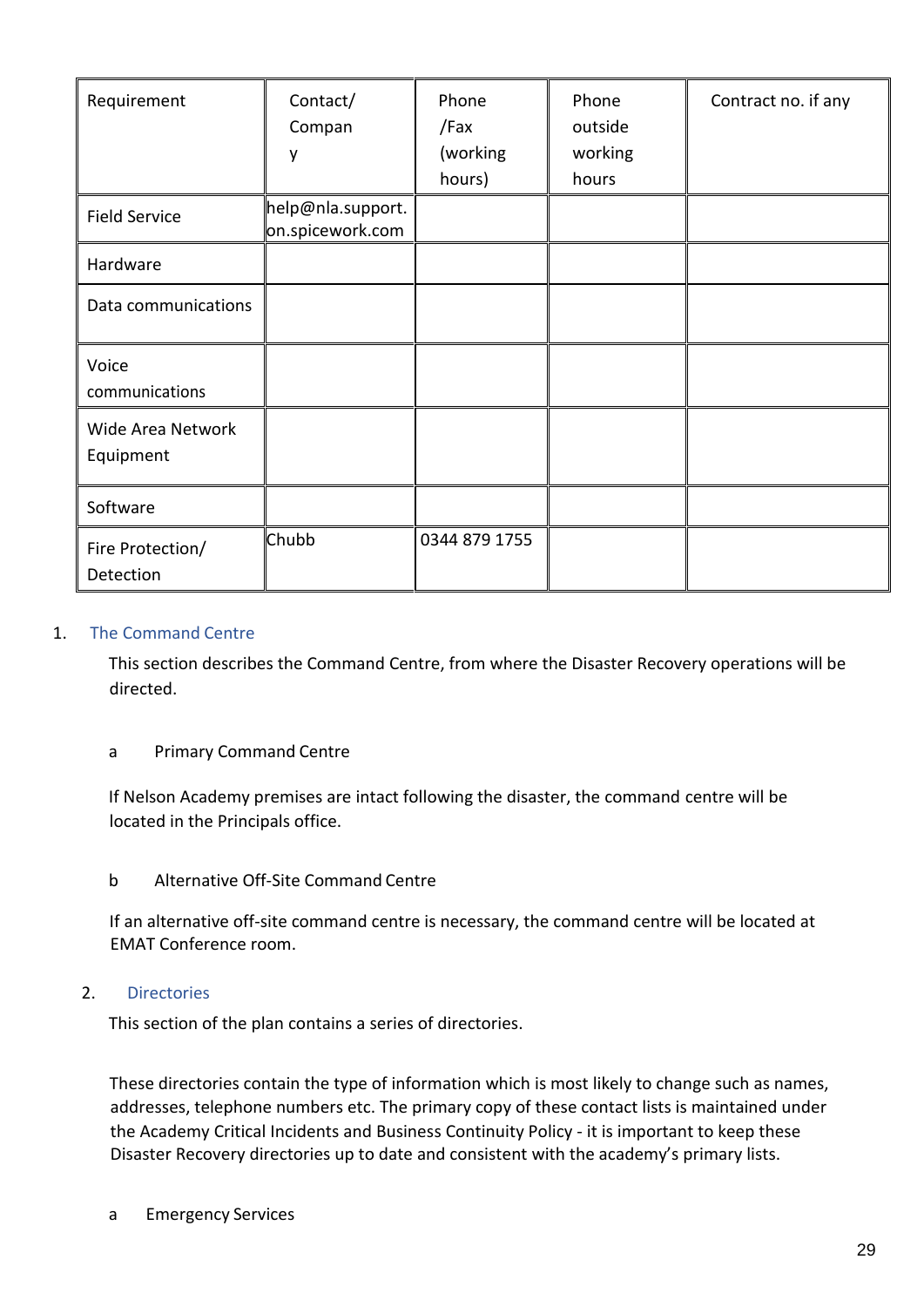| Requirement | Contact/ Company | Phone /Fax (working hours) | Phone outside working hours | Contract no. if any |
| --- | --- | --- | --- | --- |
| Field Service | help@nla.support.on.spicework.com | | | |
| Hardware | | | | |
| Data communications | | | | |
| Voice communications | | | | |
| Wide Area Network Equipment | | | | |
| Software | | | | |
| Fire Protection/ Detection | Chubb | 0344 879 1755 | | |

## 1. The Command Centre

This section describes the Command Centre, from where the Disaster Recovery operations will be directed.

a Primary Command Centre

If Nelson Academy premises are intact following the disaster, the command centre will be located in the Principals office.

b Alternative Off-Site Command Centre

If an alternative off-site command centre is necessary, the command centre will be located at EMAT Conference room.

## 2. Directories

This section of the plan contains a series of directories.

These directories contain the type of information which is most likely to change such as names, addresses, telephone numbers etc. The primary copy of these contact lists is maintained under the Academy Critical Incidents and Business Continuity Policy - it is important to keep these Disaster Recovery directories up to date and consistent with the academy's primary lists.

a Emergency Services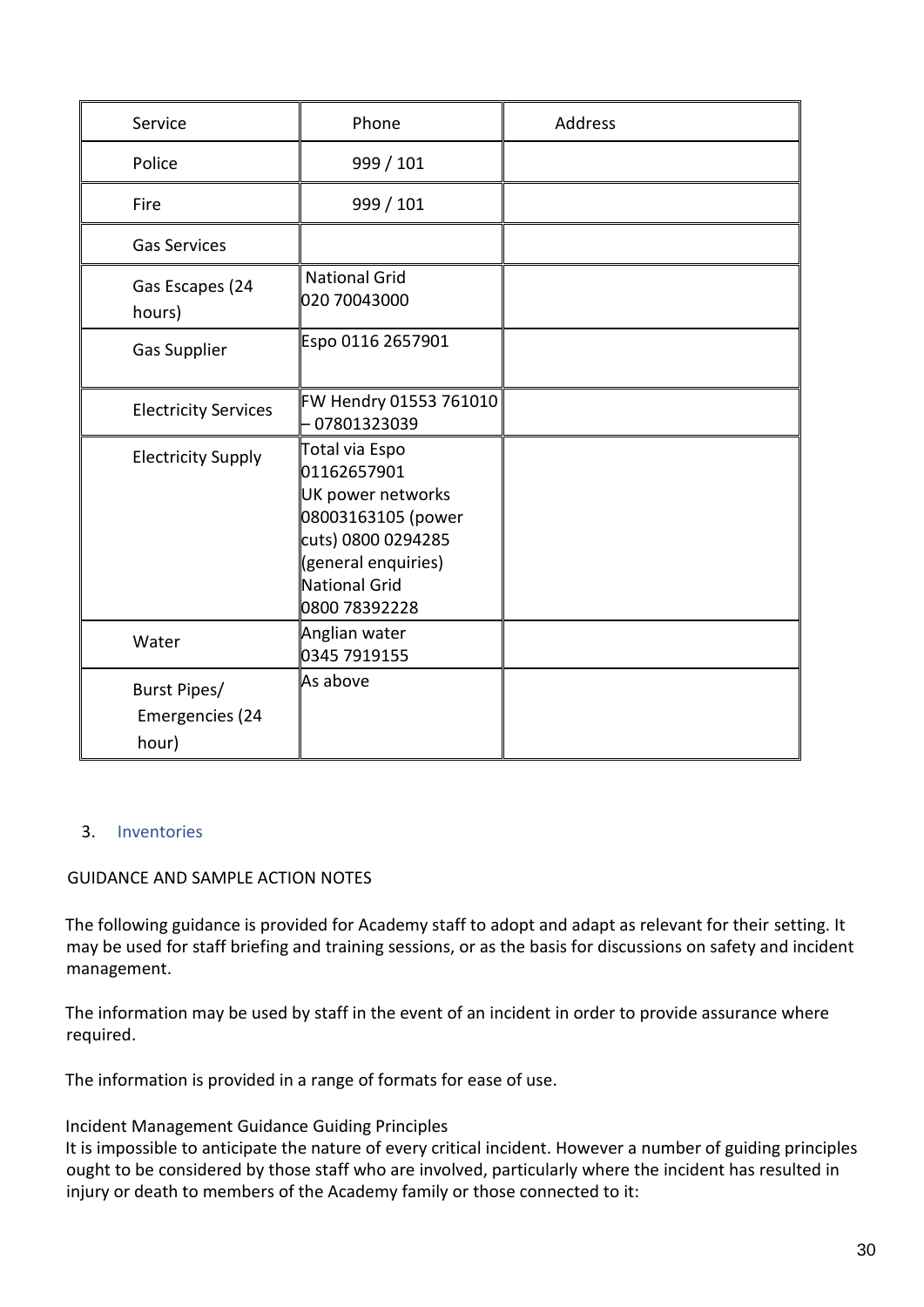| Service | Phone | Address |
| --- | --- | --- |
| Police | 999 / 101 | |
| Fire | 999 / 101 | |
| Gas Services | | |
| Gas Escapes (24 hours) | National Grid 020 70043000 | |
| Gas Supplier | Espo 0116 2657901 | |
| Electricity Services | FW Hendry 01553 761010 – 07801323039 | |
| Electricity Supply | Total via Espo 01162657901 UK power networks 08003163105 (power cuts) 0800 0294285 (general enquiries) National Grid 0800 78392228 | |
| Water | Anglian water 0345 7919155 | |
| Burst Pipes/ Emergencies (24 hour) | As above | |

## 3. Inventories

GUIDANCE AND SAMPLE ACTION NOTES

The following guidance is provided for Academy staff to adopt and adapt as relevant for their setting. It may be used for staff briefing and training sessions, or as the basis for discussions on safety and incident management.

The information may be used by staff in the event of an incident in order to provide assurance where required.

The information is provided in a range of formats for ease of use.

Incident Management Guidance Guiding Principles

It is impossible to anticipate the nature of every critical incident. However a number of guiding principles ought to be considered by those staff who are involved, particularly where the incident has resulted in injury or death to members of the Academy family or those connected to it: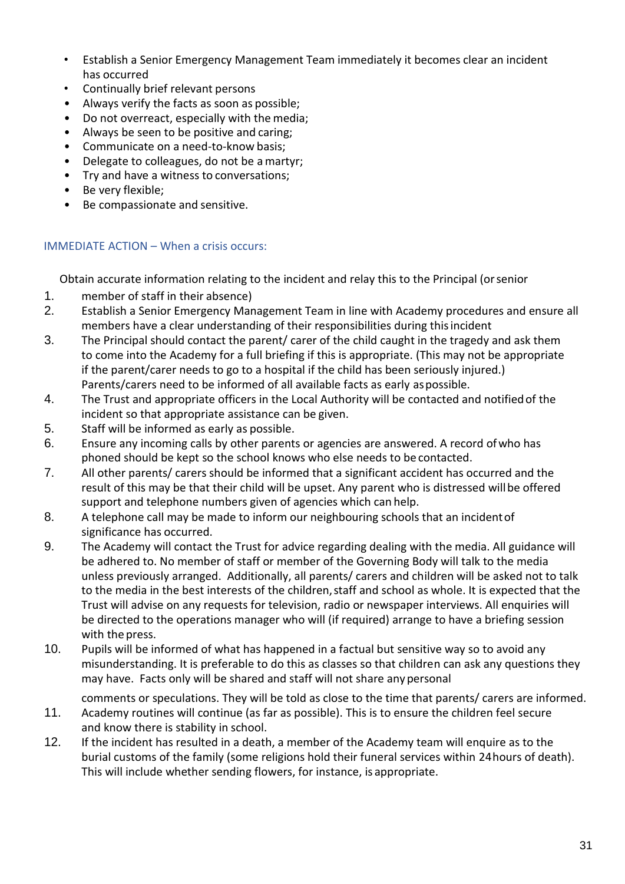- Establish a Senior Emergency Management Team immediately it becomes clear an incident has occurred
- Continually brief relevant persons
- Always verify the facts as soon as possible;
- Do not overreact, especially with the media;
- Always be seen to be positive and caring;
- Communicate on a need-to-know basis;
- Delegate to colleagues, do not be a martyr;
- Try and have a witness to conversations;
- Be very flexible;
- Be compassionate and sensitive.

### IMMEDIATE ACTION – When a crisis occurs:

1. Obtain accurate information relating to the incident and relay this to the Principal (or senior member of staff in their absence)
2. Establish a Senior Emergency Management Team in line with Academy procedures and ensure all members have a clear understanding of their responsibilities during this incident
3. The Principal should contact the parent/ carer of the child caught in the tragedy and ask them to come into the Academy for a full briefing if this is appropriate. (This may not be appropriate if the parent/carer needs to go to a hospital if the child has been seriously injured.) Parents/carers need to be informed of all available facts as early as possible.
4. The Trust and appropriate officers in the Local Authority will be contacted and notified of the incident so that appropriate assistance can be given.
5. Staff will be informed as early as possible.
6. Ensure any incoming calls by other parents or agencies are answered. A record of who has phoned should be kept so the school knows who else needs to be contacted.
7. All other parents/ carers should be informed that a significant accident has occurred and the result of this may be that their child will be upset. Any parent who is distressed will be offered support and telephone numbers given of agencies which can help.
8. A telephone call may be made to inform our neighbouring schools that an incident of significance has occurred.
9. The Academy will contact the Trust for advice regarding dealing with the media. All guidance will be adhered to. No member of staff or member of the Governing Body will talk to the media unless previously arranged. Additionally, all parents/ carers and children will be asked not to talk to the media in the best interests of the children, staff and school as whole. It is expected that the Trust will advise on any requests for television, radio or newspaper interviews. All enquiries will be directed to the operations manager who will (if required) arrange to have a briefing session with the press.
10. Pupils will be informed of what has happened in a factual but sensitive way so to avoid any misunderstanding. It is preferable to do this as classes so that children can ask any questions they may have. Facts only will be shared and staff will not share any personal comments or speculations. They will be told as close to the time that parents/ carers are informed.
11. Academy routines will continue (as far as possible). This is to ensure the children feel secure and know there is stability in school.
12. If the incident has resulted in a death, a member of the Academy team will enquire as to the burial customs of the family (some religions hold their funeral services within 24 hours of death). This will include whether sending flowers, for instance, is appropriate.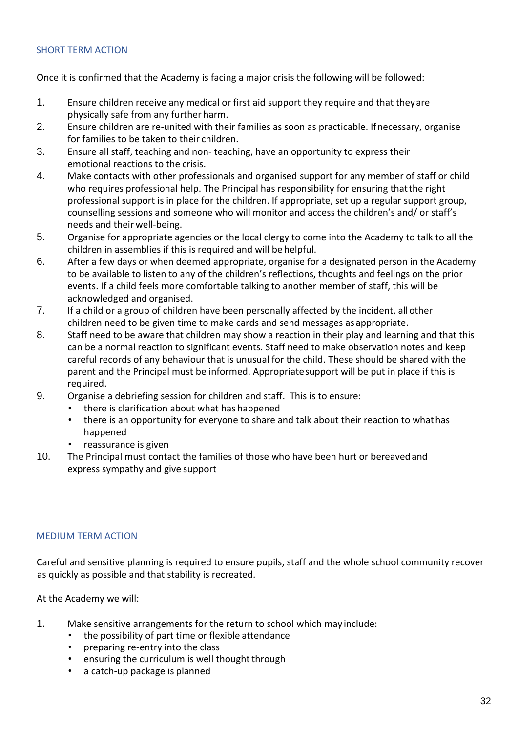## SHORT TERM ACTION

Once it is confirmed that the Academy is facing a major crisis the following will be followed:

1. Ensure children receive any medical or first aid support they require and that they are physically safe from any further harm.
2. Ensure children are re-united with their families as soon as practicable. If necessary, organise for families to be taken to their children.
3. Ensure all staff, teaching and non- teaching, have an opportunity to express their emotional reactions to the crisis.
4. Make contacts with other professionals and organised support for any member of staff or child who requires professional help. The Principal has responsibility for ensuring that the right professional support is in place for the children. If appropriate, set up a regular support group, counselling sessions and someone who will monitor and access the children's and/ or staff's needs and their well-being.
5. Organise for appropriate agencies or the local clergy to come into the Academy to talk to all the children in assemblies if this is required and will be helpful.
6. After a few days or when deemed appropriate, organise for a designated person in the Academy to be available to listen to any of the children's reflections, thoughts and feelings on the prior events. If a child feels more comfortable talking to another member of staff, this will be acknowledged and organised.
7. If a child or a group of children have been personally affected by the incident, all other children need to be given time to make cards and send messages as appropriate.
8. Staff need to be aware that children may show a reaction in their play and learning and that this can be a normal reaction to significant events. Staff need to make observation notes and keep careful records of any behaviour that is unusual for the child. These should be shared with the parent and the Principal must be informed. Appropriate support will be put in place if this is required.
9. Organise a debriefing session for children and staff. This is to ensure:
   - there is clarification about what has happened
   - there is an opportunity for everyone to share and talk about their reaction to what has happened
   - reassurance is given
10. The Principal must contact the families of those who have been hurt or bereaved and express sympathy and give support

## MEDIUM TERM ACTION

Careful and sensitive planning is required to ensure pupils, staff and the whole school community recover as quickly as possible and that stability is recreated.

At the Academy we will:

1. Make sensitive arrangements for the return to school which may include:
   - the possibility of part time or flexible attendance
   - preparing re-entry into the class
   - ensuring the curriculum is well thought through
   - a catch-up package is planned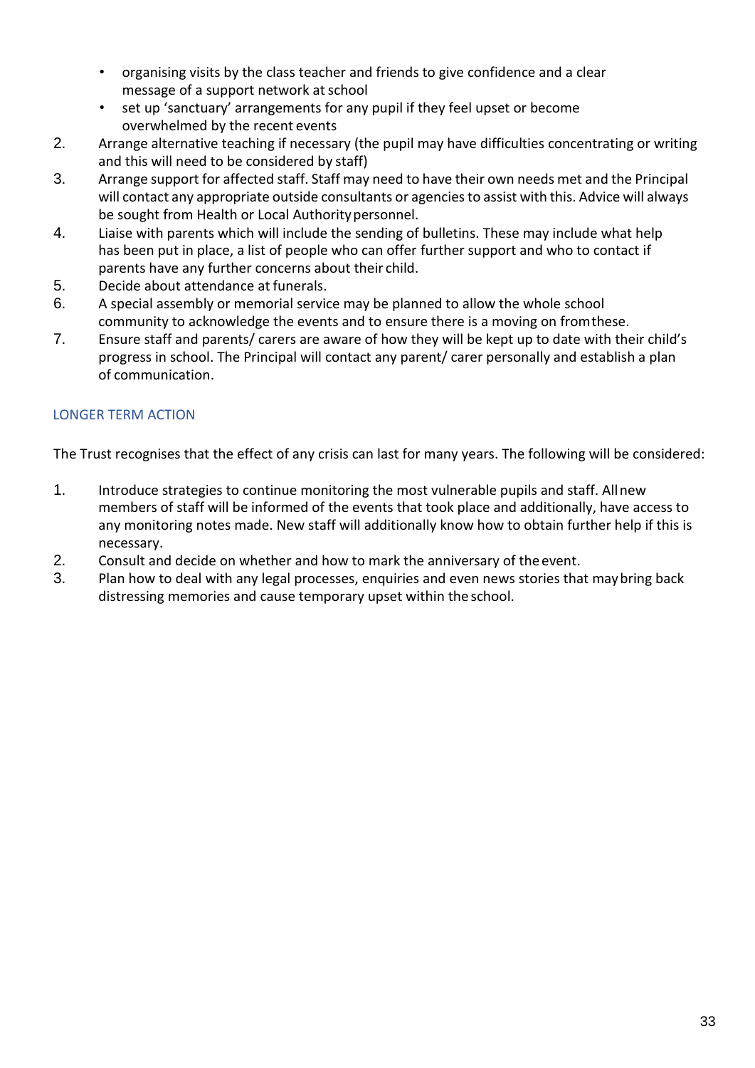- organising visits by the class teacher and friends to give confidence and a clear message of a support network at school
- set up 'sanctuary' arrangements for any pupil if they feel upset or become overwhelmed by the recent events

2. Arrange alternative teaching if necessary (the pupil may have difficulties concentrating or writing and this will need to be considered by staff)
3. Arrange support for affected staff. Staff may need to have their own needs met and the Principal will contact any appropriate outside consultants or agencies to assist with this. Advice will always be sought from Health or Local Authority personnel.
4. Liaise with parents which will include the sending of bulletins. These may include what help has been put in place, a list of people who can offer further support and who to contact if parents have any further concerns about their child.
5. Decide about attendance at funerals.
6. A special assembly or memorial service may be planned to allow the whole school community to acknowledge the events and to ensure there is a moving on from these.
7. Ensure staff and parents/ carers are aware of how they will be kept up to date with their child's progress in school. The Principal will contact any parent/ carer personally and establish a plan of communication.

### LONGER TERM ACTION

The Trust recognises that the effect of any crisis can last for many years. The following will be considered:

1. Introduce strategies to continue monitoring the most vulnerable pupils and staff. All new members of staff will be informed of the events that took place and additionally, have access to any monitoring notes made. New staff will additionally know how to obtain further help if this is necessary.
2. Consult and decide on whether and how to mark the anniversary of the event.
3. Plan how to deal with any legal processes, enquiries and even news stories that may bring back distressing memories and cause temporary upset within the school.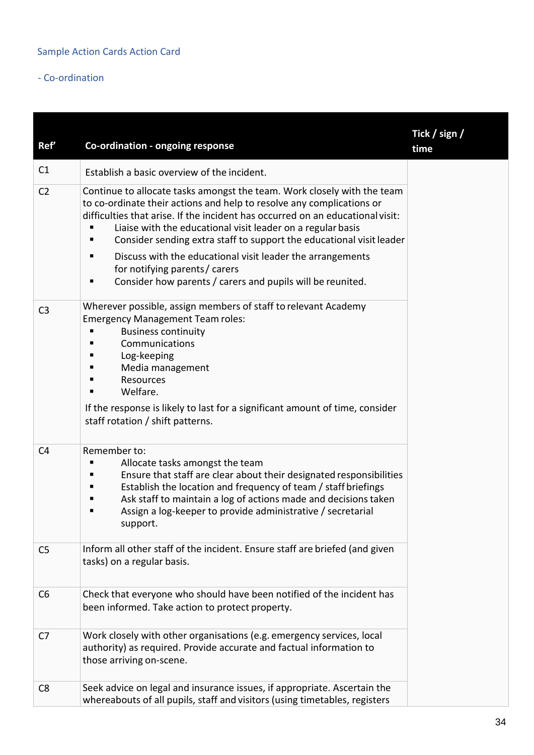Sample Action Cards Action Card

- Co-ordination

| Ref' | Co-ordination - ongoing response | Tick / sign / time |
|---|---|---|
| C1 | Establish a basic overview of the incident. | |
| C2 | Continue to allocate tasks amongst the team. Work closely with the team to co-ordinate their actions and help to resolve any complications or difficulties that arise. If the incident has occurred on an educational visit:<br>▪ Liaise with the educational visit leader on a regular basis<br>▪ Consider sending extra staff to support the educational visit leader<br>▪ Discuss with the educational visit leader the arrangements for notifying parents / carers<br>▪ Consider how parents / carers and pupils will be reunited. | |
| C3 | Wherever possible, assign members of staff to relevant Academy Emergency Management Team roles:<br>▪ Business continuity<br>▪ Communications<br>▪ Log-keeping<br>▪ Media management<br>▪ Resources<br>▪ Welfare.<br>If the response is likely to last for a significant amount of time, consider staff rotation / shift patterns. | |
| C4 | Remember to:<br>▪ Allocate tasks amongst the team<br>▪ Ensure that staff are clear about their designated responsibilities<br>▪ Establish the location and frequency of team / staff briefings<br>▪ Ask staff to maintain a log of actions made and decisions taken<br>▪ Assign a log-keeper to provide administrative / secretarial support. | |
| C5 | Inform all other staff of the incident. Ensure staff are briefed (and given tasks) on a regular basis. | |
| C6 | Check that everyone who should have been notified of the incident has been informed. Take action to protect property. | |
| C7 | Work closely with other organisations (e.g. emergency services, local authority) as required. Provide accurate and factual information to those arriving on-scene. | |
| C8 | Seek advice on legal and insurance issues, if appropriate. Ascertain the whereabouts of all pupils, staff and visitors (using timetables, registers | |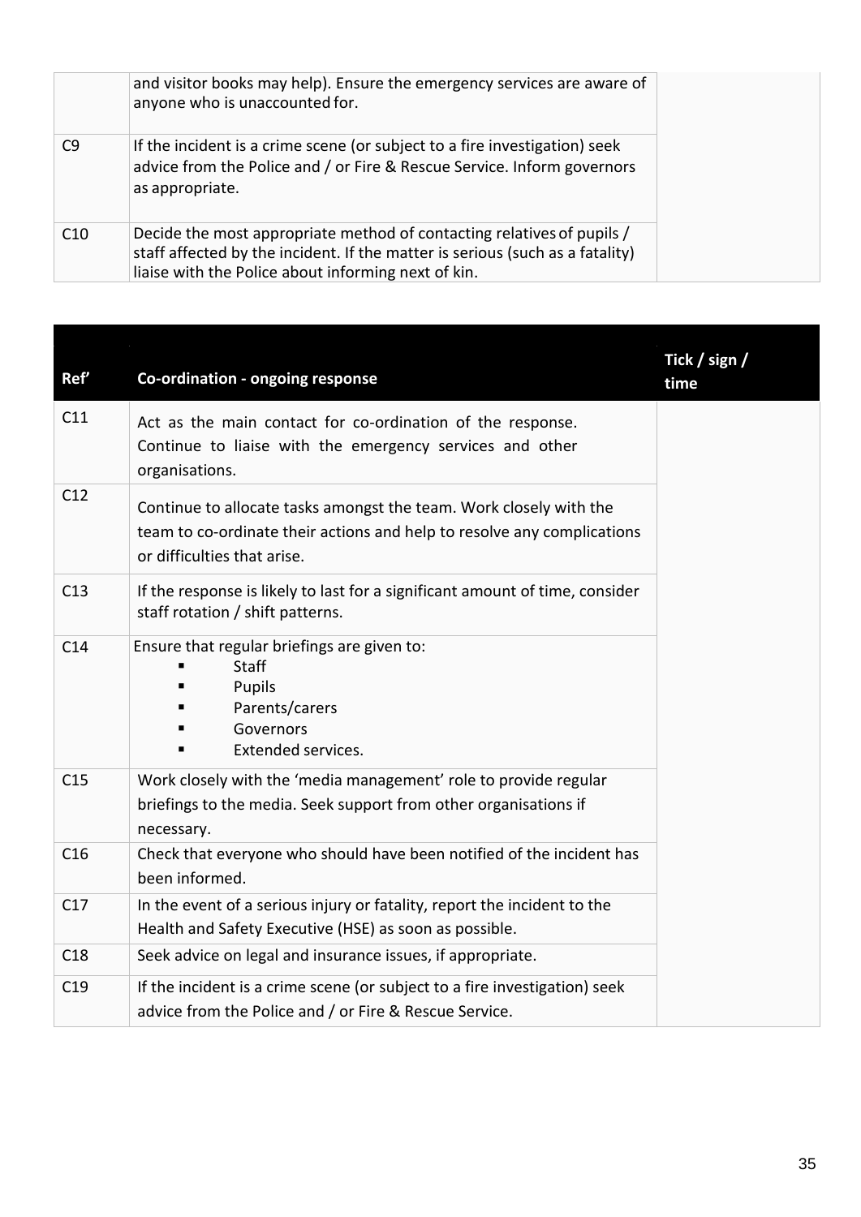|  |  |  |
|---|---|---|
|  | and visitor books may help). Ensure the emergency services are aware of anyone who is unaccounted for. |  |
| C9 | If the incident is a crime scene (or subject to a fire investigation) seek advice from the Police and / or Fire & Rescue Service. Inform governors as appropriate. |  |
| C10 | Decide the most appropriate method of contacting relatives of pupils / staff affected by the incident. If the matter is serious (such as a fatality) liaise with the Police about informing next of kin. |  |

| Ref' | Co-ordination - ongoing response | Tick / sign / time |
|---|---|---|
| C11 | Act as the main contact for co-ordination of the response. Continue to liaise with the emergency services and other organisations. |  |
| C12 | Continue to allocate tasks amongst the team. Work closely with the team to co-ordinate their actions and help to resolve any complications or difficulties that arise. |  |
| C13 | If the response is likely to last for a significant amount of time, consider staff rotation / shift patterns. |  |
| C14 | Ensure that regular briefings are given to:<br>▪ Staff<br>▪ Pupils<br>▪ Parents/carers<br>▪ Governors<br>▪ Extended services. |  |
| C15 | Work closely with the 'media management' role to provide regular briefings to the media. Seek support from other organisations if necessary. |  |
| C16 | Check that everyone who should have been notified of the incident has been informed. |  |
| C17 | In the event of a serious injury or fatality, report the incident to the Health and Safety Executive (HSE) as soon as possible. |  |
| C18 | Seek advice on legal and insurance issues, if appropriate. |  |
| C19 | If the incident is a crime scene (or subject to a fire investigation) seek advice from the Police and / or Fire & Rescue Service. |  |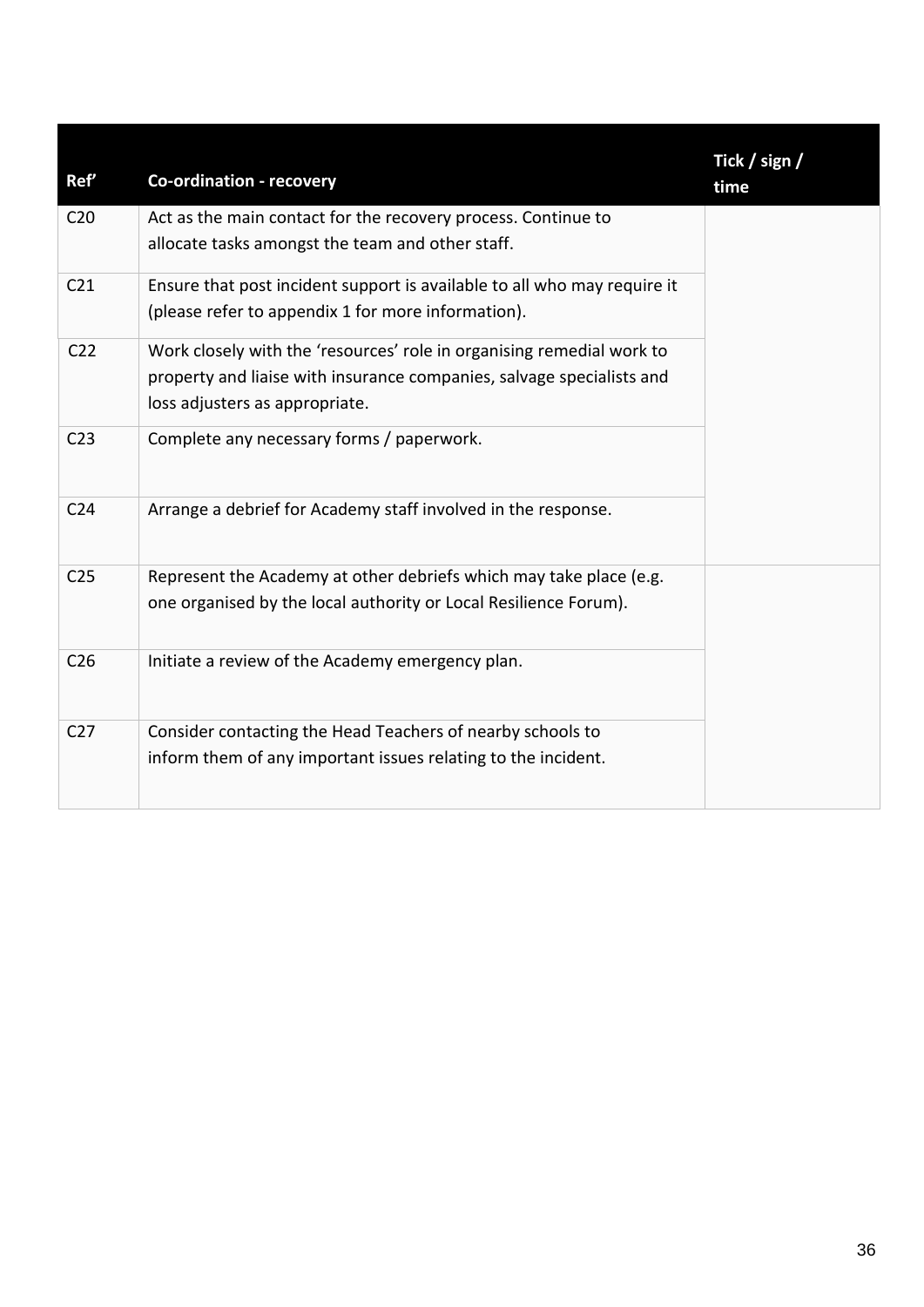| Ref’ | Co-ordination - recovery | Tick / sign / time |
|---|---|---|
| C20 | Act as the main contact for the recovery process. Continue to allocate tasks amongst the team and other staff. | |
| C21 | Ensure that post incident support is available to all who may require it (please refer to appendix 1 for more information). | |
| C22 | Work closely with the ‘resources’ role in organising remedial work to property and liaise with insurance companies, salvage specialists and loss adjusters as appropriate. | |
| C23 | Complete any necessary forms / paperwork. | |
| C24 | Arrange a debrief for Academy staff involved in the response. | |
| C25 | Represent the Academy at other debriefs which may take place (e.g. one organised by the local authority or Local Resilience Forum). | |
| C26 | Initiate a review of the Academy emergency plan. | |
| C27 | Consider contacting the Head Teachers of nearby schools to inform them of any important issues relating to the incident. | |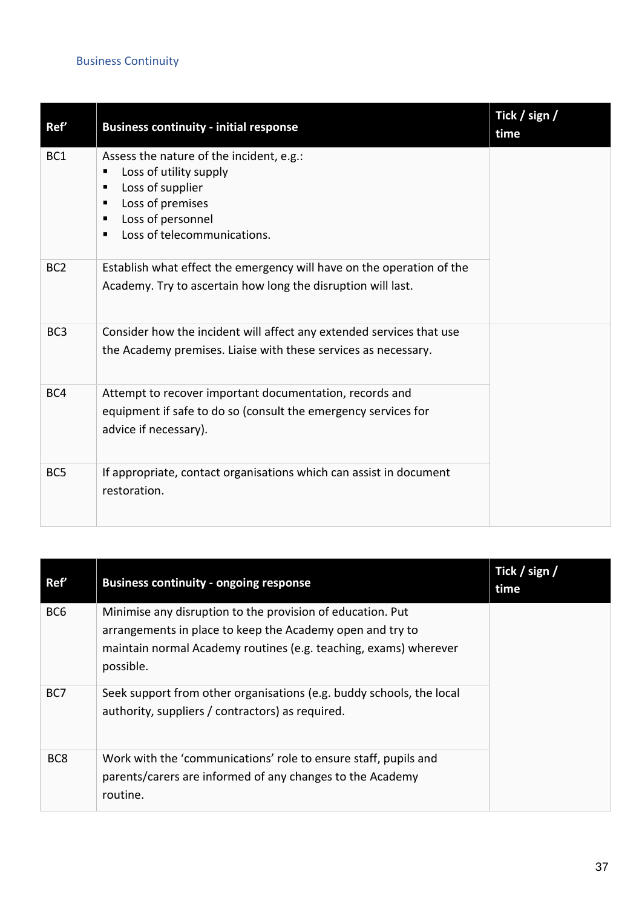## Business Continuity

| Ref’ | Business continuity - initial response | Tick / sign / time |
|---|---|---|
| BC1 | Assess the nature of the incident, e.g.:<br>▪ Loss of utility supply<br>▪ Loss of supplier<br>▪ Loss of premises<br>▪ Loss of personnel<br>▪ Loss of telecommunications. | |
| BC2 | Establish what effect the emergency will have on the operation of the Academy. Try to ascertain how long the disruption will last. | |
| BC3 | Consider how the incident will affect any extended services that use the Academy premises. Liaise with these services as necessary. | |
| BC4 | Attempt to recover important documentation, records and equipment if safe to do so (consult the emergency services for advice if necessary). | |
| BC5 | If appropriate, contact organisations which can assist in document restoration. | |

| Ref’ | Business continuity - ongoing response | Tick / sign / time |
|---|---|---|
| BC6 | Minimise any disruption to the provision of education. Put arrangements in place to keep the Academy open and try to maintain normal Academy routines (e.g. teaching, exams) wherever possible. | |
| BC7 | Seek support from other organisations (e.g. buddy schools, the local authority, suppliers / contractors) as required. | |
| BC8 | Work with the ‘communications’ role to ensure staff, pupils and parents/carers are informed of any changes to the Academy routine. | |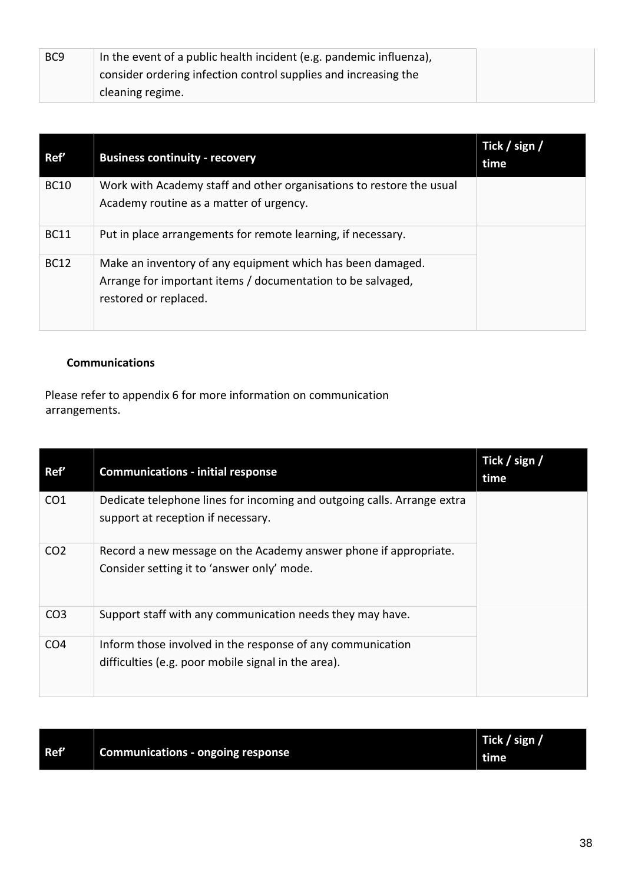| | | |
|---|---|---|
| BC9 | In the event of a public health incident (e.g. pandemic influenza), consider ordering infection control supplies and increasing the cleaning regime. | |

| Ref' | Business continuity - recovery | Tick / sign / time |
|---|---|---|
| BC10 | Work with Academy staff and other organisations to restore the usual Academy routine as a matter of urgency. | |
| BC11 | Put in place arrangements for remote learning, if necessary. | |
| BC12 | Make an inventory of any equipment which has been damaged. Arrange for important items / documentation to be salvaged, restored or replaced. | |

**Communications**

Please refer to appendix 6 for more information on communication arrangements.

| Ref' | Communications - initial response | Tick / sign / time |
|---|---|---|
| CO1 | Dedicate telephone lines for incoming and outgoing calls. Arrange extra support at reception if necessary. | |
| CO2 | Record a new message on the Academy answer phone if appropriate. Consider setting it to 'answer only' mode. | |
| CO3 | Support staff with any communication needs they may have. | |
| CO4 | Inform those involved in the response of any communication difficulties (e.g. poor mobile signal in the area). | |

| Ref' | Communications - ongoing response | Tick / sign / time |
|---|---|---|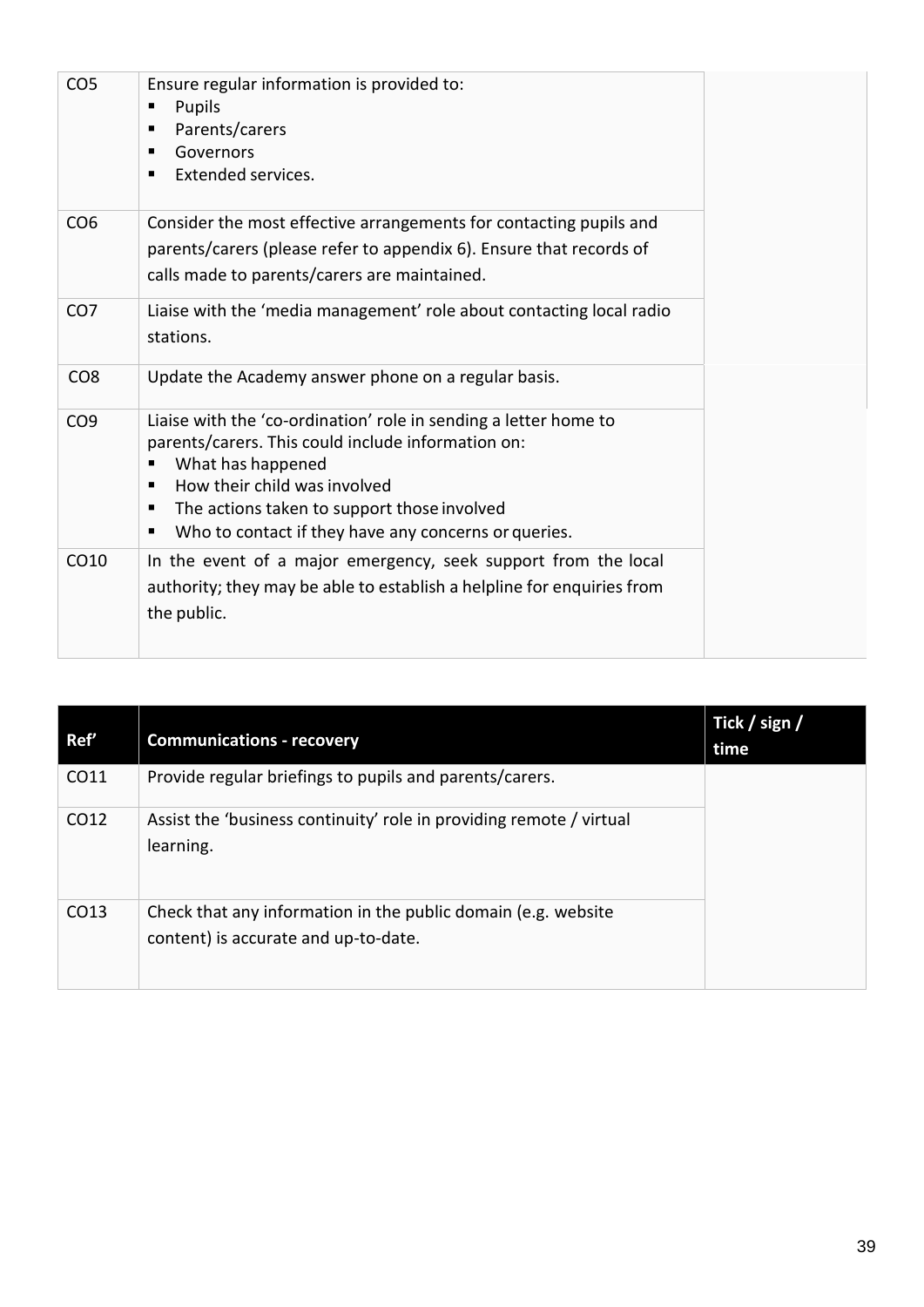| | | |
|---|---|---|
| CO5 | Ensure regular information is provided to: <br>▪ Pupils <br>▪ Parents/carers <br>▪ Governors <br>▪ Extended services. | |
| CO6 | Consider the most effective arrangements for contacting pupils and parents/carers (please refer to appendix 6). Ensure that records of calls made to parents/carers are maintained. | |
| CO7 | Liaise with the 'media management' role about contacting local radio stations. | |
| CO8 | Update the Academy answer phone on a regular basis. | |
| CO9 | Liaise with the 'co-ordination' role in sending a letter home to parents/carers. This could include information on: <br>▪ What has happened <br>▪ How their child was involved <br>▪ The actions taken to support those involved <br>▪ Who to contact if they have any concerns or queries. | |
| CO10 | In the event of a major emergency, seek support from the local authority; they may be able to establish a helpline for enquiries from the public. | |

| Ref' | Communications - recovery | Tick / sign / time |
|---|---|---|
| CO11 | Provide regular briefings to pupils and parents/carers. | |
| CO12 | Assist the 'business continuity' role in providing remote / virtual learning. | |
| CO13 | Check that any information in the public domain (e.g. website content) is accurate and up-to-date. | |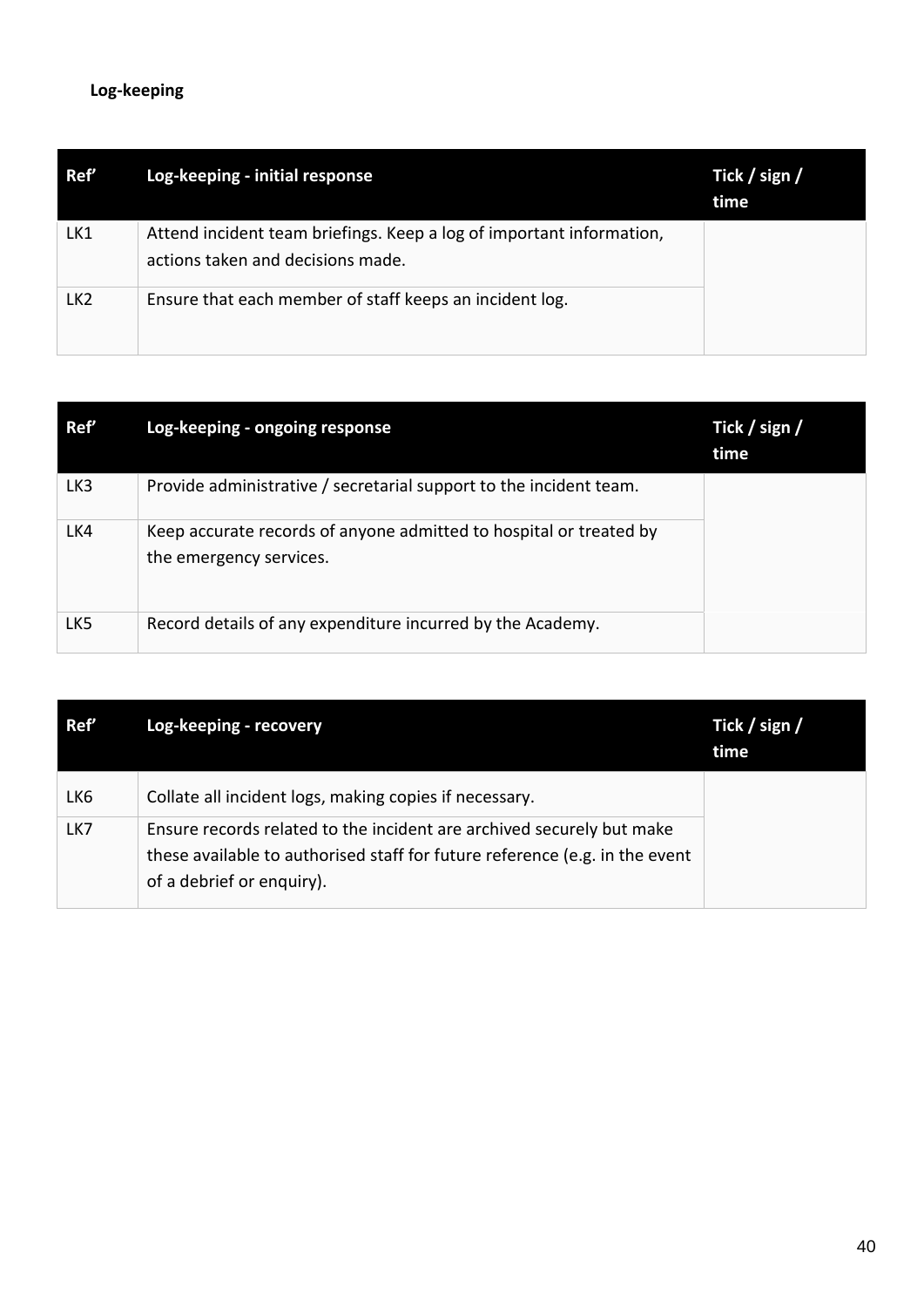**Log-keeping**

| Ref’ | Log-keeping - initial response | Tick / sign / time |
| --- | --- | --- |
| LK1 | Attend incident team briefings. Keep a log of important information, actions taken and decisions made. | |
| LK2 | Ensure that each member of staff keeps an incident log. | |

| Ref’ | Log-keeping - ongoing response | Tick / sign / time |
| --- | --- | --- |
| LK3 | Provide administrative / secretarial support to the incident team. | |
| LK4 | Keep accurate records of anyone admitted to hospital or treated by the emergency services. | |
| LK5 | Record details of any expenditure incurred by the Academy. | |

| Ref’ | Log-keeping - recovery | Tick / sign / time |
| --- | --- | --- |
| LK6 | Collate all incident logs, making copies if necessary. | |
| LK7 | Ensure records related to the incident are archived securely but make these available to authorised staff for future reference (e.g. in the event of a debrief or enquiry). | |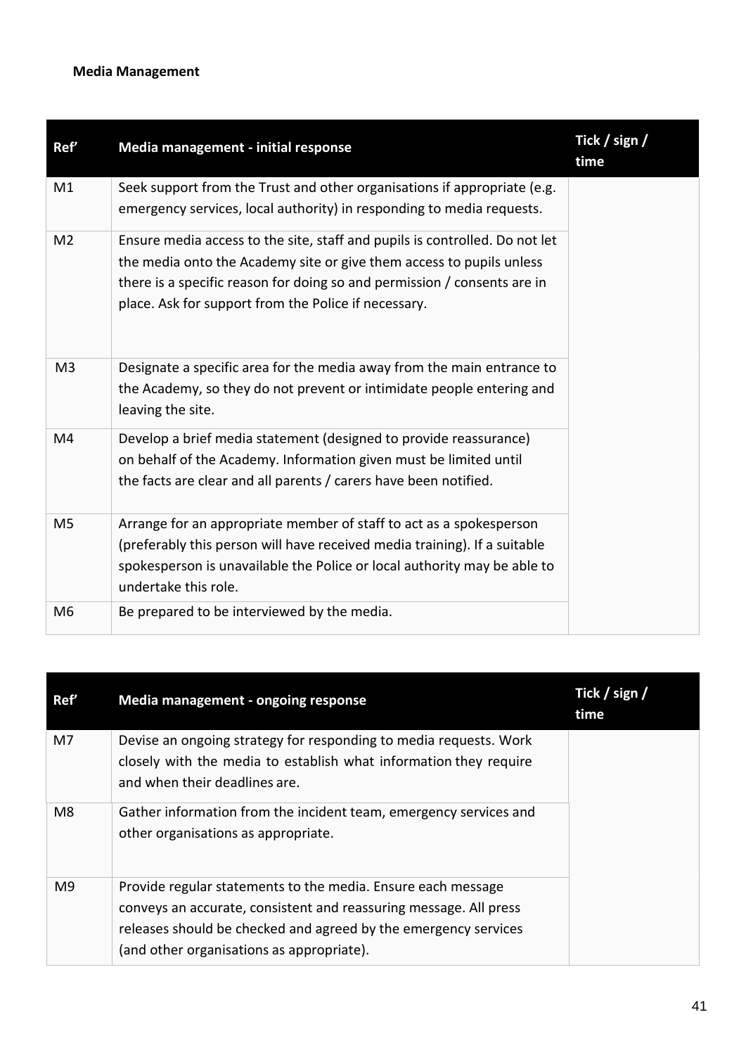**Media Management**

| Ref’ | Media management - initial response | Tick / sign / time |
|---|---|---|
| M1 | Seek support from the Trust and other organisations if appropriate (e.g. emergency services, local authority) in responding to media requests. | |
| M2 | Ensure media access to the site, staff and pupils is controlled. Do not let the media onto the Academy site or give them access to pupils unless there is a specific reason for doing so and permission / consents are in place. Ask for support from the Police if necessary. | |
| M3 | Designate a specific area for the media away from the main entrance to the Academy, so they do not prevent or intimidate people entering and leaving the site. | |
| M4 | Develop a brief media statement (designed to provide reassurance) on behalf of the Academy. Information given must be limited until the facts are clear and all parents / carers have been notified. | |
| M5 | Arrange for an appropriate member of staff to act as a spokesperson (preferably this person will have received media training). If a suitable spokesperson is unavailable the Police or local authority may be able to undertake this role. | |
| M6 | Be prepared to be interviewed by the media. | |

| Ref’ | Media management - ongoing response | Tick / sign / time |
|---|---|---|
| M7 | Devise an ongoing strategy for responding to media requests. Work closely with the media to establish what information they require and when their deadlines are. | |
| M8 | Gather information from the incident team, emergency services and other organisations as appropriate. | |
| M9 | Provide regular statements to the media. Ensure each message conveys an accurate, consistent and reassuring message. All press releases should be checked and agreed by the emergency services (and other organisations as appropriate). | |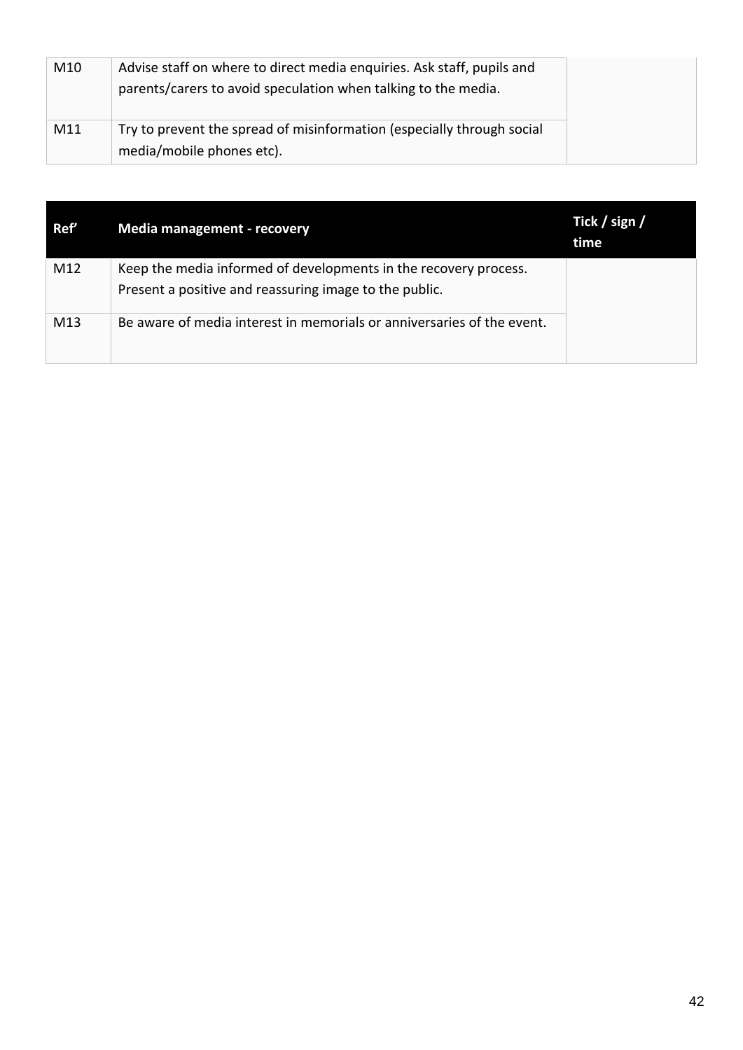| | | |
|---|---|---|
| M10 | Advise staff on where to direct media enquiries. Ask staff, pupils and parents/carers to avoid speculation when talking to the media. | |
| M11 | Try to prevent the spread of misinformation (especially through social media/mobile phones etc). | |

| Ref’ | Media management - recovery | Tick / sign / time |
|---|---|---|
| M12 | Keep the media informed of developments in the recovery process. Present a positive and reassuring image to the public. | |
| M13 | Be aware of media interest in memorials or anniversaries of the event. | |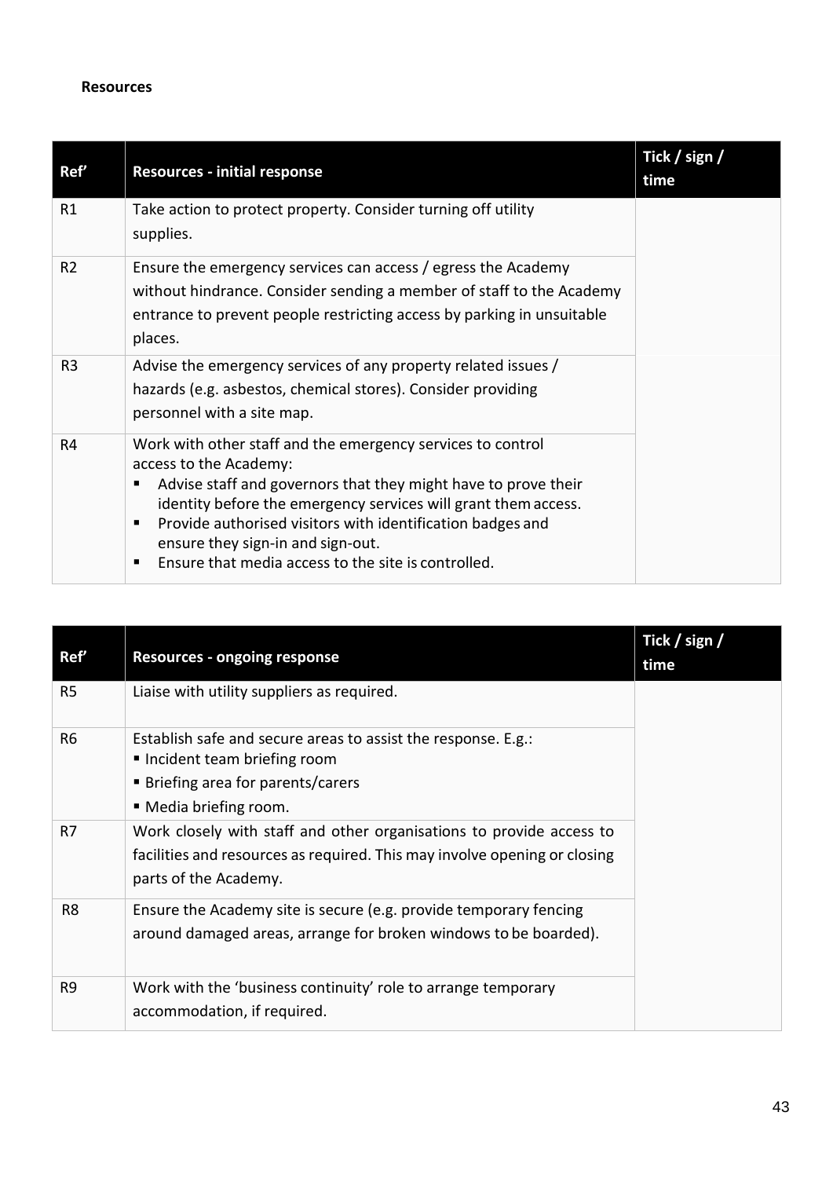**Resources**

| Ref' | Resources - initial response | Tick / sign / time |
|---|---|---|
| R1 | Take action to protect property. Consider turning off utility supplies. | |
| R2 | Ensure the emergency services can access / egress the Academy without hindrance. Consider sending a member of staff to the Academy entrance to prevent people restricting access by parking in unsuitable places. | |
| R3 | Advise the emergency services of any property related issues / hazards (e.g. asbestos, chemical stores). Consider providing personnel with a site map. | |
| R4 | Work with other staff and the emergency services to control access to the Academy:<br>▪ Advise staff and governors that they might have to prove their identity before the emergency services will grant them access.<br>▪ Provide authorised visitors with identification badges and ensure they sign-in and sign-out.<br>▪ Ensure that media access to the site is controlled. | |

| Ref' | Resources - ongoing response | Tick / sign / time |
|---|---|---|
| R5 | Liaise with utility suppliers as required. | |
| R6 | Establish safe and secure areas to assist the response. E.g.:<br>▪ Incident team briefing room<br>▪ Briefing area for parents/carers<br>▪ Media briefing room. | |
| R7 | Work closely with staff and other organisations to provide access to facilities and resources as required. This may involve opening or closing parts of the Academy. | |
| R8 | Ensure the Academy site is secure (e.g. provide temporary fencing around damaged areas, arrange for broken windows to be boarded). | |
| R9 | Work with the 'business continuity' role to arrange temporary accommodation, if required. | |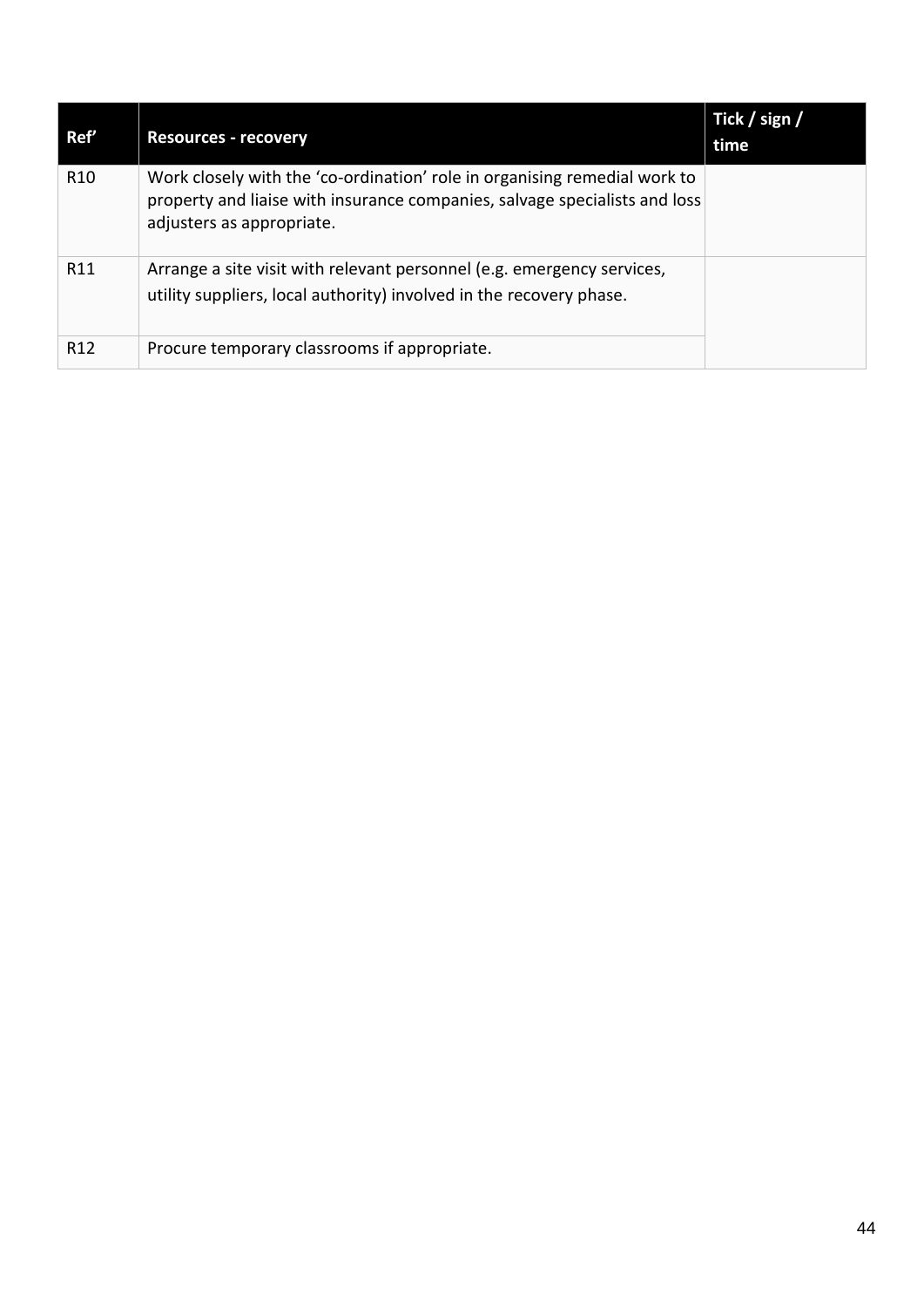| Ref’ | Resources - recovery | Tick / sign / time |
|---|---|---|
| R10 | Work closely with the ‘co-ordination’ role in organising remedial work to property and liaise with insurance companies, salvage specialists and loss adjusters as appropriate. | |
| R11 | Arrange a site visit with relevant personnel (e.g. emergency services, utility suppliers, local authority) involved in the recovery phase. | |
| R12 | Procure temporary classrooms if appropriate. | |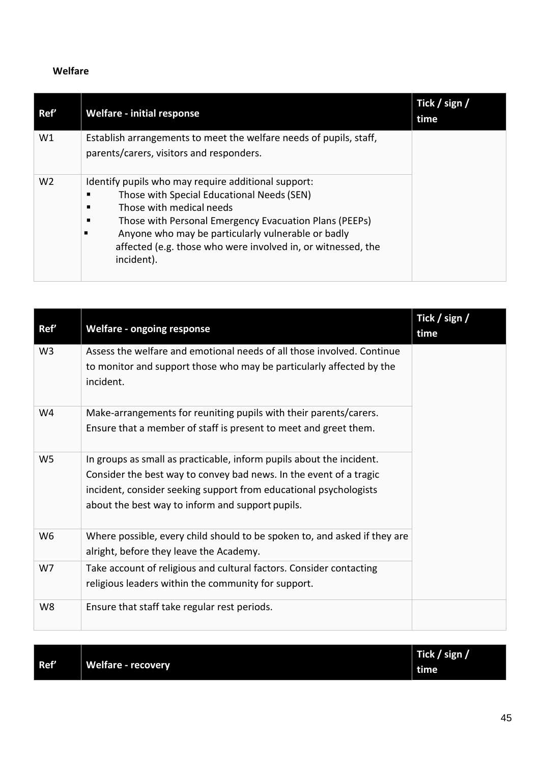**Welfare**

| Ref’ | Welfare - initial response | Tick / sign / time |
|---|---|---|
| W1 | Establish arrangements to meet the welfare needs of pupils, staff, parents/carers, visitors and responders. | |
| W2 | Identify pupils who may require additional support:<br>▪ Those with Special Educational Needs (SEN)<br>▪ Those with medical needs<br>▪ Those with Personal Emergency Evacuation Plans (PEEPs)<br>▪ Anyone who may be particularly vulnerable or badly affected (e.g. those who were involved in, or witnessed, the incident). | |

| Ref’ | Welfare - ongoing response | Tick / sign / time |
|---|---|---|
| W3 | Assess the welfare and emotional needs of all those involved. Continue to monitor and support those who may be particularly affected by the incident. | |
| W4 | Make-arrangements for reuniting pupils with their parents/carers. Ensure that a member of staff is present to meet and greet them. | |
| W5 | In groups as small as practicable, inform pupils about the incident. Consider the best way to convey bad news. In the event of a tragic incident, consider seeking support from educational psychologists about the best way to inform and support pupils. | |
| W6 | Where possible, every child should to be spoken to, and asked if they are alright, before they leave the Academy. | |
| W7 | Take account of religious and cultural factors. Consider contacting religious leaders within the community for support. | |
| W8 | Ensure that staff take regular rest periods. | |

| Ref’ | Welfare - recovery | Tick / sign / time |
|---|---|---|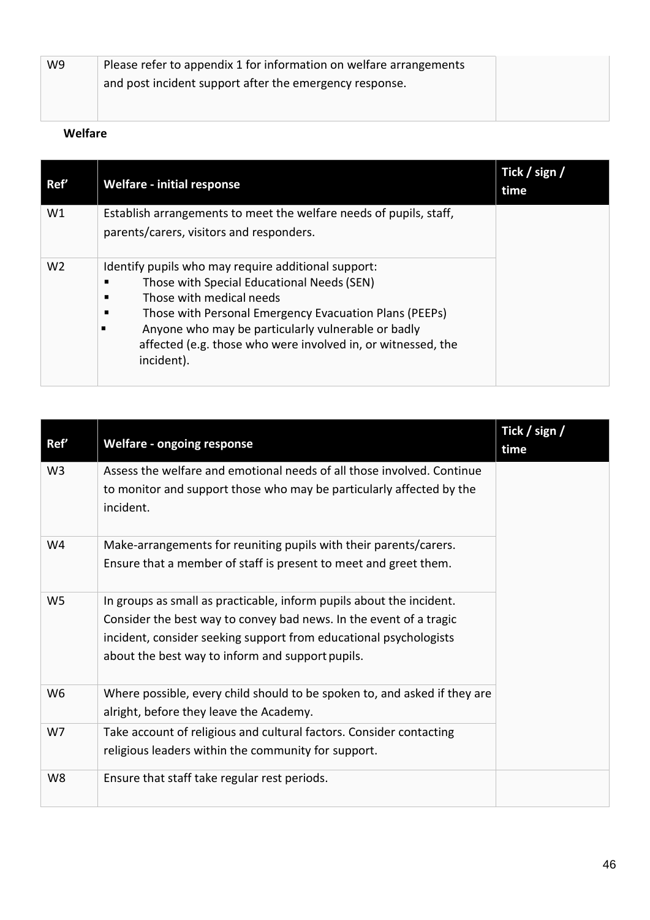| W9 | Please refer to appendix 1 for information on welfare arrangements and post incident support after the emergency response. | |
|---|---|---|

**Welfare**

| Ref' | Welfare - initial response | Tick / sign / time |
|---|---|---|
| W1 | Establish arrangements to meet the welfare needs of pupils, staff, parents/carers, visitors and responders. | |
| W2 | Identify pupils who may require additional support:<br>▪ Those with Special Educational Needs (SEN)<br>▪ Those with medical needs<br>▪ Those with Personal Emergency Evacuation Plans (PEEPs)<br>▪ Anyone who may be particularly vulnerable or badly affected (e.g. those who were involved in, or witnessed, the incident). | |

| Ref' | Welfare - ongoing response | Tick / sign / time |
|---|---|---|
| W3 | Assess the welfare and emotional needs of all those involved. Continue to monitor and support those who may be particularly affected by the incident. | |
| W4 | Make-arrangements for reuniting pupils with their parents/carers. Ensure that a member of staff is present to meet and greet them. | |
| W5 | In groups as small as practicable, inform pupils about the incident. Consider the best way to convey bad news. In the event of a tragic incident, consider seeking support from educational psychologists about the best way to inform and support pupils. | |
| W6 | Where possible, every child should to be spoken to, and asked if they are alright, before they leave the Academy. | |
| W7 | Take account of religious and cultural factors. Consider contacting religious leaders within the community for support. | |
| W8 | Ensure that staff take regular rest periods. | |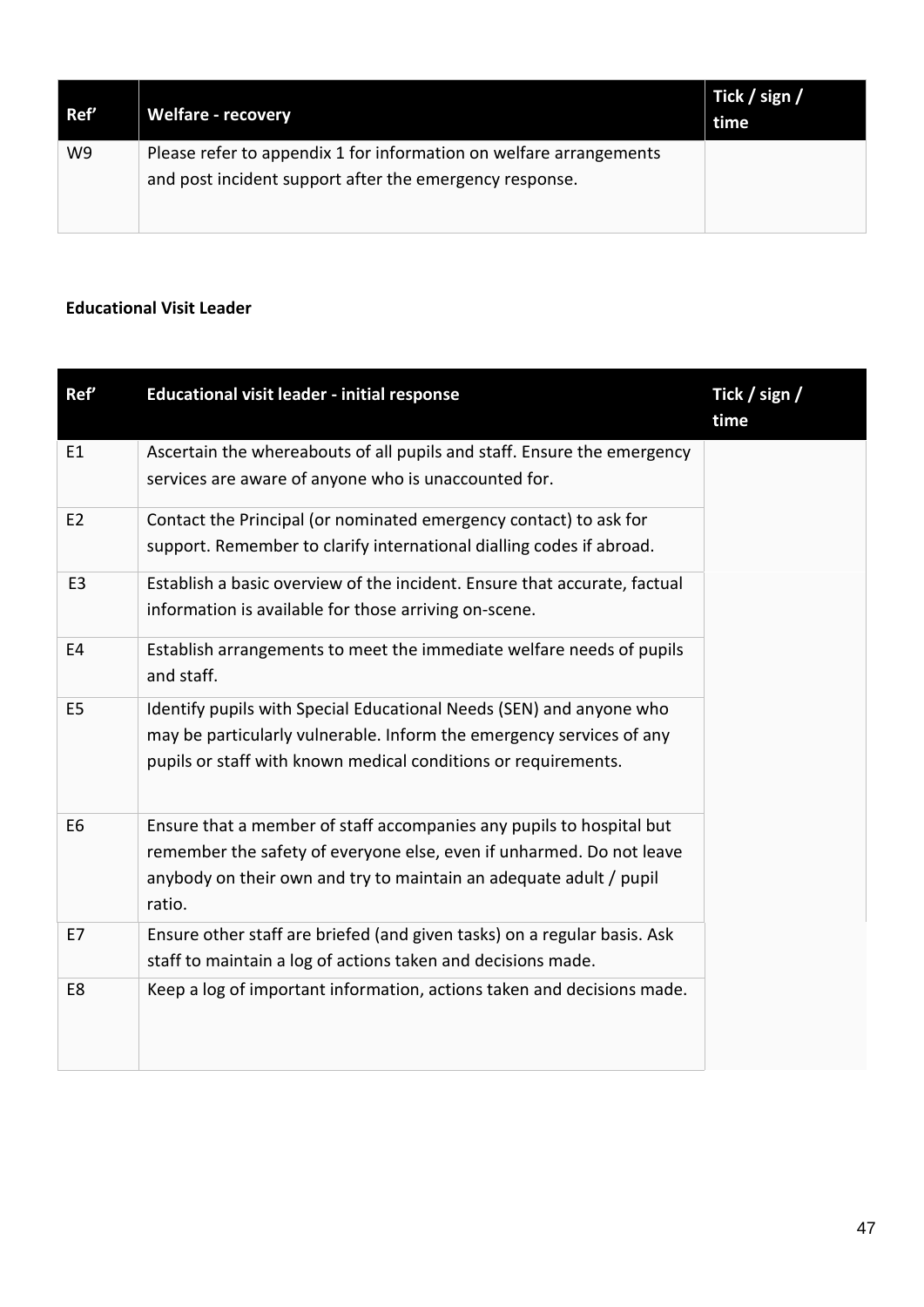| Ref’ | Welfare - recovery | Tick / sign / time |
|---|---|---|
| W9 | Please refer to appendix 1 for information on welfare arrangements and post incident support after the emergency response. | |

**Educational Visit Leader**

| Ref’ | Educational visit leader - initial response | Tick / sign / time |
|---|---|---|
| E1 | Ascertain the whereabouts of all pupils and staff. Ensure the emergency services are aware of anyone who is unaccounted for. | |
| E2 | Contact the Principal (or nominated emergency contact) to ask for support. Remember to clarify international dialling codes if abroad. | |
| E3 | Establish a basic overview of the incident. Ensure that accurate, factual information is available for those arriving on-scene. | |
| E4 | Establish arrangements to meet the immediate welfare needs of pupils and staff. | |
| E5 | Identify pupils with Special Educational Needs (SEN) and anyone who may be particularly vulnerable. Inform the emergency services of any pupils or staff with known medical conditions or requirements. | |
| E6 | Ensure that a member of staff accompanies any pupils to hospital but remember the safety of everyone else, even if unharmed. Do not leave anybody on their own and try to maintain an adequate adult / pupil ratio. | |
| E7 | Ensure other staff are briefed (and given tasks) on a regular basis. Ask staff to maintain a log of actions taken and decisions made. | |
| E8 | Keep a log of important information, actions taken and decisions made. | |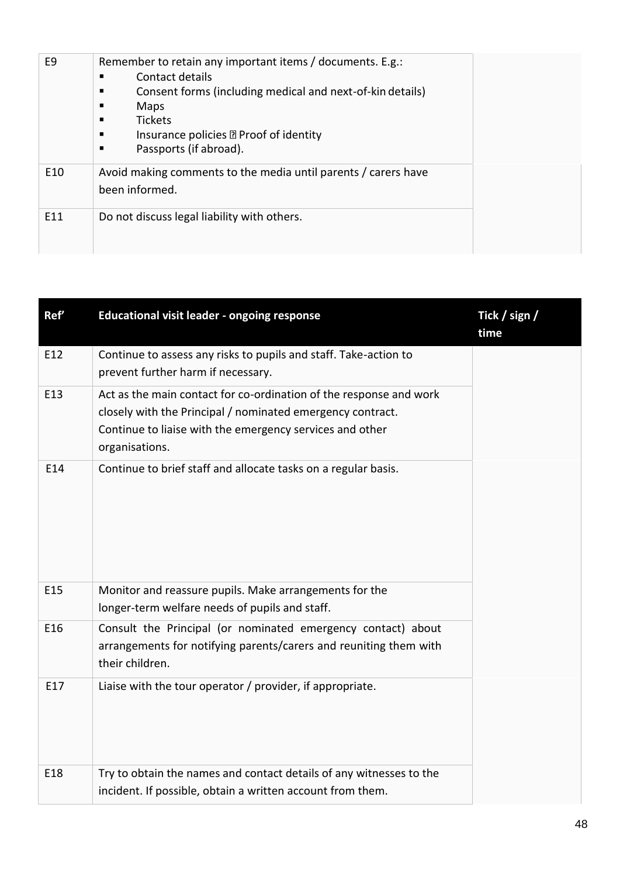| | | |
|---|---|---|
| E9 | Remember to retain any important items / documents. E.g.:<br>▪ Contact details<br>▪ Consent forms (including medical and next-of-kin details)<br>▪ Maps<br>▪ Tickets<br>▪ Insurance policies  Proof of identity<br>▪ Passports (if abroad). | |
| E10 | Avoid making comments to the media until parents / carers have been informed. | |
| E11 | Do not discuss legal liability with others. | |

| Ref' | Educational visit leader - ongoing response | Tick / sign / time |
|---|---|---|
| E12 | Continue to assess any risks to pupils and staff. Take-action to prevent further harm if necessary. | |
| E13 | Act as the main contact for co-ordination of the response and work closely with the Principal / nominated emergency contract. Continue to liaise with the emergency services and other organisations. | |
| E14 | Continue to brief staff and allocate tasks on a regular basis. | |
| E15 | Monitor and reassure pupils. Make arrangements for the longer-term welfare needs of pupils and staff. | |
| E16 | Consult the Principal (or nominated emergency contact) about arrangements for notifying parents/carers and reuniting them with their children. | |
| E17 | Liaise with the tour operator / provider, if appropriate. | |
| E18 | Try to obtain the names and contact details of any witnesses to the incident. If possible, obtain a written account from them. | |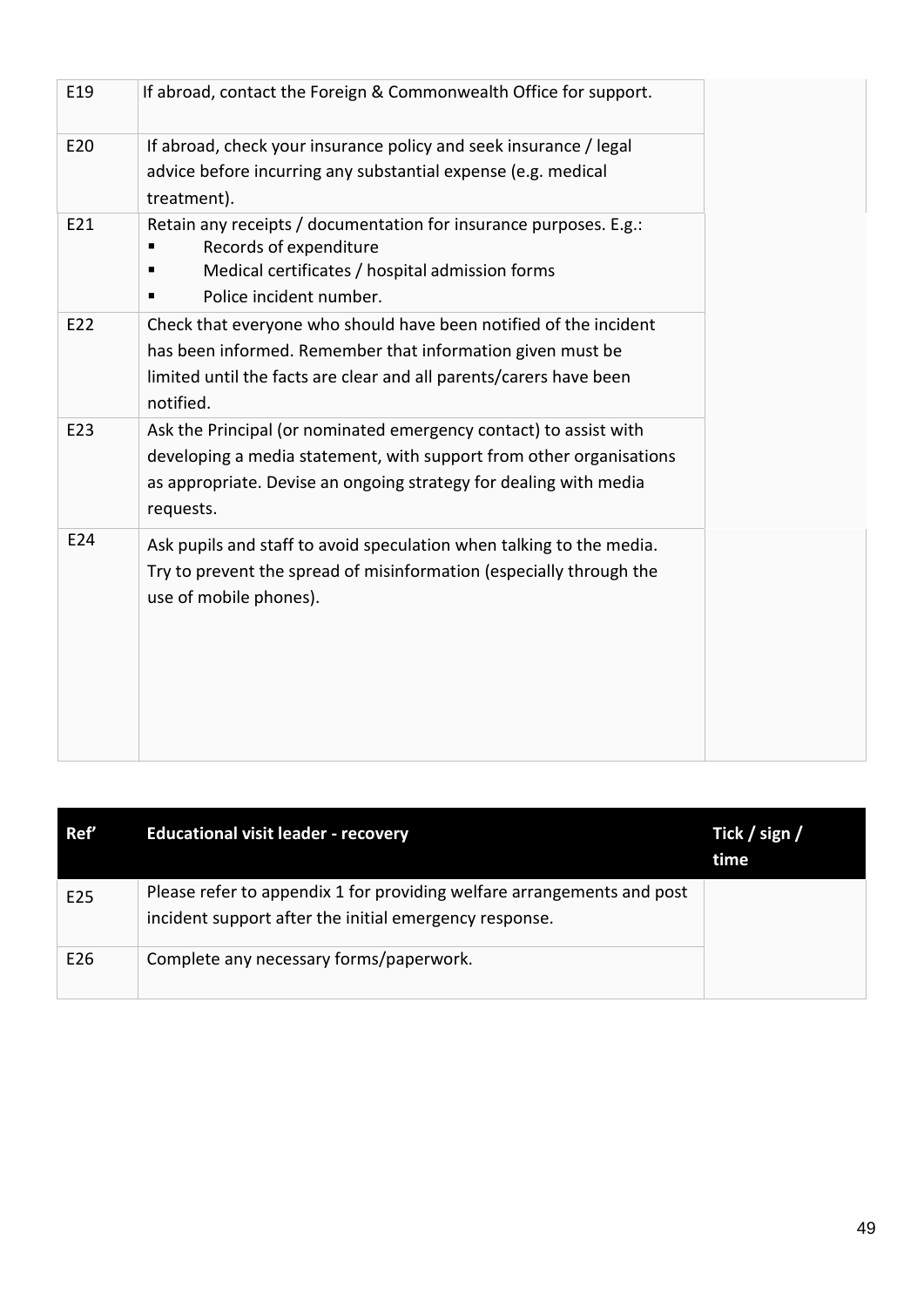| | | |
|---|---|---|
| E19 | If abroad, contact the Foreign & Commonwealth Office for support. | |
| E20 | If abroad, check your insurance policy and seek insurance / legal advice before incurring any substantial expense (e.g. medical treatment). | |
| E21 | Retain any receipts / documentation for insurance purposes. E.g.:<br>▪ Records of expenditure<br>▪ Medical certificates / hospital admission forms<br>▪ Police incident number. | |
| E22 | Check that everyone who should have been notified of the incident has been informed. Remember that information given must be limited until the facts are clear and all parents/carers have been notified. | |
| E23 | Ask the Principal (or nominated emergency contact) to assist with developing a media statement, with support from other organisations as appropriate. Devise an ongoing strategy for dealing with media requests. | |
| E24 | Ask pupils and staff to avoid speculation when talking to the media. Try to prevent the spread of misinformation (especially through the use of mobile phones). | |

| Ref' | Educational visit leader - recovery | Tick / sign / time |
|---|---|---|
| E25 | Please refer to appendix 1 for providing welfare arrangements and post incident support after the initial emergency response. | |
| E26 | Complete any necessary forms/paperwork. | |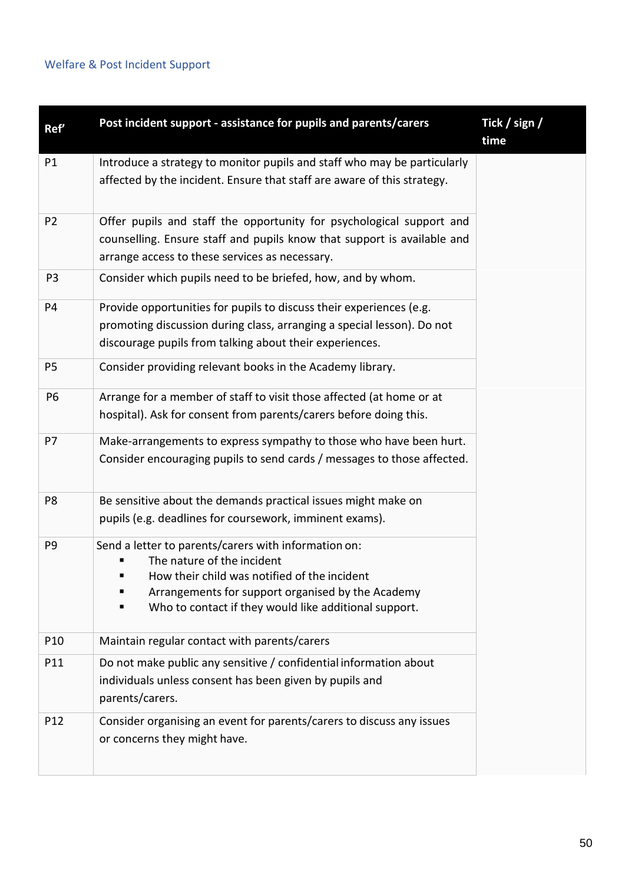## Welfare & Post Incident Support

| Ref' | Post incident support - assistance for pupils and parents/carers | Tick / sign / time |
|---|---|---|
| P1 | Introduce a strategy to monitor pupils and staff who may be particularly affected by the incident. Ensure that staff are aware of this strategy. | |
| P2 | Offer pupils and staff the opportunity for psychological support and counselling. Ensure staff and pupils know that support is available and arrange access to these services as necessary. | |
| P3 | Consider which pupils need to be briefed, how, and by whom. | |
| P4 | Provide opportunities for pupils to discuss their experiences (e.g. promoting discussion during class, arranging a special lesson). Do not discourage pupils from talking about their experiences. | |
| P5 | Consider providing relevant books in the Academy library. | |
| P6 | Arrange for a member of staff to visit those affected (at home or at hospital). Ask for consent from parents/carers before doing this. | |
| P7 | Make-arrangements to express sympathy to those who have been hurt. Consider encouraging pupils to send cards / messages to those affected. | |
| P8 | Be sensitive about the demands practical issues might make on pupils (e.g. deadlines for coursework, imminent exams). | |
| P9 | Send a letter to parents/carers with information on:<br>▪ The nature of the incident<br>▪ How their child was notified of the incident<br>▪ Arrangements for support organised by the Academy<br>▪ Who to contact if they would like additional support. | |
| P10 | Maintain regular contact with parents/carers | |
| P11 | Do not make public any sensitive / confidential information about individuals unless consent has been given by pupils and parents/carers. | |
| P12 | Consider organising an event for parents/carers to discuss any issues or concerns they might have. | |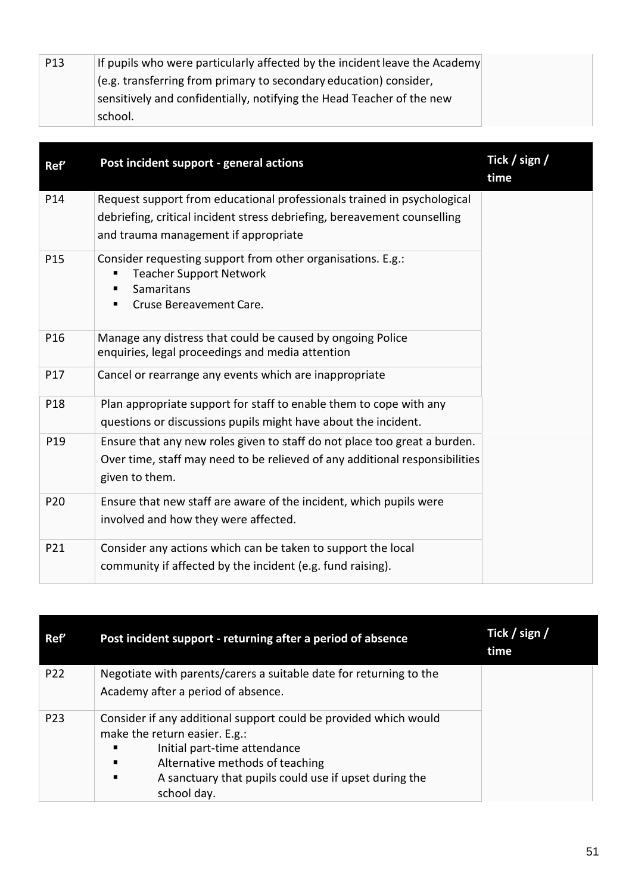| P13 | If pupils who were particularly affected by the incident leave the Academy (e.g. transferring from primary to secondary education) consider, sensitively and confidentially, notifying the Head Teacher of the new school. | |
|---|---|---|

| Ref’ | Post incident support - general actions | Tick / sign / time |
|---|---|---|
| P14 | Request support from educational professionals trained in psychological debriefing, critical incident stress debriefing, bereavement counselling and trauma management if appropriate | |
| P15 | Consider requesting support from other organisations. E.g.:<br>▪ Teacher Support Network<br>▪ Samaritans<br>▪ Cruse Bereavement Care. | |
| P16 | Manage any distress that could be caused by ongoing Police enquiries, legal proceedings and media attention | |
| P17 | Cancel or rearrange any events which are inappropriate | |
| P18 | Plan appropriate support for staff to enable them to cope with any questions or discussions pupils might have about the incident. | |
| P19 | Ensure that any new roles given to staff do not place too great a burden. Over time, staff may need to be relieved of any additional responsibilities given to them. | |
| P20 | Ensure that new staff are aware of the incident, which pupils were involved and how they were affected. | |
| P21 | Consider any actions which can be taken to support the local community if affected by the incident (e.g. fund raising). | |

| Ref’ | Post incident support - returning after a period of absence | Tick / sign / time |
|---|---|---|
| P22 | Negotiate with parents/carers a suitable date for returning to the Academy after a period of absence. | |
| P23 | Consider if any additional support could be provided which would make the return easier. E.g.:<br>▪ Initial part-time attendance<br>▪ Alternative methods of teaching<br>▪ A sanctuary that pupils could use if upset during the school day. | |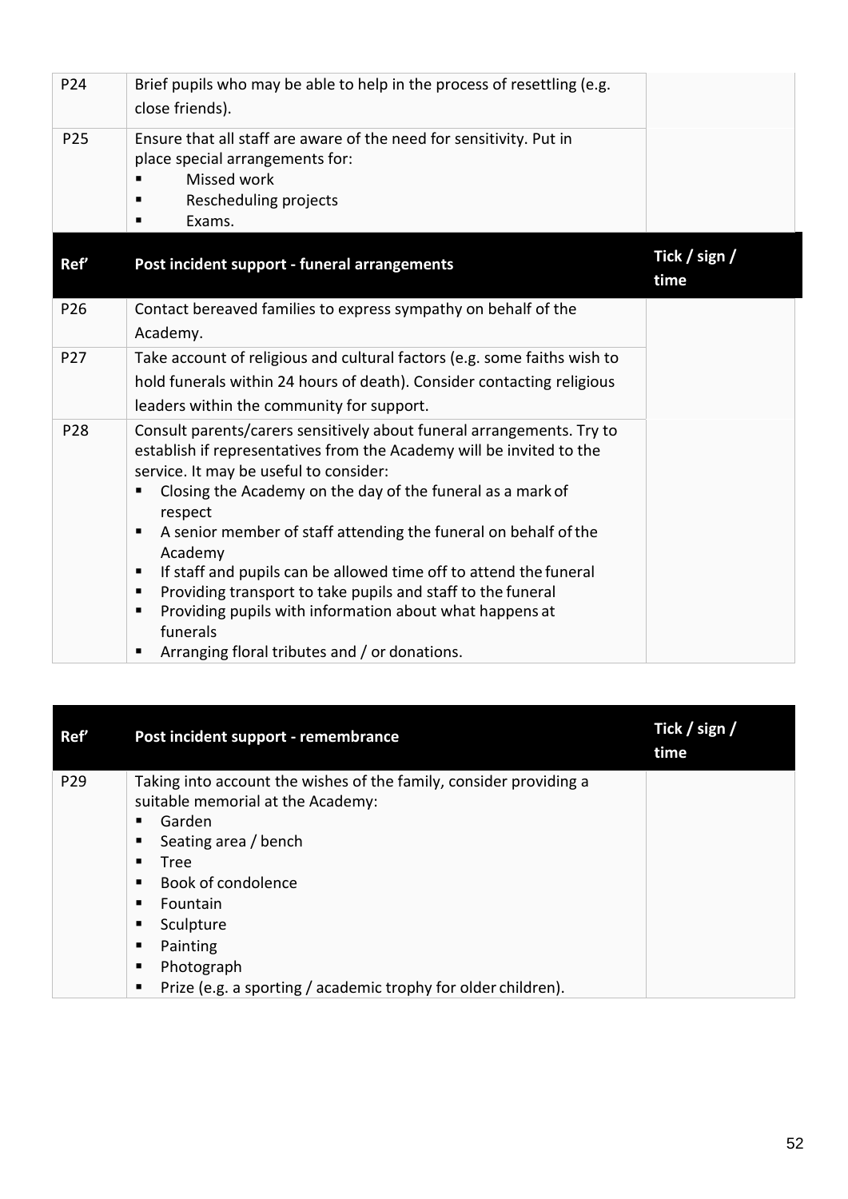| Ref' | | |
|---|---|---|
| P24 | Brief pupils who may be able to help in the process of resettling (e.g. close friends). | |
| P25 | Ensure that all staff are aware of the need for sensitivity. Put in place special arrangements for:<br>▪ Missed work<br>▪ Rescheduling projects<br>▪ Exams. | |

| Ref' | Post incident support - funeral arrangements | Tick / sign / time |
|---|---|---|
| P26 | Contact bereaved families to express sympathy on behalf of the Academy. | |
| P27 | Take account of religious and cultural factors (e.g. some faiths wish to hold funerals within 24 hours of death). Consider contacting religious leaders within the community for support. | |
| P28 | Consult parents/carers sensitively about funeral arrangements. Try to establish if representatives from the Academy will be invited to the service. It may be useful to consider:<br>▪ Closing the Academy on the day of the funeral as a mark of respect<br>▪ A senior member of staff attending the funeral on behalf of the Academy<br>▪ If staff and pupils can be allowed time off to attend the funeral<br>▪ Providing transport to take pupils and staff to the funeral<br>▪ Providing pupils with information about what happens at funerals<br>▪ Arranging floral tributes and / or donations. | |

| Ref' | Post incident support - remembrance | Tick / sign / time |
|---|---|---|
| P29 | Taking into account the wishes of the family, consider providing a suitable memorial at the Academy:<br>▪ Garden<br>▪ Seating area / bench<br>▪ Tree<br>▪ Book of condolence<br>▪ Fountain<br>▪ Sculpture<br>▪ Painting<br>▪ Photograph<br>▪ Prize (e.g. a sporting / academic trophy for older children). | |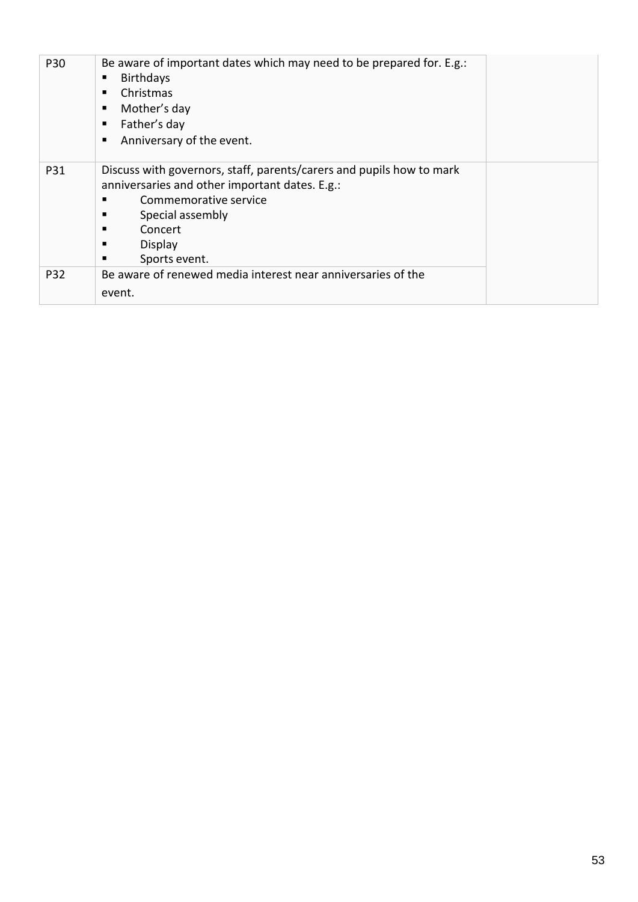| | | |
|---|---|---|
| P30 | Be aware of important dates which may need to be prepared for. E.g.:<br>▪ Birthdays<br>▪ Christmas<br>▪ Mother's day<br>▪ Father's day<br>▪ Anniversary of the event. | |
| P31 | Discuss with governors, staff, parents/carers and pupils how to mark anniversaries and other important dates. E.g.:<br>▪ Commemorative service<br>▪ Special assembly<br>▪ Concert<br>▪ Display<br>▪ Sports event. | |
| P32 | Be aware of renewed media interest near anniversaries of the event. | |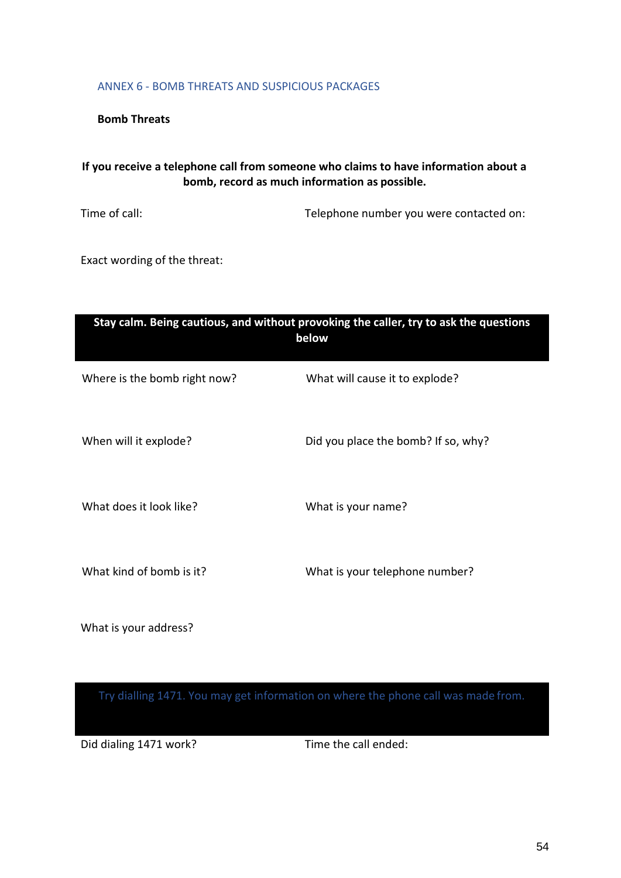## ANNEX 6 - BOMB THREATS AND SUSPICIOUS PACKAGES

### Bomb Threats

**If you receive a telephone call from someone who claims to have information about a bomb, record as much information as possible.**

Time of call:

Telephone number you were contacted on:

Exact wording of the threat:

**Stay calm. Being cautious, and without provoking the caller, try to ask the questions below**

Where is the bomb right now?

What will cause it to explode?

When will it explode?

Did you place the bomb? If so, why?

What does it look like?

What is your name?

What kind of bomb is it?

What is your telephone number?

What is your address?

Try dialling 1471. You may get information on where the phone call was made from.

Did dialing 1471 work?

Time the call ended: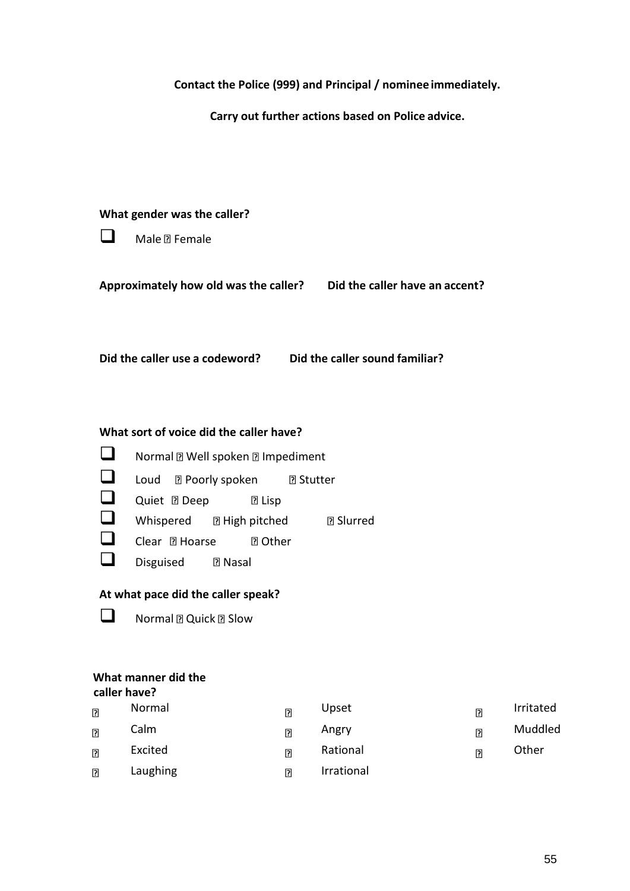**Contact the Police (999) and Principal / nominee immediately.**

**Carry out further actions based on Police advice.**

**What gender was the caller?**

- ☐ Male ☐ Female

**Approximately how old was the caller?** **Did the caller have an accent?**

**Did the caller use a codeword?** **Did the caller sound familiar?**

**What sort of voice did the caller have?**

- ☐ Normal ☐ Well spoken ☐ Impediment
- ☐ Loud ☐ Poorly spoken ☐ Stutter
- ☐ Quiet ☐ Deep ☐ Lisp
- ☐ Whispered ☐ High pitched ☐ Slurred
- ☐ Clear ☐ Hoarse ☐ Other
- ☐ Disguised ☐ Nasal

**At what pace did the caller speak?**

- ☐ Normal ☐ Quick ☐ Slow

**What manner did the caller have?**

| | | |
|---|---|---|
| ☐ Normal | ☐ Upset | ☐ Irritated |
| ☐ Calm | ☐ Angry | ☐ Muddled |
| ☐ Excited | ☐ Rational | ☐ Other |
| ☐ Laughing | ☐ Irrational | |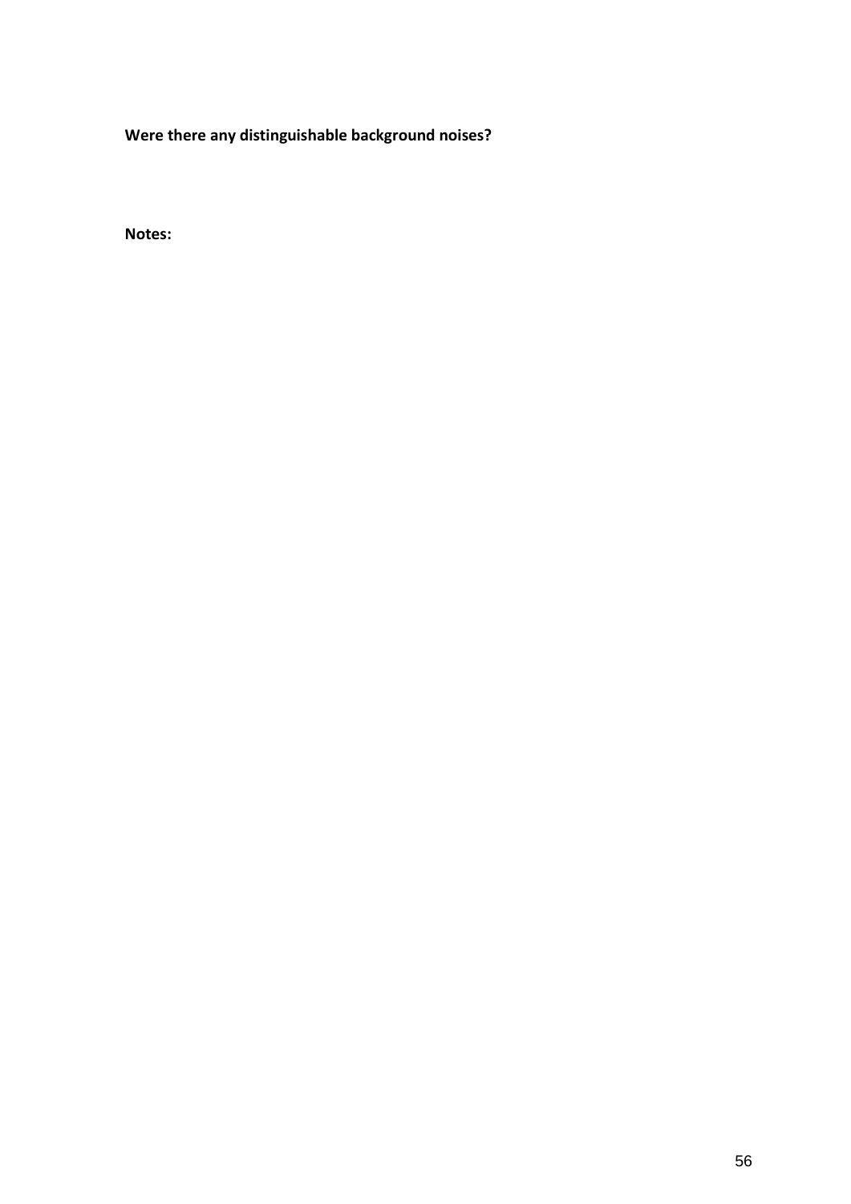**Were there any distinguishable background noises?**

**Notes:**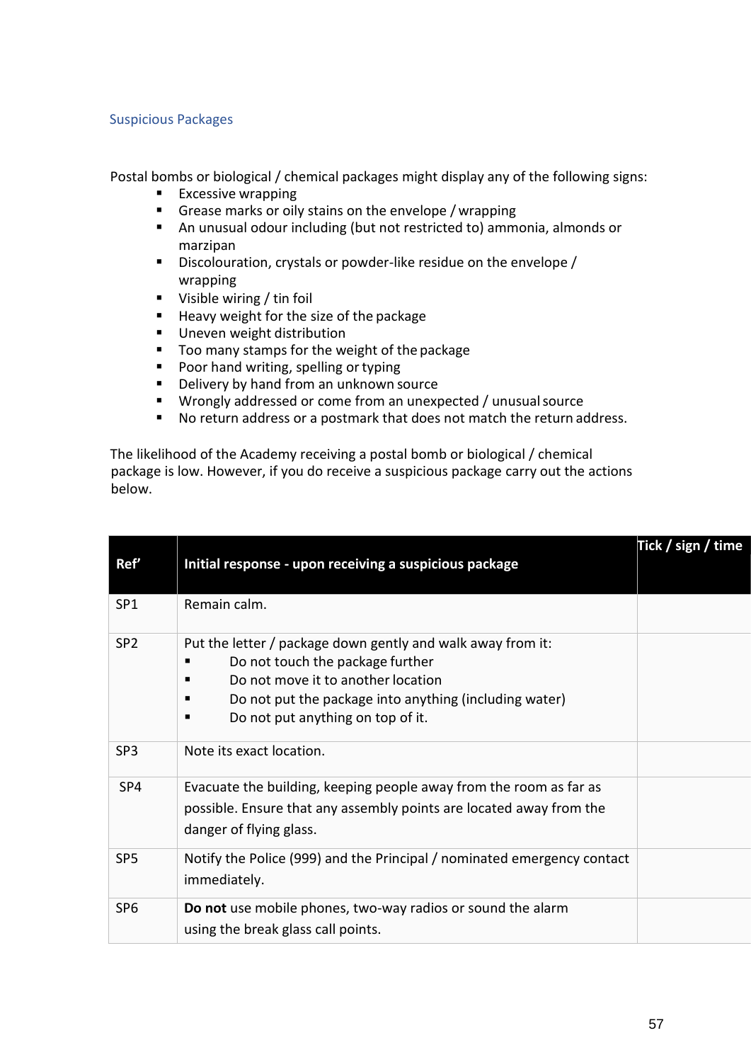## Suspicious Packages

Postal bombs or biological / chemical packages might display any of the following signs:

- Excessive wrapping
- Grease marks or oily stains on the envelope / wrapping
- An unusual odour including (but not restricted to) ammonia, almonds or marzipan
- Discolouration, crystals or powder-like residue on the envelope / wrapping
- Visible wiring / tin foil
- Heavy weight for the size of the package
- Uneven weight distribution
- Too many stamps for the weight of the package
- Poor hand writing, spelling or typing
- Delivery by hand from an unknown source
- Wrongly addressed or come from an unexpected / unusual source
- No return address or a postmark that does not match the return address.

The likelihood of the Academy receiving a postal bomb or biological / chemical package is low. However, if you do receive a suspicious package carry out the actions below.

| Ref' | Initial response - upon receiving a suspicious package | Tick / sign / time |
|---|---|---|
| SP1 | Remain calm. | |
| SP2 | Put the letter / package down gently and walk away from it:<br>▪ Do not touch the package further<br>▪ Do not move it to another location<br>▪ Do not put the package into anything (including water)<br>▪ Do not put anything on top of it. | |
| SP3 | Note its exact location. | |
| SP4 | Evacuate the building, keeping people away from the room as far as possible. Ensure that any assembly points are located away from the danger of flying glass. | |
| SP5 | Notify the Police (999) and the Principal / nominated emergency contact immediately. | |
| SP6 | **Do not** use mobile phones, two-way radios or sound the alarm using the break glass call points. | |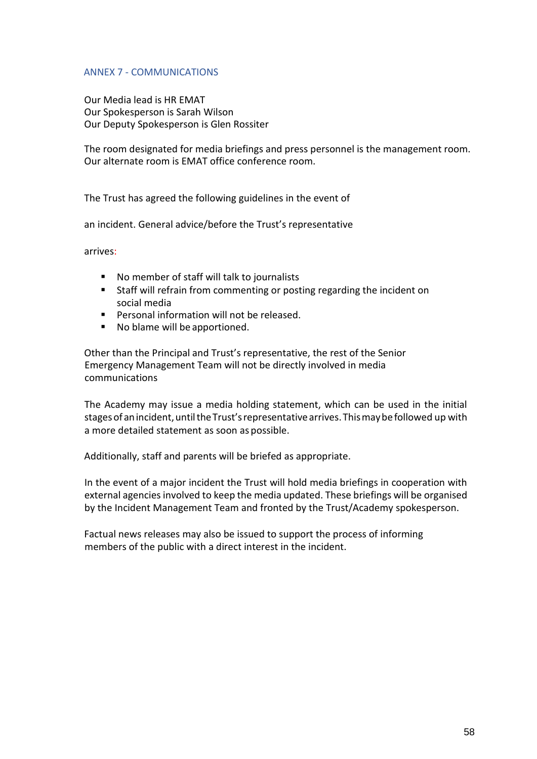## ANNEX 7 - COMMUNICATIONS

Our Media lead is HR EMAT
Our Spokesperson is Sarah Wilson
Our Deputy Spokesperson is Glen Rossiter

The room designated for media briefings and press personnel is the management room. Our alternate room is EMAT office conference room.

The Trust has agreed the following guidelines in the event of

an incident. General advice/before the Trust's representative

arrives:

- No member of staff will talk to journalists
- Staff will refrain from commenting or posting regarding the incident on social media
- Personal information will not be released.
- No blame will be apportioned.

Other than the Principal and Trust's representative, the rest of the Senior Emergency Management Team will not be directly involved in media communications

The Academy may issue a media holding statement, which can be used in the initial stages of an incident, until the Trust's representative arrives. This may be followed up with a more detailed statement as soon as possible.

Additionally, staff and parents will be briefed as appropriate.

In the event of a major incident the Trust will hold media briefings in cooperation with external agencies involved to keep the media updated. These briefings will be organised by the Incident Management Team and fronted by the Trust/Academy spokesperson.

Factual news releases may also be issued to support the process of informing members of the public with a direct interest in the incident.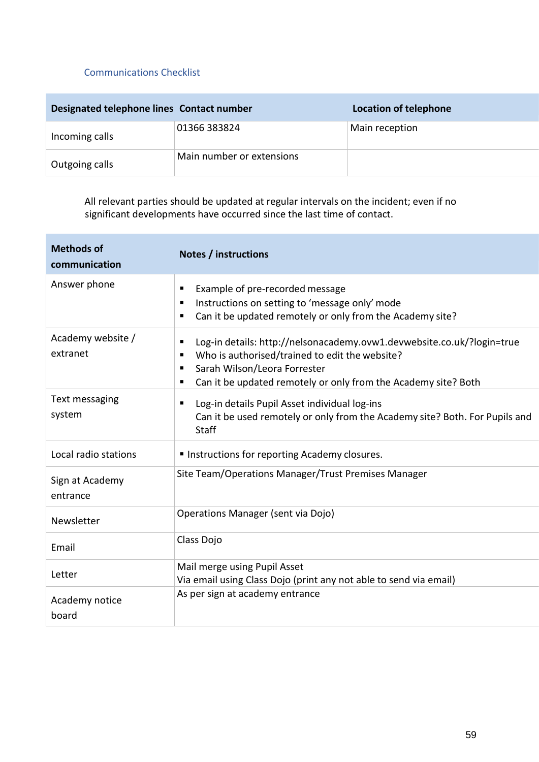## Communications Checklist

| Designated telephone lines | Contact number | Location of telephone |
|---|---|---|
| Incoming calls | 01366 383824 | Main reception |
| Outgoing calls | Main number or extensions | |

All relevant parties should be updated at regular intervals on the incident; even if no significant developments have occurred since the last time of contact.

| Methods of communication | Notes / instructions |
|---|---|
| Answer phone | ▪ Example of pre-recorded message<br>▪ Instructions on setting to 'message only' mode<br>▪ Can it be updated remotely or only from the Academy site? |
| Academy website / extranet | ▪ Log-in details: http://nelsonacademy.ovw1.devwebsite.co.uk/?login=true<br>▪ Who is authorised/trained to edit the website?<br>▪ Sarah Wilson/Leora Forrester<br>▪ Can it be updated remotely or only from the Academy site? Both |
| Text messaging system | ▪ Log-in details Pupil Asset individual log-ins<br>Can it be used remotely or only from the Academy site? Both. For Pupils and Staff |
| Local radio stations | ▪ Instructions for reporting Academy closures. |
| Sign at Academy entrance | Site Team/Operations Manager/Trust Premises Manager |
| Newsletter | Operations Manager (sent via Dojo) |
| Email | Class Dojo |
| Letter | Mail merge using Pupil Asset<br>Via email using Class Dojo (print any not able to send via email) |
| Academy notice board | As per sign at academy entrance |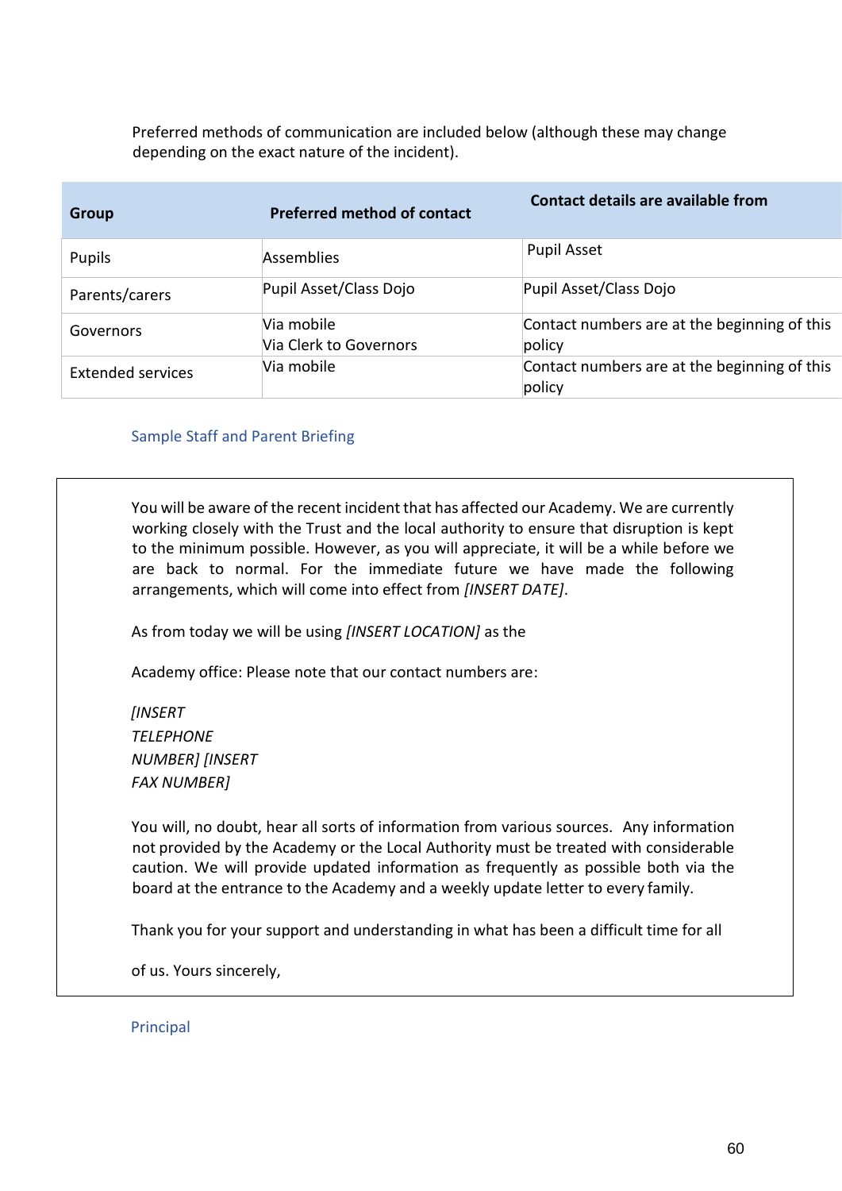Preferred methods of communication are included below (although these may change depending on the exact nature of the incident).

| Group | Preferred method of contact | Contact details are available from |
|---|---|---|
| Pupils | Assemblies | Pupil Asset |
| Parents/carers | Pupil Asset/Class Dojo | Pupil Asset/Class Dojo |
| Governors | Via mobile<br>Via Clerk to Governors | Contact numbers are at the beginning of this policy |
| Extended services | Via mobile | Contact numbers are at the beginning of this policy |

### Sample Staff and Parent Briefing

You will be aware of the recent incident that has affected our Academy. We are currently working closely with the Trust and the local authority to ensure that disruption is kept to the minimum possible. However, as you will appreciate, it will be a while before we are back to normal. For the immediate future we have made the following arrangements, which will come into effect from *[INSERT DATE]*.

As from today we will be using *[INSERT LOCATION]* as the

Academy office: Please note that our contact numbers are:

*[INSERT TELEPHONE NUMBER] [INSERT FAX NUMBER]*

You will, no doubt, hear all sorts of information from various sources. Any information not provided by the Academy or the Local Authority must be treated with considerable caution. We will provide updated information as frequently as possible both via the board at the entrance to the Academy and a weekly update letter to every family.

Thank you for your support and understanding in what has been a difficult time for all

of us. Yours sincerely,

Principal